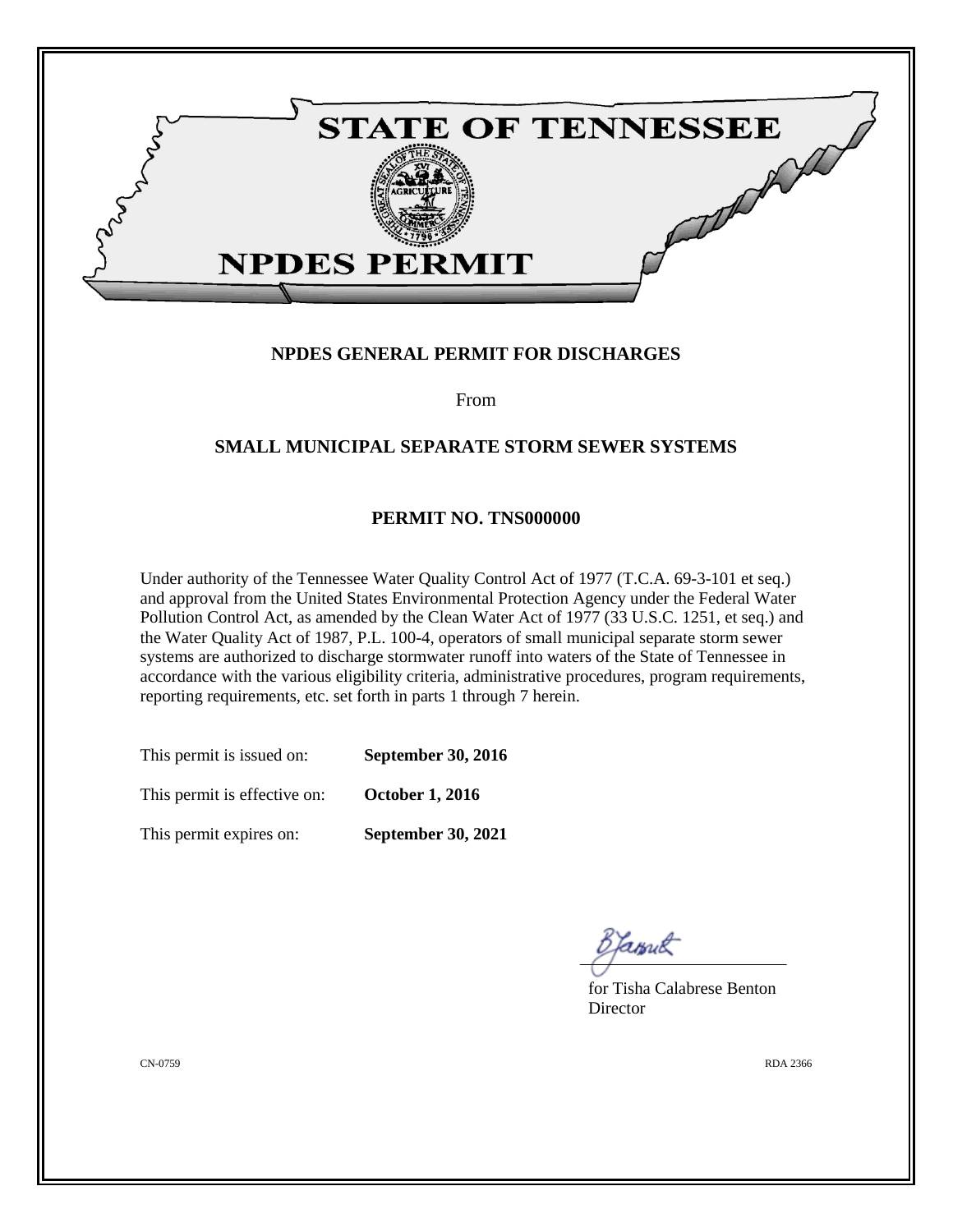# STATE OF TENNESSEE

# NPDES PERMIT

**NPDES GENERAL PERMIT FOR DISCHARGES**

From

**SMALL MUNICIPAL SEPARATE STORM SEWER SYSTEMS**

**PERMIT NO. TNS000000**

Under authority of the Tennessee Water Quality Control Act of 1977 (T.C.A. 69-3-101 et seq.) and approval from the United States Environmental Protection Agency under the Federal Water Pollution Control Act, as amended by the Clean Water Act of 1977 (33 U.S.C. 1251, et seq.) and the Water Quality Act of 1987, P.L. 100-4, operators of small municipal separate storm sewer systems are authorized to discharge stormwater runoff into waters of the State of Tennessee in accordance with the various eligibility criteria, administrative procedures, program requirements, reporting requirements, etc. set forth in parts 1 through 7 herein.

| | |
|---|---|
| This permit is issued on: | **September 30, 2016** |
| This permit is effective on: | **October 1, 2016** |
| This permit expires on: | **September 30, 2021** |

for Tisha Calabrese Benton
Director

CN-0759

RDA 2366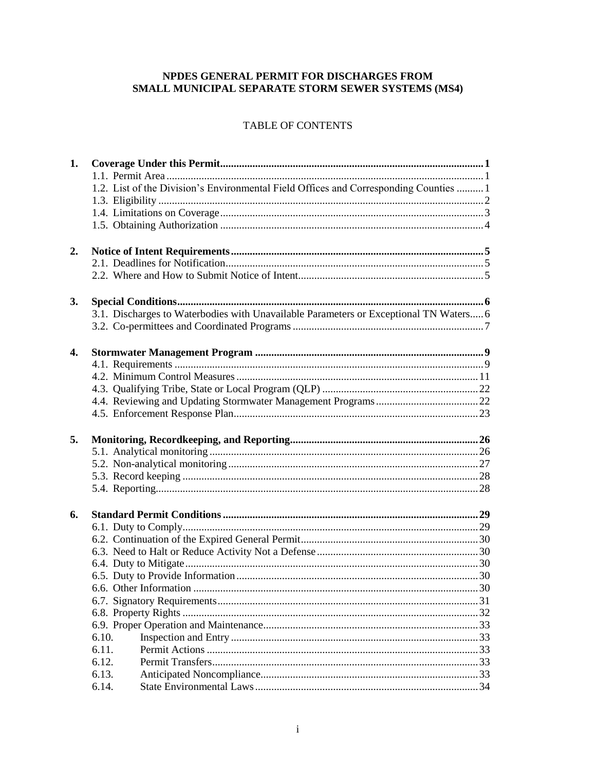# NPDES GENERAL PERMIT FOR DISCHARGES FROM SMALL MUNICIPAL SEPARATE STORM SEWER SYSTEMS (MS4)

## TABLE OF CONTENTS

**1. Coverage Under this Permit** .......... **1**
- 1.1. Permit Area .......... 1
- 1.2. List of the Division's Environmental Field Offices and Corresponding Counties .......... 1
- 1.3. Eligibility .......... 2
- 1.4. Limitations on Coverage .......... 3
- 1.5. Obtaining Authorization .......... 4

**2. Notice of Intent Requirements** .......... **5**
- 2.1. Deadlines for Notification .......... 5
- 2.2. Where and How to Submit Notice of Intent .......... 5

**3. Special Conditions** .......... **6**
- 3.1. Discharges to Waterbodies with Unavailable Parameters or Exceptional TN Waters .......... 6
- 3.2. Co-permittees and Coordinated Programs .......... 7

**4. Stormwater Management Program** .......... **9**
- 4.1. Requirements .......... 9
- 4.2. Minimum Control Measures .......... 11
- 4.3. Qualifying Tribe, State or Local Program (QLP) .......... 22
- 4.4. Reviewing and Updating Stormwater Management Programs .......... 22
- 4.5. Enforcement Response Plan .......... 23

**5. Monitoring, Recordkeeping, and Reporting** .......... **26**
- 5.1. Analytical monitoring .......... 26
- 5.2. Non-analytical monitoring .......... 27
- 5.3. Record keeping .......... 28
- 5.4. Reporting .......... 28

**6. Standard Permit Conditions** .......... **29**
- 6.1. Duty to Comply .......... 29
- 6.2. Continuation of the Expired General Permit .......... 30
- 6.3. Need to Halt or Reduce Activity Not a Defense .......... 30
- 6.4. Duty to Mitigate .......... 30
- 6.5. Duty to Provide Information .......... 30
- 6.6. Other Information .......... 30
- 6.7. Signatory Requirements .......... 31
- 6.8. Property Rights .......... 32
- 6.9. Proper Operation and Maintenance .......... 33
- 6.10. Inspection and Entry .......... 33
- 6.11. Permit Actions .......... 33
- 6.12. Permit Transfers .......... 33
- 6.13. Anticipated Noncompliance .......... 33
- 6.14. State Environmental Laws .......... 34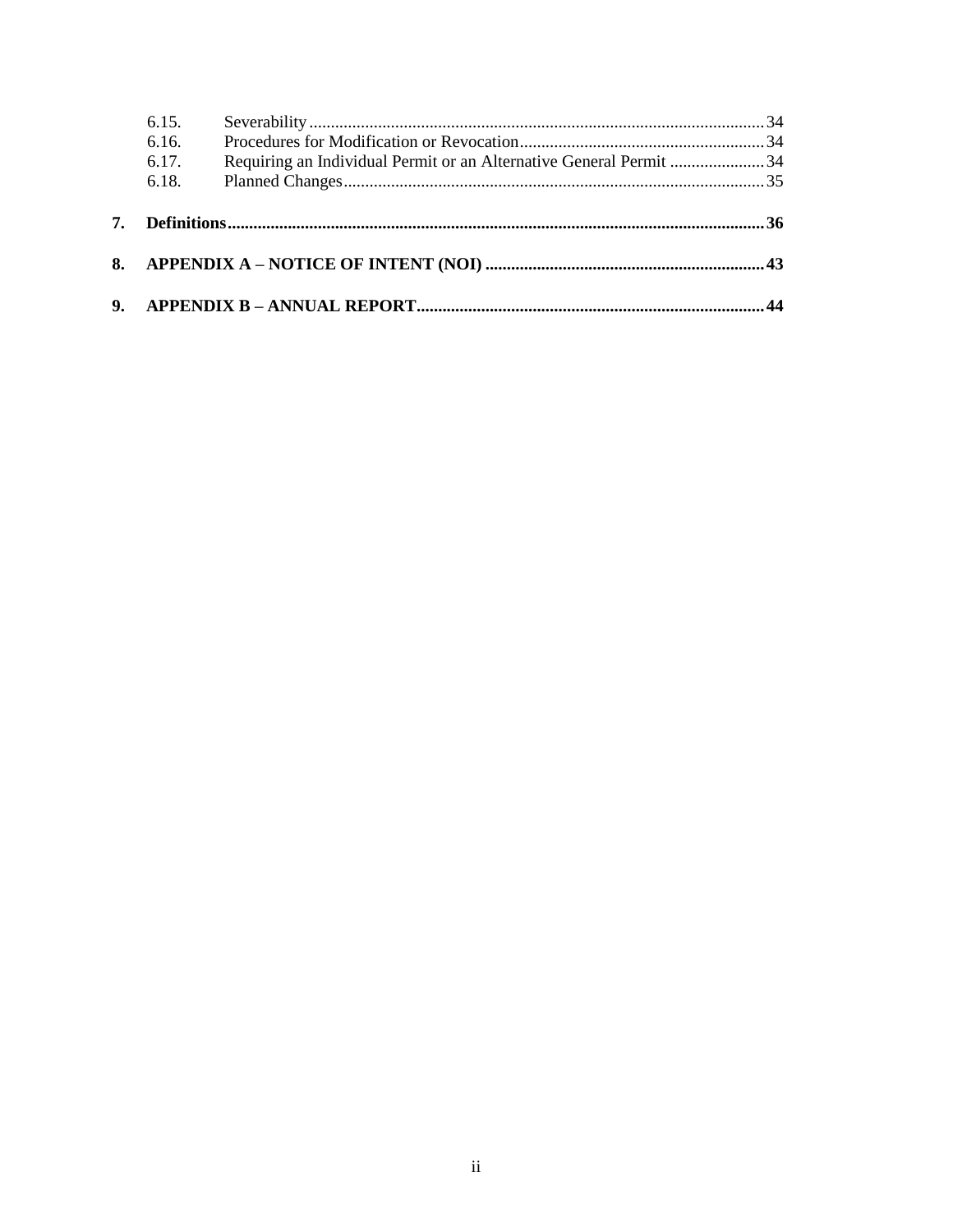- 6.15. Severability ... 34
- 6.16. Procedures for Modification or Revocation ... 34
- 6.17. Requiring an Individual Permit or an Alternative General Permit ... 34
- 6.18. Planned Changes ... 35

**7. Definitions ... 36**

**8. APPENDIX A – NOTICE OF INTENT (NOI) ... 43**

**9. APPENDIX B – ANNUAL REPORT ... 44**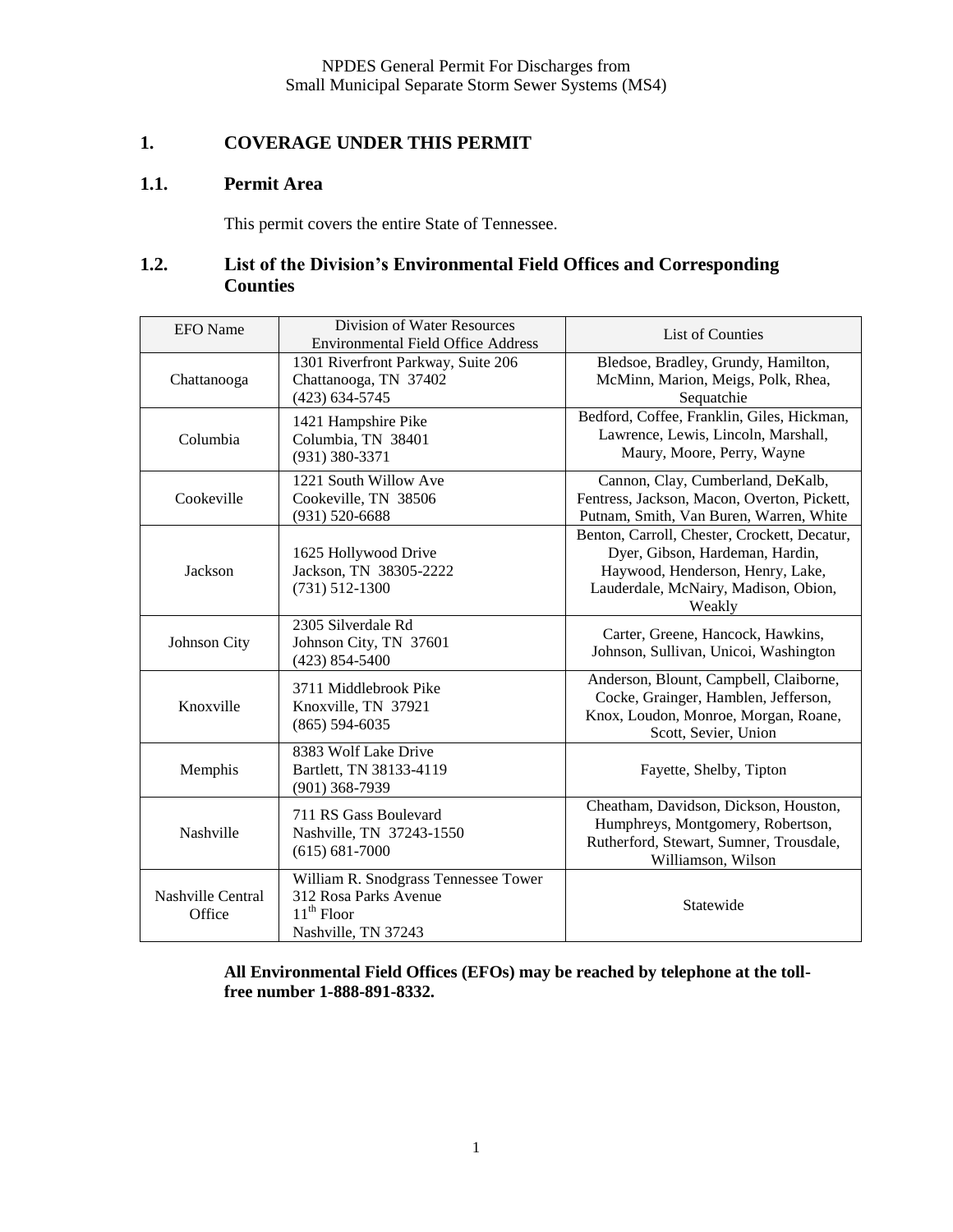# 1. COVERAGE UNDER THIS PERMIT

## 1.1. Permit Area

This permit covers the entire State of Tennessee.

## 1.2. List of the Division's Environmental Field Offices and Corresponding Counties

| EFO Name | Division of Water Resources Environmental Field Office Address | List of Counties |
|---|---|---|
| Chattanooga | 1301 Riverfront Parkway, Suite 206<br>Chattanooga, TN 37402<br>(423) 634-5745 | Bledsoe, Bradley, Grundy, Hamilton, McMinn, Marion, Meigs, Polk, Rhea, Sequatchie |
| Columbia | 1421 Hampshire Pike<br>Columbia, TN 38401<br>(931) 380-3371 | Bedford, Coffee, Franklin, Giles, Hickman, Lawrence, Lewis, Lincoln, Marshall, Maury, Moore, Perry, Wayne |
| Cookeville | 1221 South Willow Ave<br>Cookeville, TN 38506<br>(931) 520-6688 | Cannon, Clay, Cumberland, DeKalb, Fentress, Jackson, Macon, Overton, Pickett, Putnam, Smith, Van Buren, Warren, White |
| Jackson | 1625 Hollywood Drive<br>Jackson, TN 38305-2222<br>(731) 512-1300 | Benton, Carroll, Chester, Crockett, Decatur, Dyer, Gibson, Hardeman, Hardin, Haywood, Henderson, Henry, Lake, Lauderdale, McNairy, Madison, Obion, Weakly |
| Johnson City | 2305 Silverdale Rd<br>Johnson City, TN 37601<br>(423) 854-5400 | Carter, Greene, Hancock, Hawkins, Johnson, Sullivan, Unicoi, Washington |
| Knoxville | 3711 Middlebrook Pike<br>Knoxville, TN 37921<br>(865) 594-6035 | Anderson, Blount, Campbell, Claiborne, Cocke, Grainger, Hamblen, Jefferson, Knox, Loudon, Monroe, Morgan, Roane, Scott, Sevier, Union |
| Memphis | 8383 Wolf Lake Drive<br>Bartlett, TN 38133-4119<br>(901) 368-7939 | Fayette, Shelby, Tipton |
| Nashville | 711 RS Gass Boulevard<br>Nashville, TN 37243-1550<br>(615) 681-7000 | Cheatham, Davidson, Dickson, Houston, Humphreys, Montgomery, Robertson, Rutherford, Stewart, Sumner, Trousdale, Williamson, Wilson |
| Nashville Central Office | William R. Snodgrass Tennessee Tower<br>312 Rosa Parks Avenue<br>11th Floor<br>Nashville, TN 37243 | Statewide |

**All Environmental Field Offices (EFOs) may be reached by telephone at the toll-free number 1-888-891-8332.**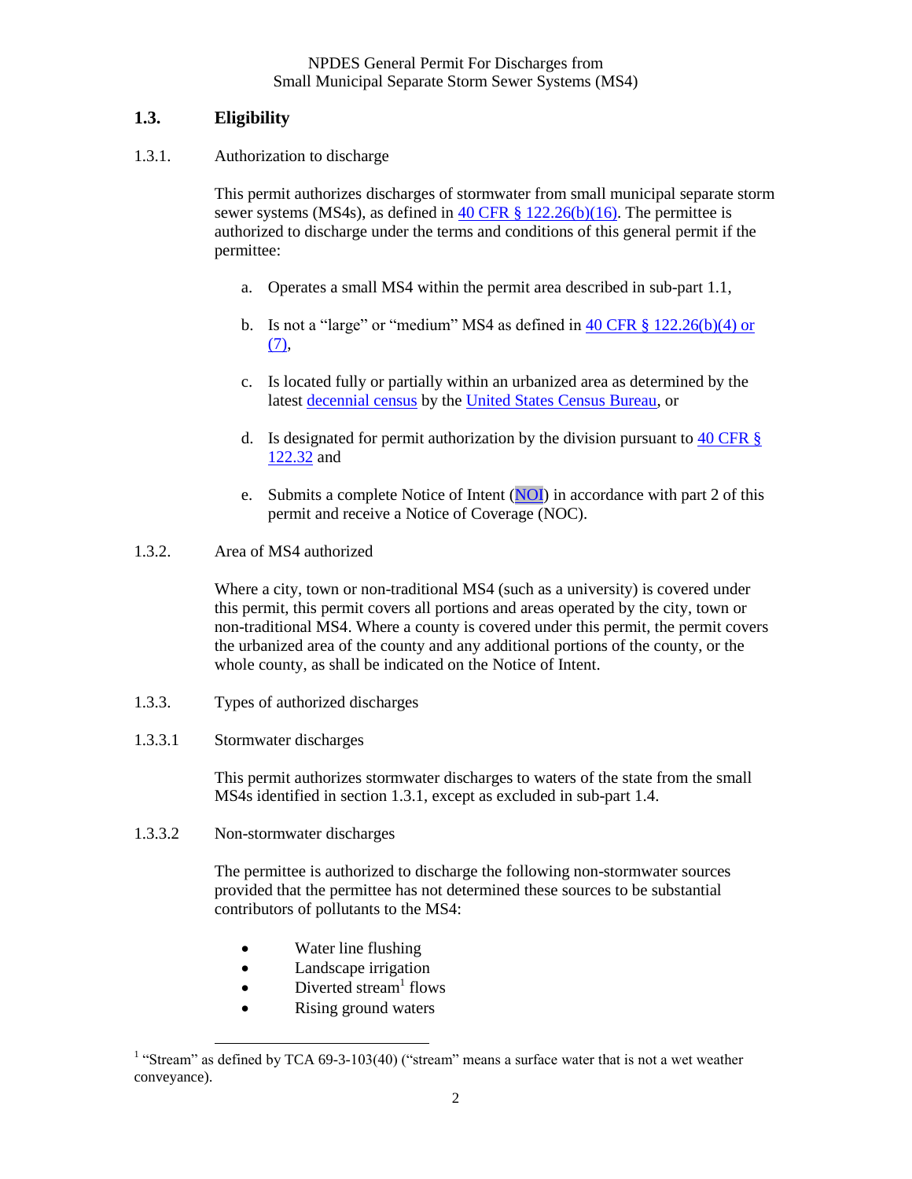## 1.3. Eligibility

1.3.1. Authorization to discharge

This permit authorizes discharges of stormwater from small municipal separate storm sewer systems (MS4s), as defined in 40 CFR § 122.26(b)(16). The permittee is authorized to discharge under the terms and conditions of this general permit if the permittee:

a. Operates a small MS4 within the permit area described in sub-part 1.1,

b. Is not a "large" or "medium" MS4 as defined in 40 CFR § 122.26(b)(4) or (7),

c. Is located fully or partially within an urbanized area as determined by the latest decennial census by the United States Census Bureau, or

d. Is designated for permit authorization by the division pursuant to 40 CFR § 122.32 and

e. Submits a complete Notice of Intent (NOI) in accordance with part 2 of this permit and receive a Notice of Coverage (NOC).

1.3.2. Area of MS4 authorized

Where a city, town or non-traditional MS4 (such as a university) is covered under this permit, this permit covers all portions and areas operated by the city, town or non-traditional MS4. Where a county is covered under this permit, the permit covers the urbanized area of the county and any additional portions of the county, or the whole county, as shall be indicated on the Notice of Intent.

1.3.3. Types of authorized discharges

1.3.3.1 Stormwater discharges

This permit authorizes stormwater discharges to waters of the state from the small MS4s identified in section 1.3.1, except as excluded in sub-part 1.4.

1.3.3.2 Non-stormwater discharges

The permittee is authorized to discharge the following non-stormwater sources provided that the permittee has not determined these sources to be substantial contributors of pollutants to the MS4:

- Water line flushing
- Landscape irrigation
- Diverted stream[1] flows
- Rising ground waters

[1] "Stream" as defined by TCA 69-3-103(40) ("stream" means a surface water that is not a wet weather conveyance).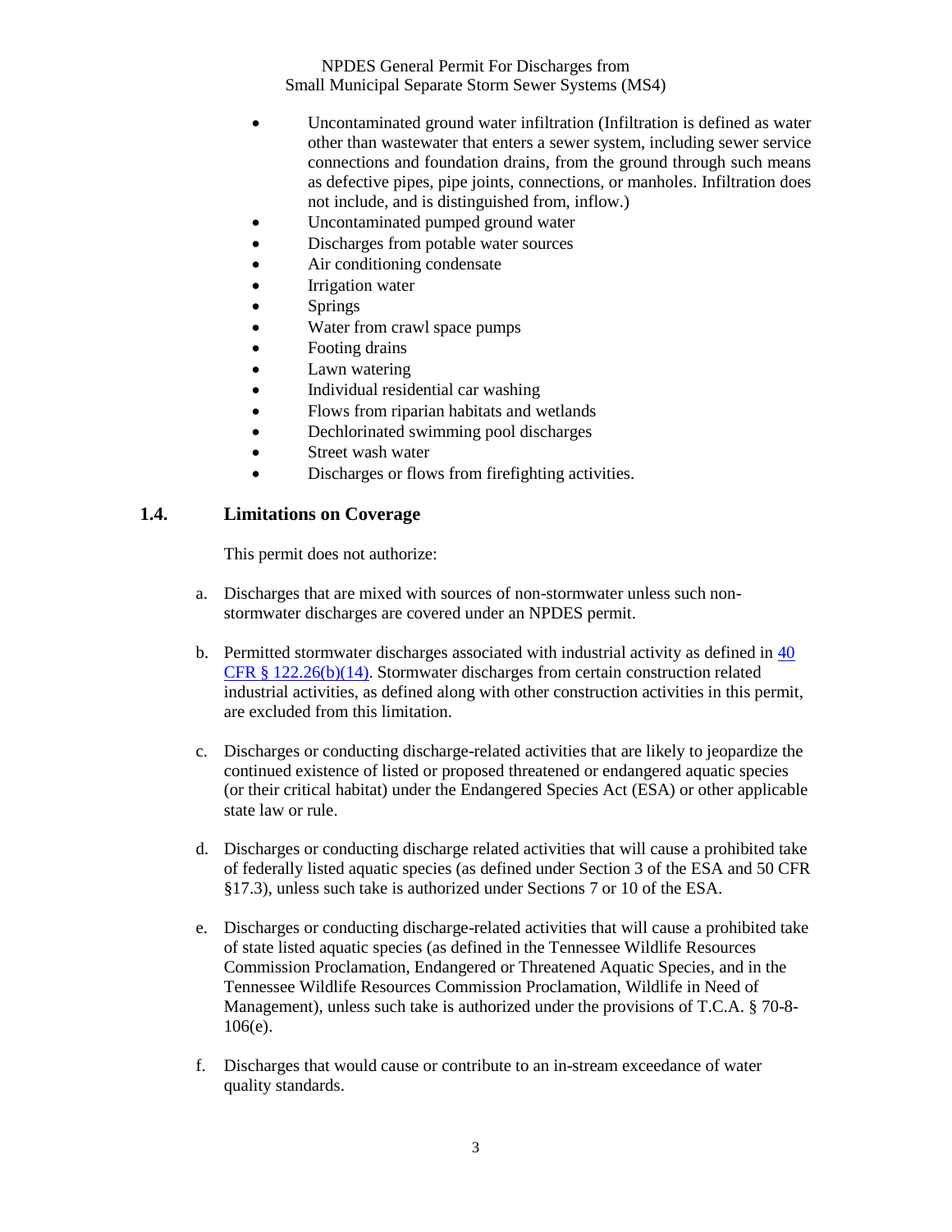- Uncontaminated ground water infiltration (Infiltration is defined as water other than wastewater that enters a sewer system, including sewer service connections and foundation drains, from the ground through such means as defective pipes, pipe joints, connections, or manholes. Infiltration does not include, and is distinguished from, inflow.)
- Uncontaminated pumped ground water
- Discharges from potable water sources
- Air conditioning condensate
- Irrigation water
- Springs
- Water from crawl space pumps
- Footing drains
- Lawn watering
- Individual residential car washing
- Flows from riparian habitats and wetlands
- Dechlorinated swimming pool discharges
- Street wash water
- Discharges or flows from firefighting activities.

## 1.4. Limitations on Coverage

This permit does not authorize:

a. Discharges that are mixed with sources of non-stormwater unless such non-stormwater discharges are covered under an NPDES permit.

b. Permitted stormwater discharges associated with industrial activity as defined in 40 CFR § 122.26(b)(14). Stormwater discharges from certain construction related industrial activities, as defined along with other construction activities in this permit, are excluded from this limitation.

c. Discharges or conducting discharge-related activities that are likely to jeopardize the continued existence of listed or proposed threatened or endangered aquatic species (or their critical habitat) under the Endangered Species Act (ESA) or other applicable state law or rule.

d. Discharges or conducting discharge related activities that will cause a prohibited take of federally listed aquatic species (as defined under Section 3 of the ESA and 50 CFR §17.3), unless such take is authorized under Sections 7 or 10 of the ESA.

e. Discharges or conducting discharge-related activities that will cause a prohibited take of state listed aquatic species (as defined in the Tennessee Wildlife Resources Commission Proclamation, Endangered or Threatened Aquatic Species, and in the Tennessee Wildlife Resources Commission Proclamation, Wildlife in Need of Management), unless such take is authorized under the provisions of T.C.A. § 70-8-106(e).

f. Discharges that would cause or contribute to an in-stream exceedance of water quality standards.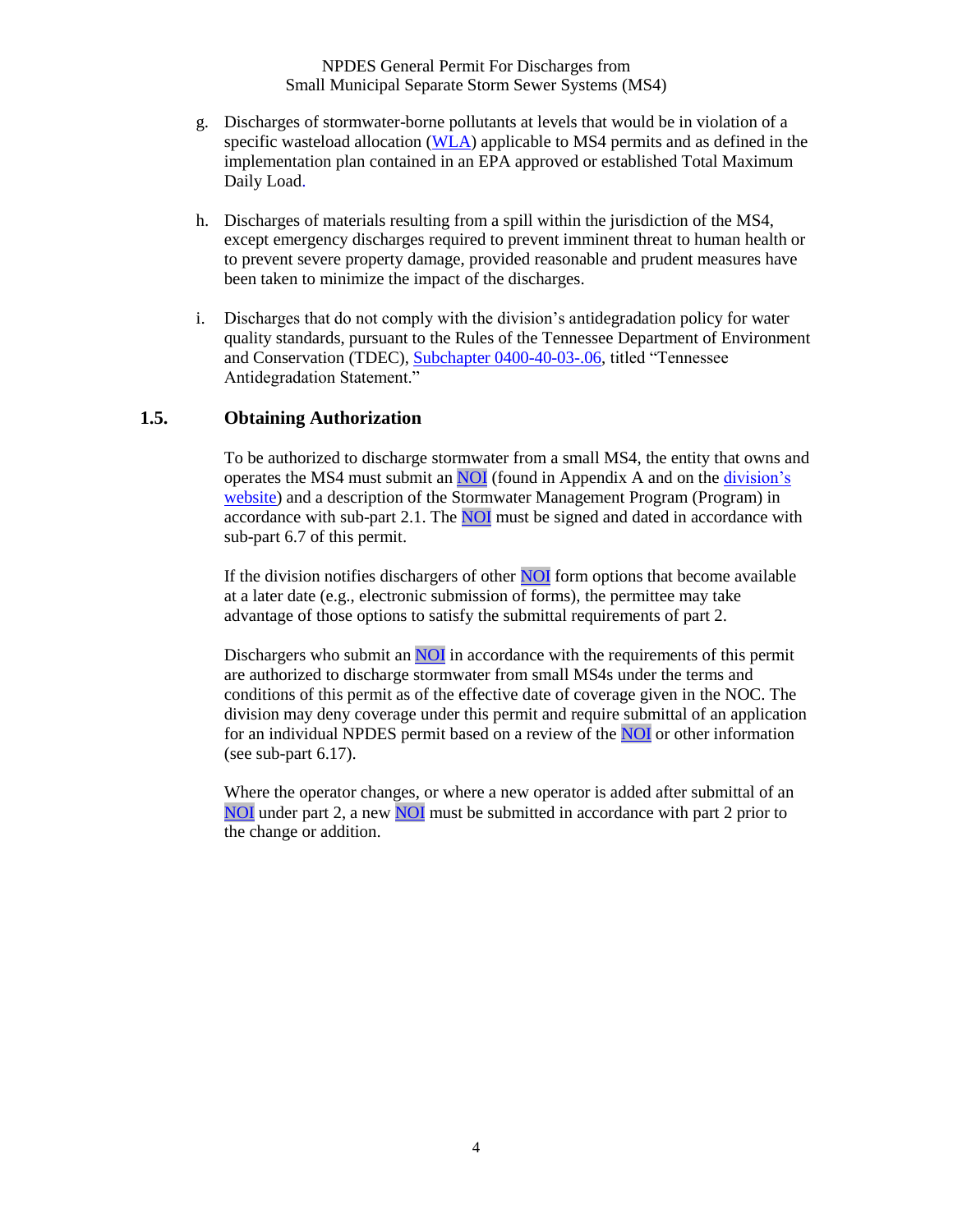g. Discharges of stormwater-borne pollutants at levels that would be in violation of a specific wasteload allocation (WLA) applicable to MS4 permits and as defined in the implementation plan contained in an EPA approved or established Total Maximum Daily Load.

h. Discharges of materials resulting from a spill within the jurisdiction of the MS4, except emergency discharges required to prevent imminent threat to human health or to prevent severe property damage, provided reasonable and prudent measures have been taken to minimize the impact of the discharges.

i. Discharges that do not comply with the division's antidegradation policy for water quality standards, pursuant to the Rules of the Tennessee Department of Environment and Conservation (TDEC), Subchapter 0400-40-03-.06, titled "Tennessee Antidegradation Statement."

## 1.5. Obtaining Authorization

To be authorized to discharge stormwater from a small MS4, the entity that owns and operates the MS4 must submit an NOI (found in Appendix A and on the division's website) and a description of the Stormwater Management Program (Program) in accordance with sub-part 2.1. The NOI must be signed and dated in accordance with sub-part 6.7 of this permit.

If the division notifies dischargers of other NOI form options that become available at a later date (e.g., electronic submission of forms), the permittee may take advantage of those options to satisfy the submittal requirements of part 2.

Dischargers who submit an NOI in accordance with the requirements of this permit are authorized to discharge stormwater from small MS4s under the terms and conditions of this permit as of the effective date of coverage given in the NOC. The division may deny coverage under this permit and require submittal of an application for an individual NPDES permit based on a review of the NOI or other information (see sub-part 6.17).

Where the operator changes, or where a new operator is added after submittal of an NOI under part 2, a new NOI must be submitted in accordance with part 2 prior to the change or addition.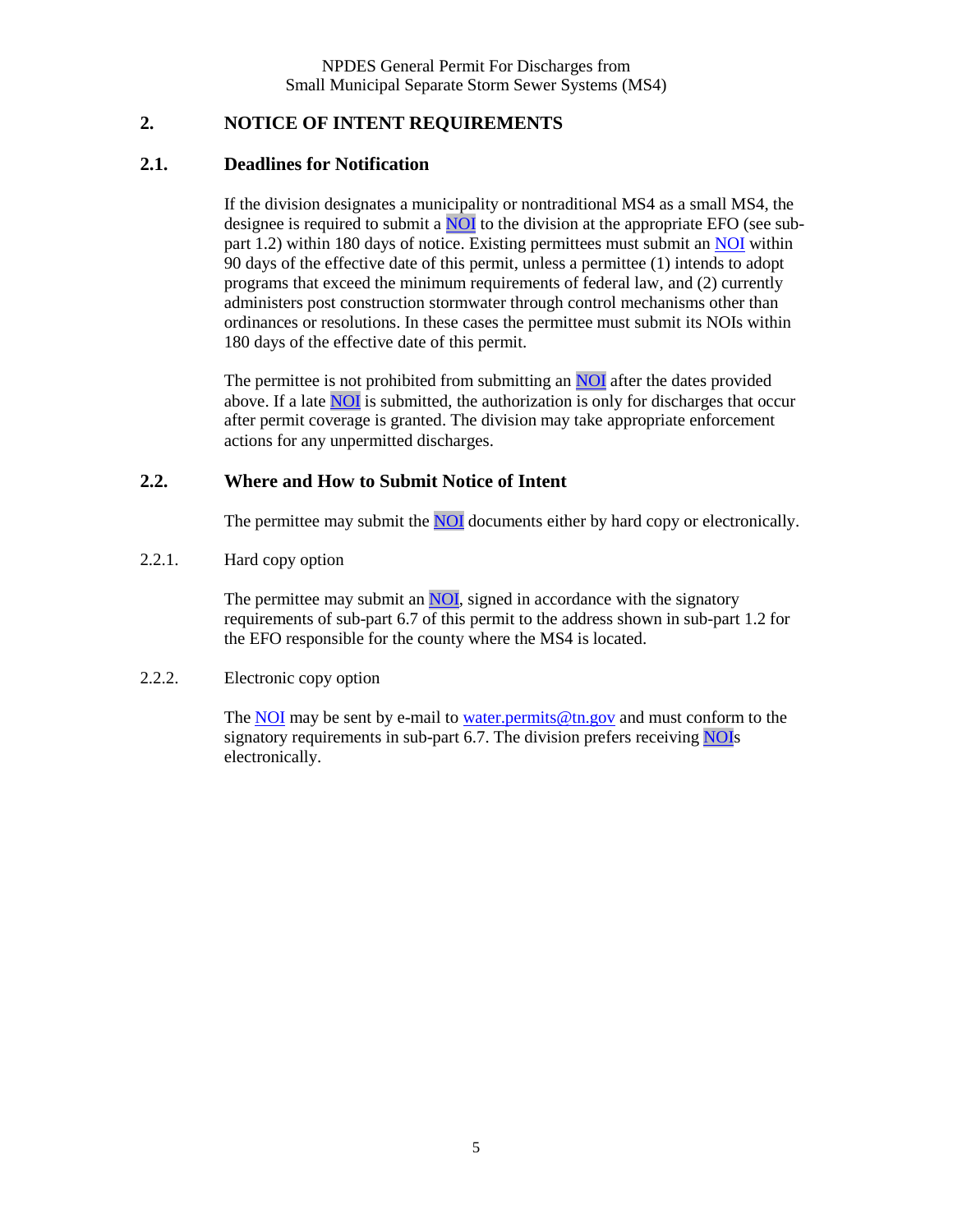## 2. NOTICE OF INTENT REQUIREMENTS

### 2.1. Deadlines for Notification

If the division designates a municipality or nontraditional MS4 as a small MS4, the designee is required to submit a NOI to the division at the appropriate EFO (see sub-part 1.2) within 180 days of notice. Existing permittees must submit an NOI within 90 days of the effective date of this permit, unless a permittee (1) intends to adopt programs that exceed the minimum requirements of federal law, and (2) currently administers post construction stormwater through control mechanisms other than ordinances or resolutions. In these cases the permittee must submit its NOIs within 180 days of the effective date of this permit.

The permittee is not prohibited from submitting an NOI after the dates provided above. If a late NOI is submitted, the authorization is only for discharges that occur after permit coverage is granted. The division may take appropriate enforcement actions for any unpermitted discharges.

### 2.2. Where and How to Submit Notice of Intent

The permittee may submit the NOI documents either by hard copy or electronically.

#### 2.2.1. Hard copy option

The permittee may submit an NOI, signed in accordance with the signatory requirements of sub-part 6.7 of this permit to the address shown in sub-part 1.2 for the EFO responsible for the county where the MS4 is located.

#### 2.2.2. Electronic copy option

The NOI may be sent by e-mail to water.permits@tn.gov and must conform to the signatory requirements in sub-part 6.7. The division prefers receiving NOIs electronically.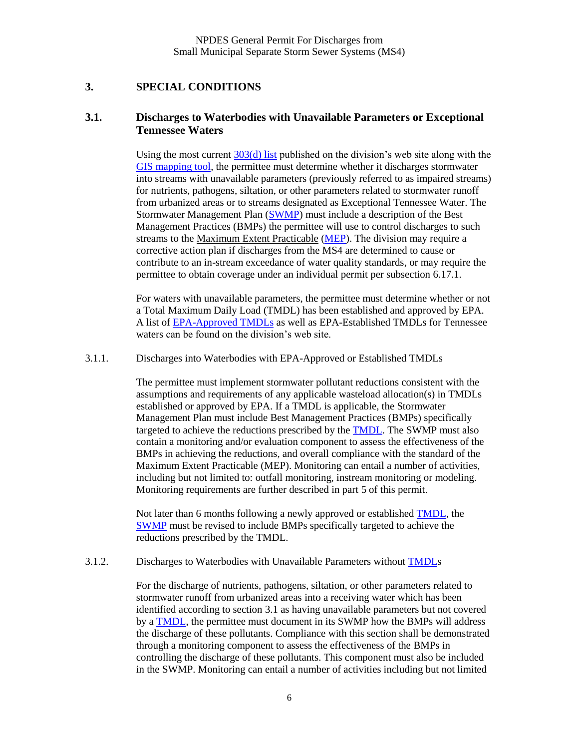## 3. SPECIAL CONDITIONS

### 3.1. Discharges to Waterbodies with Unavailable Parameters or Exceptional Tennessee Waters

Using the most current 303(d) list published on the division's web site along with the GIS mapping tool, the permittee must determine whether it discharges stormwater into streams with unavailable parameters (previously referred to as impaired streams) for nutrients, pathogens, siltation, or other parameters related to stormwater runoff from urbanized areas or to streams designated as Exceptional Tennessee Water. The Stormwater Management Plan (SWMP) must include a description of the Best Management Practices (BMPs) the permittee will use to control discharges to such streams to the Maximum Extent Practicable (MEP). The division may require a corrective action plan if discharges from the MS4 are determined to cause or contribute to an in-stream exceedance of water quality standards, or may require the permittee to obtain coverage under an individual permit per subsection 6.17.1.

For waters with unavailable parameters, the permittee must determine whether or not a Total Maximum Daily Load (TMDL) has been established and approved by EPA. A list of EPA-Approved TMDLs as well as EPA-Established TMDLs for Tennessee waters can be found on the division's web site.

#### 3.1.1. Discharges into Waterbodies with EPA-Approved or Established TMDLs

The permittee must implement stormwater pollutant reductions consistent with the assumptions and requirements of any applicable wasteload allocation(s) in TMDLs established or approved by EPA. If a TMDL is applicable, the Stormwater Management Plan must include Best Management Practices (BMPs) specifically targeted to achieve the reductions prescribed by the TMDL. The SWMP must also contain a monitoring and/or evaluation component to assess the effectiveness of the BMPs in achieving the reductions, and overall compliance with the standard of the Maximum Extent Practicable (MEP). Monitoring can entail a number of activities, including but not limited to: outfall monitoring, instream monitoring or modeling. Monitoring requirements are further described in part 5 of this permit.

Not later than 6 months following a newly approved or established TMDL, the SWMP must be revised to include BMPs specifically targeted to achieve the reductions prescribed by the TMDL.

#### 3.1.2. Discharges to Waterbodies with Unavailable Parameters without TMDLs

For the discharge of nutrients, pathogens, siltation, or other parameters related to stormwater runoff from urbanized areas into a receiving water which has been identified according to section 3.1 as having unavailable parameters but not covered by a TMDL, the permittee must document in its SWMP how the BMPs will address the discharge of these pollutants. Compliance with this section shall be demonstrated through a monitoring component to assess the effectiveness of the BMPs in controlling the discharge of these pollutants. This component must also be included in the SWMP. Monitoring can entail a number of activities including but not limited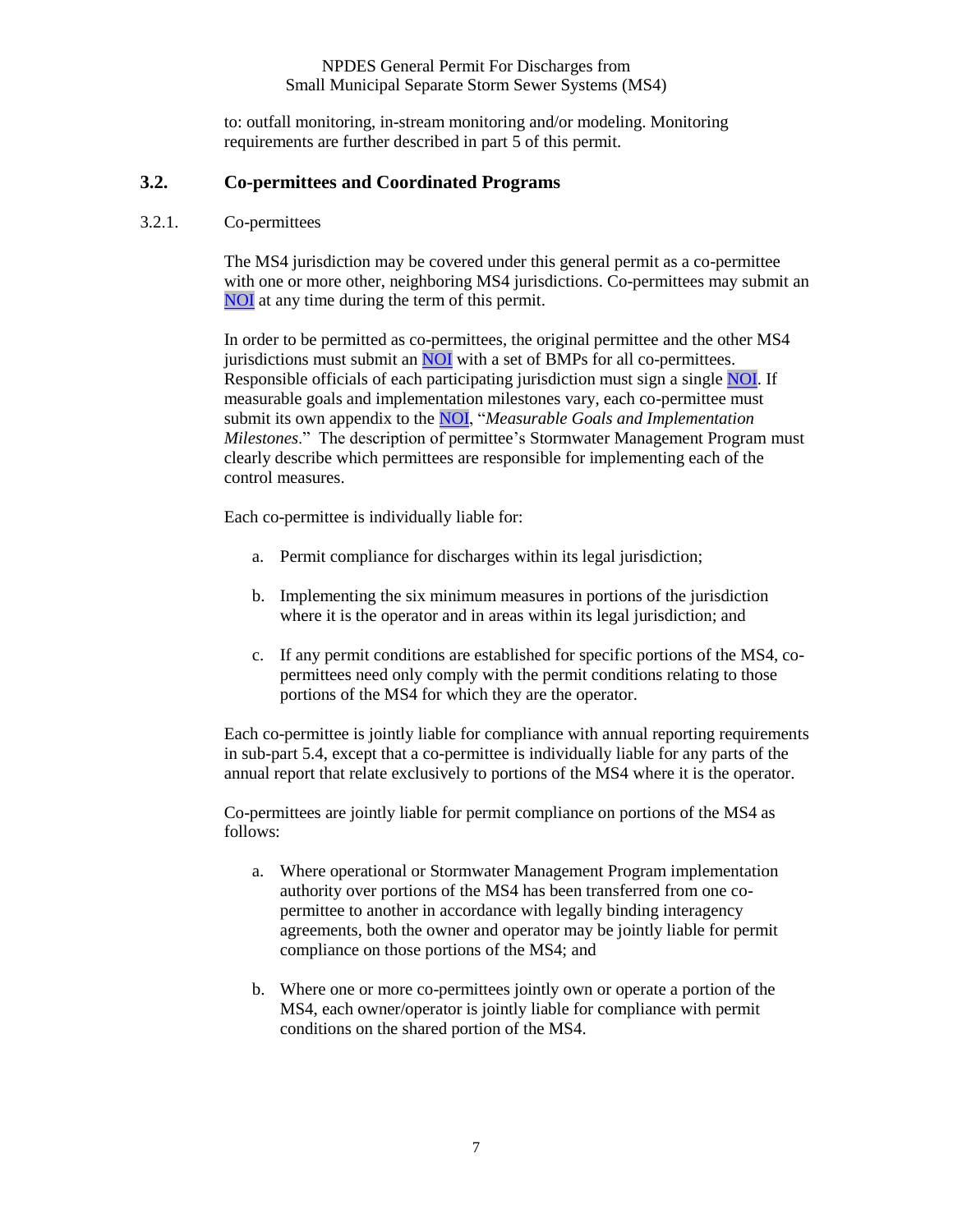to: outfall monitoring, in-stream monitoring and/or modeling. Monitoring requirements are further described in part 5 of this permit.

## 3.2. Co-permittees and Coordinated Programs

### 3.2.1. Co-permittees

The MS4 jurisdiction may be covered under this general permit as a co-permittee with one or more other, neighboring MS4 jurisdictions. Co-permittees may submit an NOI at any time during the term of this permit.

In order to be permitted as co-permittees, the original permittee and the other MS4 jurisdictions must submit an NOI with a set of BMPs for all co-permittees. Responsible officials of each participating jurisdiction must sign a single NOI. If measurable goals and implementation milestones vary, each co-permittee must submit its own appendix to the NOI, "*Measurable Goals and Implementation Milestones*." The description of permittee's Stormwater Management Program must clearly describe which permittees are responsible for implementing each of the control measures.

Each co-permittee is individually liable for:

a. Permit compliance for discharges within its legal jurisdiction;

b. Implementing the six minimum measures in portions of the jurisdiction where it is the operator and in areas within its legal jurisdiction; and

c. If any permit conditions are established for specific portions of the MS4, co-permittees need only comply with the permit conditions relating to those portions of the MS4 for which they are the operator.

Each co-permittee is jointly liable for compliance with annual reporting requirements in sub-part 5.4, except that a co-permittee is individually liable for any parts of the annual report that relate exclusively to portions of the MS4 where it is the operator.

Co-permittees are jointly liable for permit compliance on portions of the MS4 as follows:

a. Where operational or Stormwater Management Program implementation authority over portions of the MS4 has been transferred from one co-permittee to another in accordance with legally binding interagency agreements, both the owner and operator may be jointly liable for permit compliance on those portions of the MS4; and

b. Where one or more co-permittees jointly own or operate a portion of the MS4, each owner/operator is jointly liable for compliance with permit conditions on the shared portion of the MS4.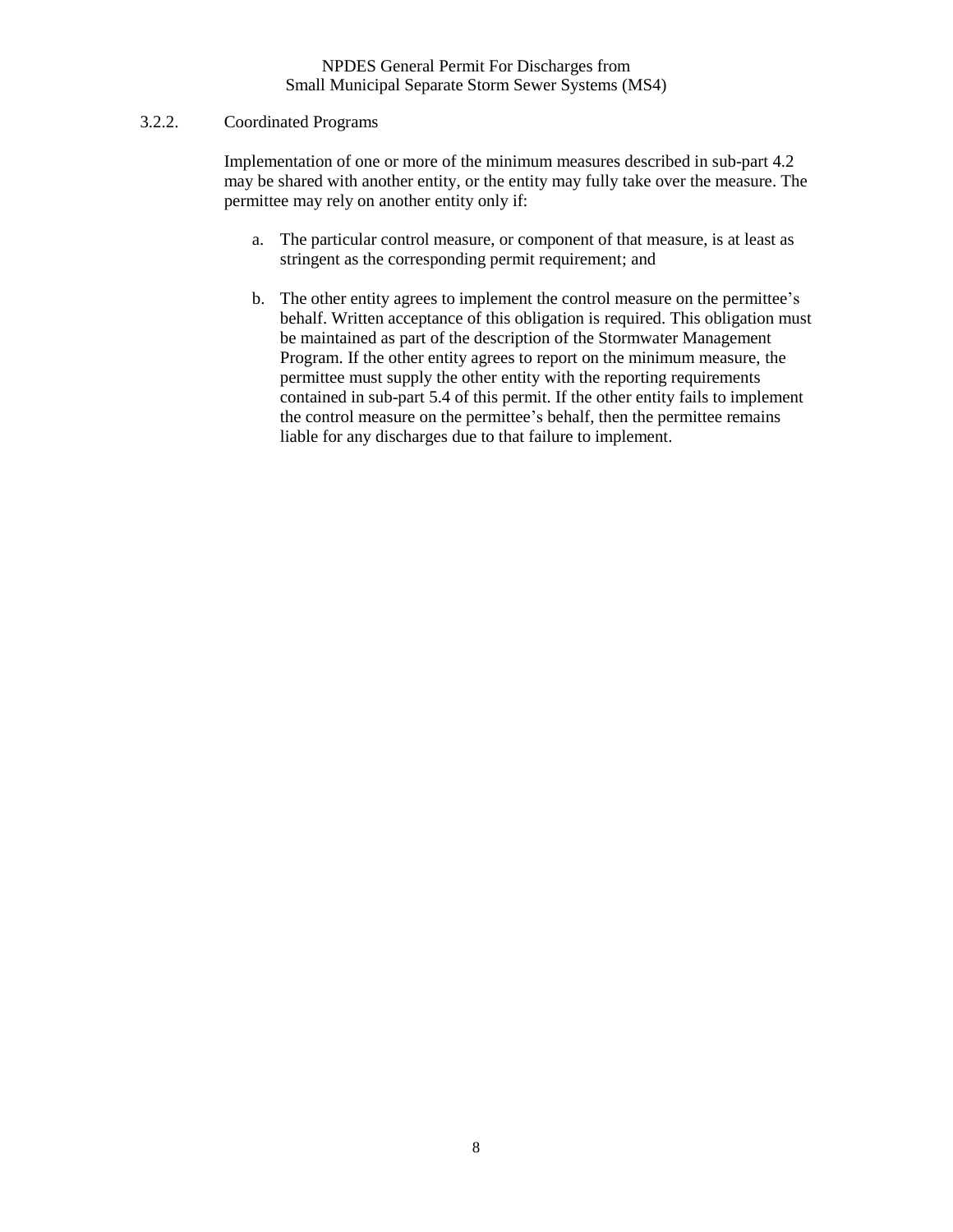### 3.2.2. Coordinated Programs

Implementation of one or more of the minimum measures described in sub-part 4.2 may be shared with another entity, or the entity may fully take over the measure. The permittee may rely on another entity only if:

a. The particular control measure, or component of that measure, is at least as stringent as the corresponding permit requirement; and

b. The other entity agrees to implement the control measure on the permittee's behalf. Written acceptance of this obligation is required. This obligation must be maintained as part of the description of the Stormwater Management Program. If the other entity agrees to report on the minimum measure, the permittee must supply the other entity with the reporting requirements contained in sub-part 5.4 of this permit. If the other entity fails to implement the control measure on the permittee's behalf, then the permittee remains liable for any discharges due to that failure to implement.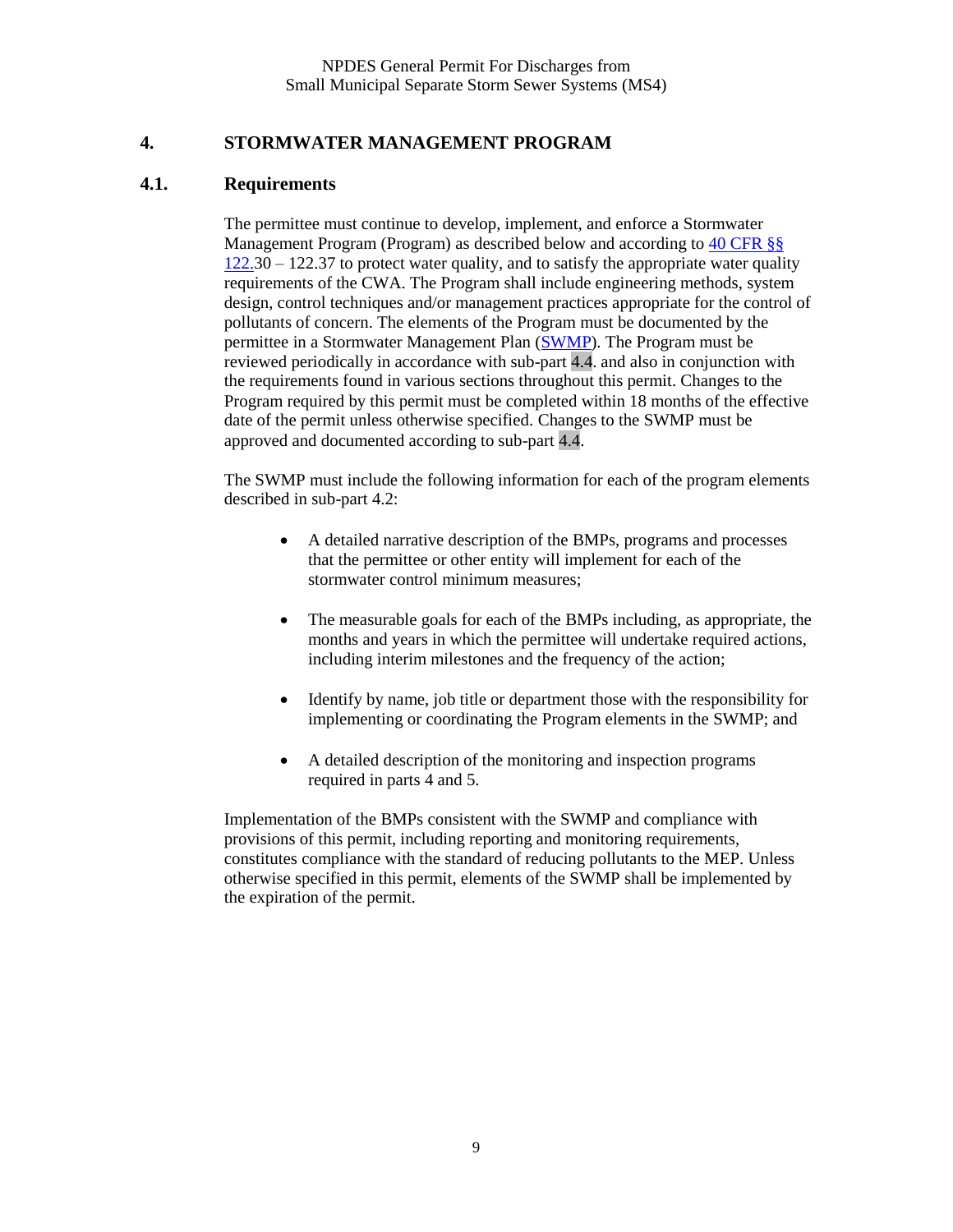## 4. STORMWATER MANAGEMENT PROGRAM

### 4.1. Requirements

The permittee must continue to develop, implement, and enforce a Stormwater Management Program (Program) as described below and according to 40 CFR §§ 122.30 – 122.37 to protect water quality, and to satisfy the appropriate water quality requirements of the CWA. The Program shall include engineering methods, system design, control techniques and/or management practices appropriate for the control of pollutants of concern. The elements of the Program must be documented by the permittee in a Stormwater Management Plan (SWMP). The Program must be reviewed periodically in accordance with sub-part 4.4. and also in conjunction with the requirements found in various sections throughout this permit. Changes to the Program required by this permit must be completed within 18 months of the effective date of the permit unless otherwise specified. Changes to the SWMP must be approved and documented according to sub-part 4.4.

The SWMP must include the following information for each of the program elements described in sub-part 4.2:

- A detailed narrative description of the BMPs, programs and processes that the permittee or other entity will implement for each of the stormwater control minimum measures;
- The measurable goals for each of the BMPs including, as appropriate, the months and years in which the permittee will undertake required actions, including interim milestones and the frequency of the action;
- Identify by name, job title or department those with the responsibility for implementing or coordinating the Program elements in the SWMP; and
- A detailed description of the monitoring and inspection programs required in parts 4 and 5.

Implementation of the BMPs consistent with the SWMP and compliance with provisions of this permit, including reporting and monitoring requirements, constitutes compliance with the standard of reducing pollutants to the MEP. Unless otherwise specified in this permit, elements of the SWMP shall be implemented by the expiration of the permit.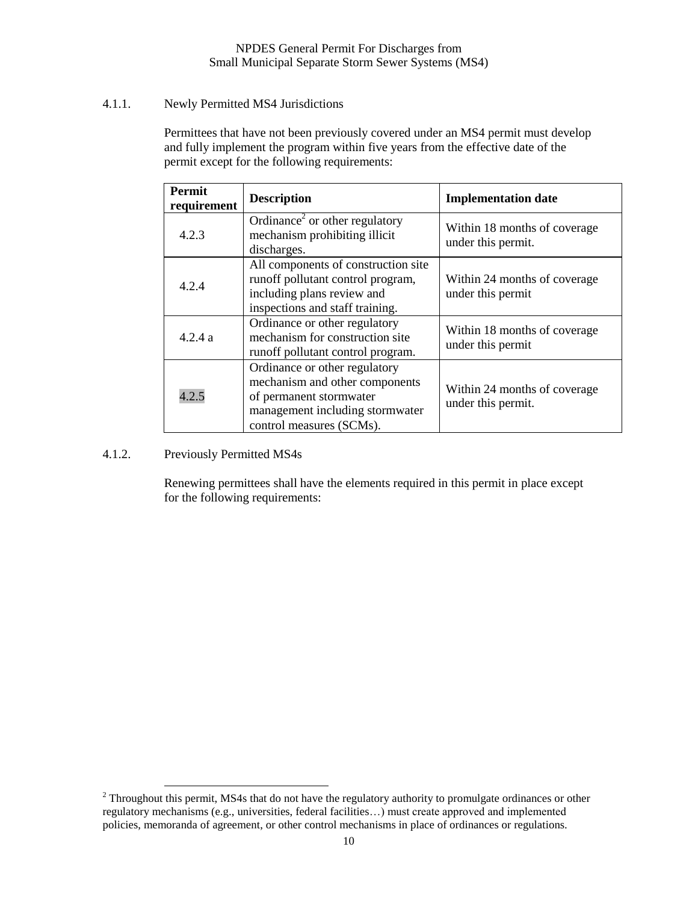#### 4.1.1. Newly Permitted MS4 Jurisdictions

Permittees that have not been previously covered under an MS4 permit must develop and fully implement the program within five years from the effective date of the permit except for the following requirements:

| Permit requirement | Description | Implementation date |
|---|---|---|
| 4.2.3 | Ordinance[2] or other regulatory mechanism prohibiting illicit discharges. | Within 18 months of coverage under this permit. |
| 4.2.4 | All components of construction site runoff pollutant control program, including plans review and inspections and staff training. | Within 24 months of coverage under this permit |
| 4.2.4 a | Ordinance or other regulatory mechanism for construction site runoff pollutant control program. | Within 18 months of coverage under this permit |
| 4.2.5 | Ordinance or other regulatory mechanism and other components of permanent stormwater management including stormwater control measures (SCMs). | Within 24 months of coverage under this permit. |

#### 4.1.2. Previously Permitted MS4s

Renewing permittees shall have the elements required in this permit in place except for the following requirements:

[2] Throughout this permit, MS4s that do not have the regulatory authority to promulgate ordinances or other regulatory mechanisms (e.g., universities, federal facilities…) must create approved and implemented policies, memoranda of agreement, or other control mechanisms in place of ordinances or regulations.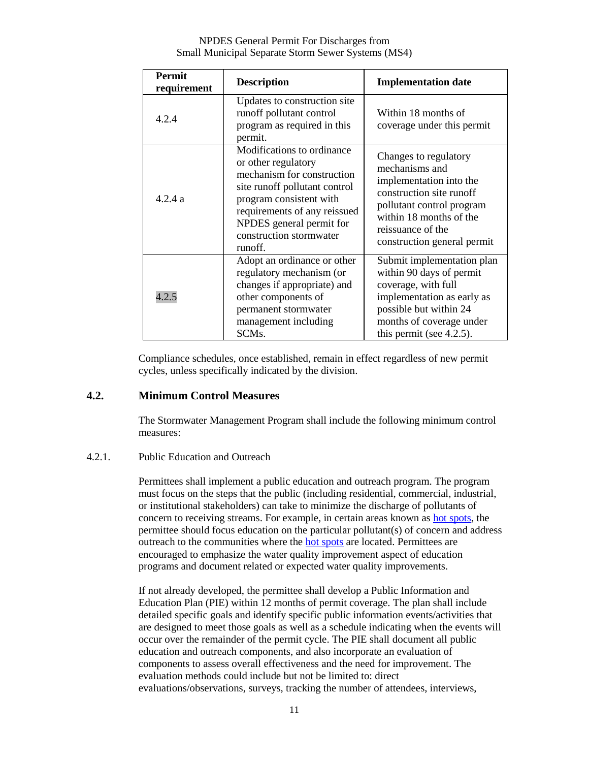| Permit requirement | Description | Implementation date |
|---|---|---|
| 4.2.4 | Updates to construction site runoff pollutant control program as required in this permit. | Within 18 months of coverage under this permit |
| 4.2.4 a | Modifications to ordinance or other regulatory mechanism for construction site runoff pollutant control program consistent with requirements of any reissued NPDES general permit for construction stormwater runoff. | Changes to regulatory mechanisms and implementation into the construction site runoff pollutant control program within 18 months of the reissuance of the construction general permit |
| 4.2.5 | Adopt an ordinance or other regulatory mechanism (or changes if appropriate) and other components of permanent stormwater management including SCMs. | Submit implementation plan within 90 days of permit coverage, with full implementation as early as possible but within 24 months of coverage under this permit (see 4.2.5). |

Compliance schedules, once established, remain in effect regardless of new permit cycles, unless specifically indicated by the division.

## 4.2. Minimum Control Measures

The Stormwater Management Program shall include the following minimum control measures:

### 4.2.1. Public Education and Outreach

Permittees shall implement a public education and outreach program. The program must focus on the steps that the public (including residential, commercial, industrial, or institutional stakeholders) can take to minimize the discharge of pollutants of concern to receiving streams. For example, in certain areas known as hot spots, the permittee should focus education on the particular pollutant(s) of concern and address outreach to the communities where the hot spots are located. Permittees are encouraged to emphasize the water quality improvement aspect of education programs and document related or expected water quality improvements.

If not already developed, the permittee shall develop a Public Information and Education Plan (PIE) within 12 months of permit coverage. The plan shall include detailed specific goals and identify specific public information events/activities that are designed to meet those goals as well as a schedule indicating when the events will occur over the remainder of the permit cycle. The PIE shall document all public education and outreach components, and also incorporate an evaluation of components to assess overall effectiveness and the need for improvement. The evaluation methods could include but not be limited to: direct evaluations/observations, surveys, tracking the number of attendees, interviews,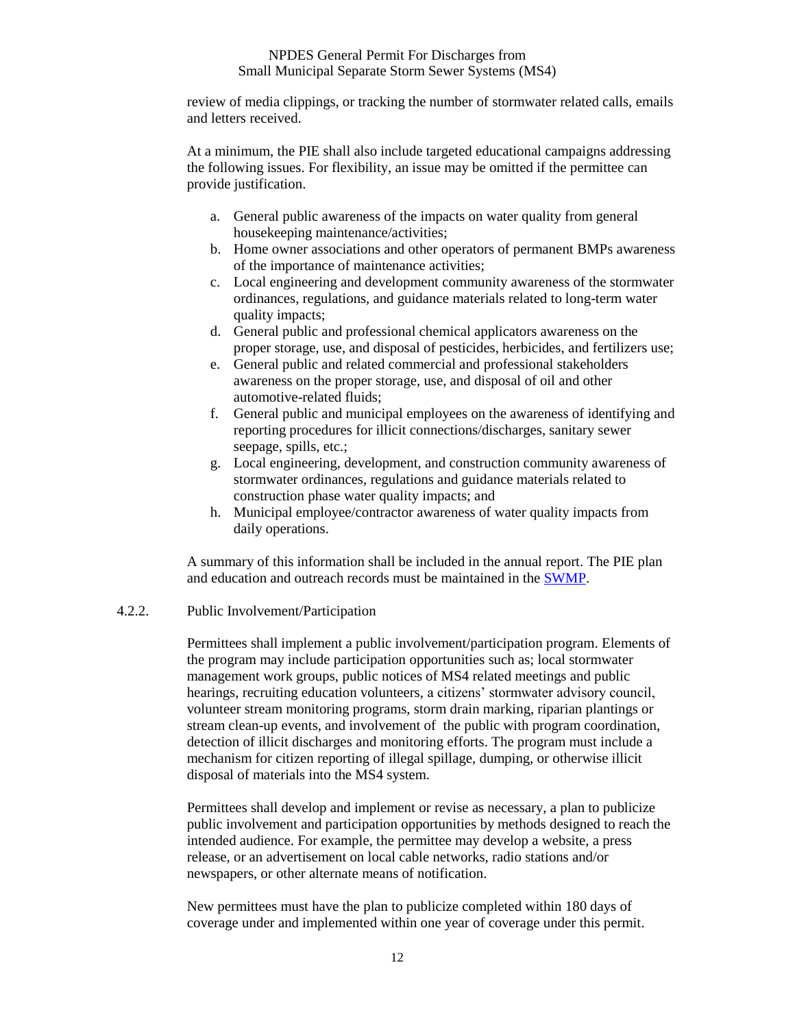review of media clippings, or tracking the number of stormwater related calls, emails and letters received.

At a minimum, the PIE shall also include targeted educational campaigns addressing the following issues. For flexibility, an issue may be omitted if the permittee can provide justification.

a. General public awareness of the impacts on water quality from general housekeeping maintenance/activities;
b. Home owner associations and other operators of permanent BMPs awareness of the importance of maintenance activities;
c. Local engineering and development community awareness of the stormwater ordinances, regulations, and guidance materials related to long-term water quality impacts;
d. General public and professional chemical applicators awareness on the proper storage, use, and disposal of pesticides, herbicides, and fertilizers use;
e. General public and related commercial and professional stakeholders awareness on the proper storage, use, and disposal of oil and other automotive-related fluids;
f. General public and municipal employees on the awareness of identifying and reporting procedures for illicit connections/discharges, sanitary sewer seepage, spills, etc.;
g. Local engineering, development, and construction community awareness of stormwater ordinances, regulations and guidance materials related to construction phase water quality impacts; and
h. Municipal employee/contractor awareness of water quality impacts from daily operations.

A summary of this information shall be included in the annual report. The PIE plan and education and outreach records must be maintained in the SWMP.

### 4.2.2. Public Involvement/Participation

Permittees shall implement a public involvement/participation program. Elements of the program may include participation opportunities such as; local stormwater management work groups, public notices of MS4 related meetings and public hearings, recruiting education volunteers, a citizens' stormwater advisory council, volunteer stream monitoring programs, storm drain marking, riparian plantings or stream clean-up events, and involvement of the public with program coordination, detection of illicit discharges and monitoring efforts. The program must include a mechanism for citizen reporting of illegal spillage, dumping, or otherwise illicit disposal of materials into the MS4 system.

Permittees shall develop and implement or revise as necessary, a plan to publicize public involvement and participation opportunities by methods designed to reach the intended audience. For example, the permittee may develop a website, a press release, or an advertisement on local cable networks, radio stations and/or newspapers, or other alternate means of notification.

New permittees must have the plan to publicize completed within 180 days of coverage under and implemented within one year of coverage under this permit.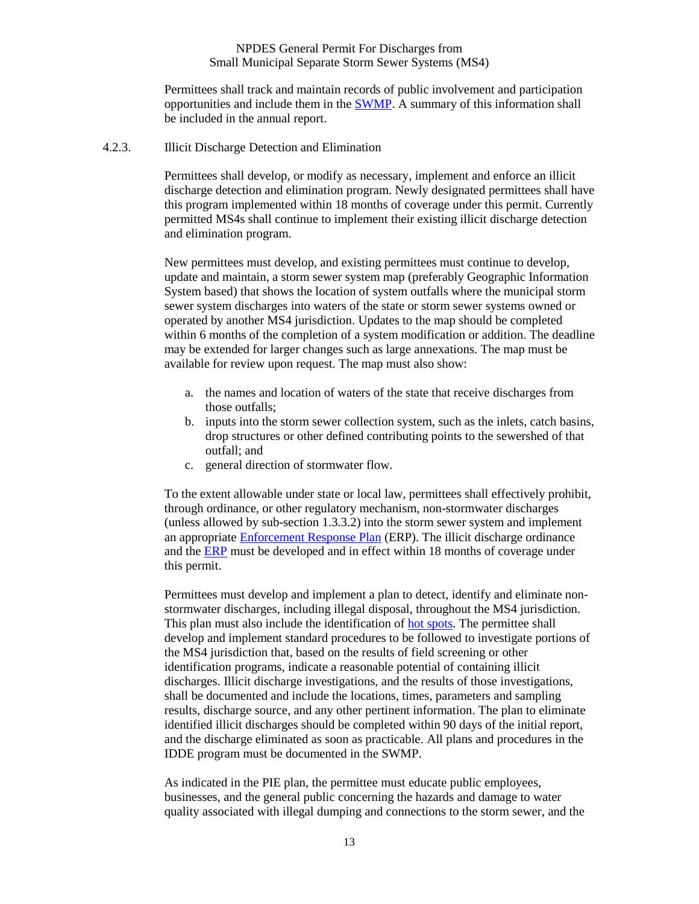Permittees shall track and maintain records of public involvement and participation opportunities and include them in the SWMP. A summary of this information shall be included in the annual report.

### 4.2.3. Illicit Discharge Detection and Elimination

Permittees shall develop, or modify as necessary, implement and enforce an illicit discharge detection and elimination program. Newly designated permittees shall have this program implemented within 18 months of coverage under this permit. Currently permitted MS4s shall continue to implement their existing illicit discharge detection and elimination program.

New permittees must develop, and existing permittees must continue to develop, update and maintain, a storm sewer system map (preferably Geographic Information System based) that shows the location of system outfalls where the municipal storm sewer system discharges into waters of the state or storm sewer systems owned or operated by another MS4 jurisdiction. Updates to the map should be completed within 6 months of the completion of a system modification or addition. The deadline may be extended for larger changes such as large annexations. The map must be available for review upon request. The map must also show:

a. the names and location of waters of the state that receive discharges from those outfalls;
b. inputs into the storm sewer collection system, such as the inlets, catch basins, drop structures or other defined contributing points to the sewershed of that outfall; and
c. general direction of stormwater flow.

To the extent allowable under state or local law, permittees shall effectively prohibit, through ordinance, or other regulatory mechanism, non-stormwater discharges (unless allowed by sub-section 1.3.3.2) into the storm sewer system and implement an appropriate Enforcement Response Plan (ERP). The illicit discharge ordinance and the ERP must be developed and in effect within 18 months of coverage under this permit.

Permittees must develop and implement a plan to detect, identify and eliminate non-stormwater discharges, including illegal disposal, throughout the MS4 jurisdiction. This plan must also include the identification of hot spots. The permittee shall develop and implement standard procedures to be followed to investigate portions of the MS4 jurisdiction that, based on the results of field screening or other identification programs, indicate a reasonable potential of containing illicit discharges. Illicit discharge investigations, and the results of those investigations, shall be documented and include the locations, times, parameters and sampling results, discharge source, and any other pertinent information. The plan to eliminate identified illicit discharges should be completed within 90 days of the initial report, and the discharge eliminated as soon as practicable. All plans and procedures in the IDDE program must be documented in the SWMP.

As indicated in the PIE plan, the permittee must educate public employees, businesses, and the general public concerning the hazards and damage to water quality associated with illegal dumping and connections to the storm sewer, and the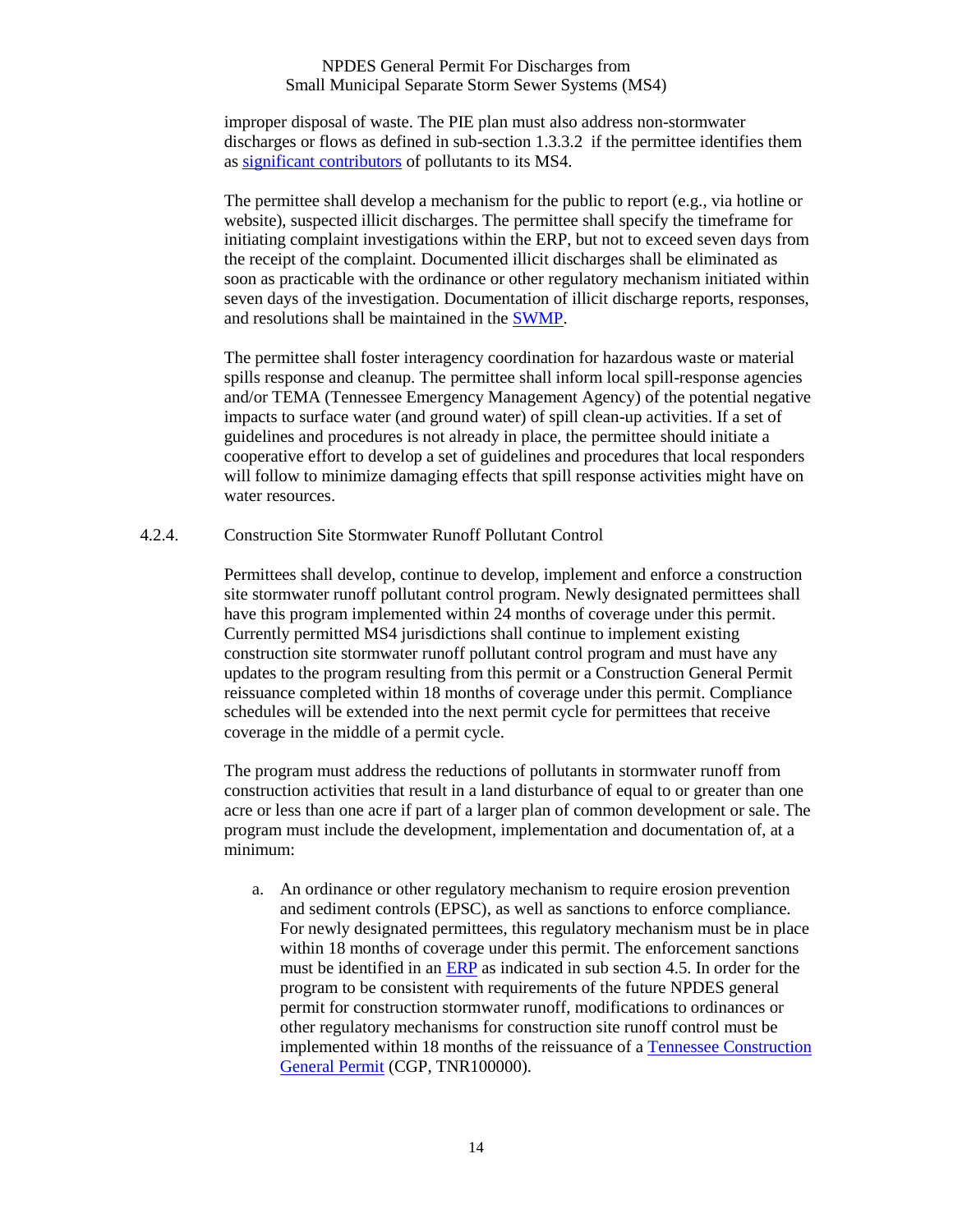improper disposal of waste. The PIE plan must also address non-stormwater discharges or flows as defined in sub-section 1.3.3.2 if the permittee identifies them as significant contributors of pollutants to its MS4.

The permittee shall develop a mechanism for the public to report (e.g., via hotline or website), suspected illicit discharges. The permittee shall specify the timeframe for initiating complaint investigations within the ERP, but not to exceed seven days from the receipt of the complaint. Documented illicit discharges shall be eliminated as soon as practicable with the ordinance or other regulatory mechanism initiated within seven days of the investigation. Documentation of illicit discharge reports, responses, and resolutions shall be maintained in the SWMP.

The permittee shall foster interagency coordination for hazardous waste or material spills response and cleanup. The permittee shall inform local spill-response agencies and/or TEMA (Tennessee Emergency Management Agency) of the potential negative impacts to surface water (and ground water) of spill clean-up activities. If a set of guidelines and procedures is not already in place, the permittee should initiate a cooperative effort to develop a set of guidelines and procedures that local responders will follow to minimize damaging effects that spill response activities might have on water resources.

### 4.2.4. Construction Site Stormwater Runoff Pollutant Control

Permittees shall develop, continue to develop, implement and enforce a construction site stormwater runoff pollutant control program. Newly designated permittees shall have this program implemented within 24 months of coverage under this permit. Currently permitted MS4 jurisdictions shall continue to implement existing construction site stormwater runoff pollutant control program and must have any updates to the program resulting from this permit or a Construction General Permit reissuance completed within 18 months of coverage under this permit. Compliance schedules will be extended into the next permit cycle for permittees that receive coverage in the middle of a permit cycle.

The program must address the reductions of pollutants in stormwater runoff from construction activities that result in a land disturbance of equal to or greater than one acre or less than one acre if part of a larger plan of common development or sale. The program must include the development, implementation and documentation of, at a minimum:

a. An ordinance or other regulatory mechanism to require erosion prevention and sediment controls (EPSC), as well as sanctions to enforce compliance. For newly designated permittees, this regulatory mechanism must be in place within 18 months of coverage under this permit. The enforcement sanctions must be identified in an ERP as indicated in sub section 4.5. In order for the program to be consistent with requirements of the future NPDES general permit for construction stormwater runoff, modifications to ordinances or other regulatory mechanisms for construction site runoff control must be implemented within 18 months of the reissuance of a Tennessee Construction General Permit (CGP, TNR100000).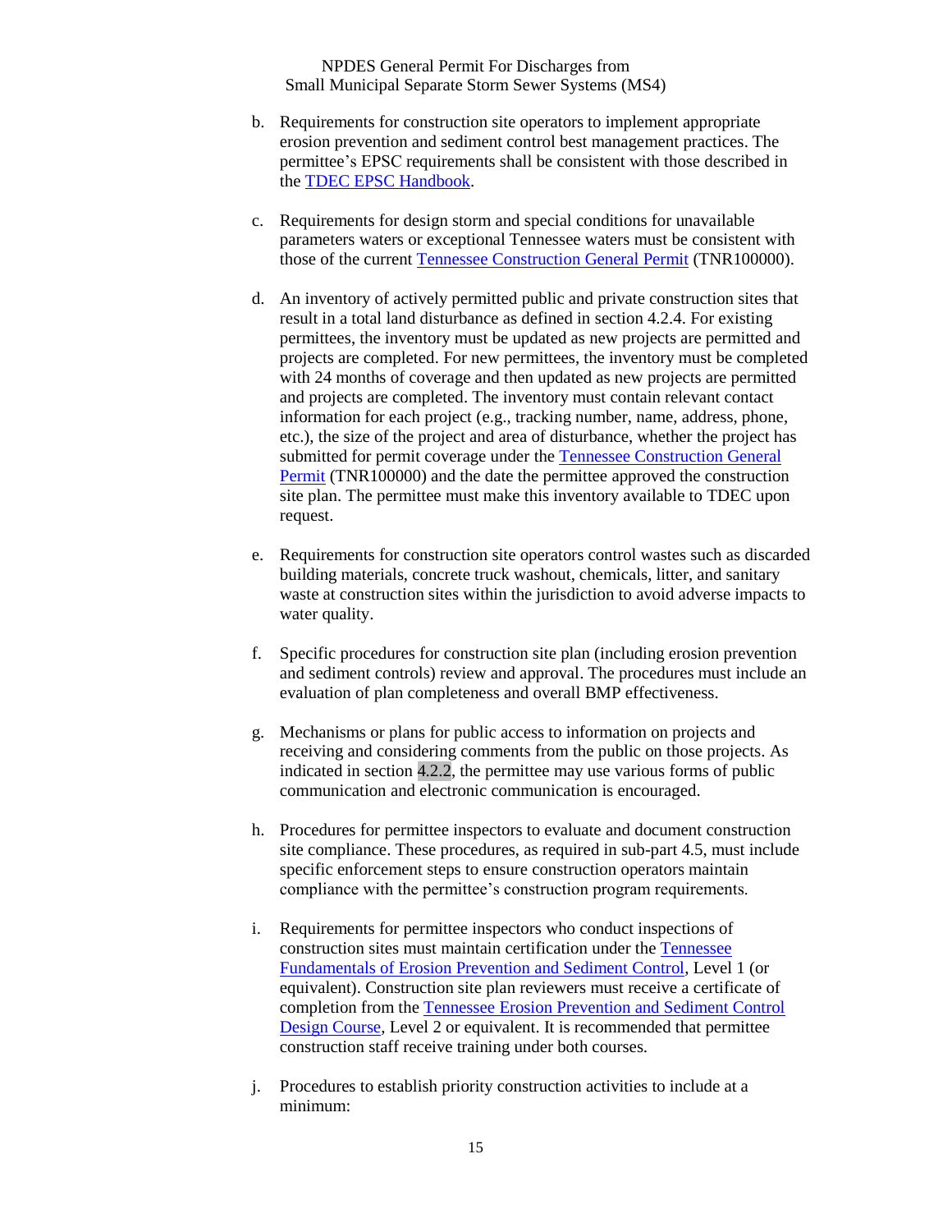b. Requirements for construction site operators to implement appropriate erosion prevention and sediment control best management practices. The permittee's EPSC requirements shall be consistent with those described in the TDEC EPSC Handbook.

c. Requirements for design storm and special conditions for unavailable parameters waters or exceptional Tennessee waters must be consistent with those of the current Tennessee Construction General Permit (TNR100000).

d. An inventory of actively permitted public and private construction sites that result in a total land disturbance as defined in section 4.2.4. For existing permittees, the inventory must be updated as new projects are permitted and projects are completed. For new permittees, the inventory must be completed with 24 months of coverage and then updated as new projects are permitted and projects are completed. The inventory must contain relevant contact information for each project (e.g., tracking number, name, address, phone, etc.), the size of the project and area of disturbance, whether the project has submitted for permit coverage under the Tennessee Construction General Permit (TNR100000) and the date the permittee approved the construction site plan. The permittee must make this inventory available to TDEC upon request.

e. Requirements for construction site operators control wastes such as discarded building materials, concrete truck washout, chemicals, litter, and sanitary waste at construction sites within the jurisdiction to avoid adverse impacts to water quality.

f. Specific procedures for construction site plan (including erosion prevention and sediment controls) review and approval. The procedures must include an evaluation of plan completeness and overall BMP effectiveness.

g. Mechanisms or plans for public access to information on projects and receiving and considering comments from the public on those projects. As indicated in section 4.2.2, the permittee may use various forms of public communication and electronic communication is encouraged.

h. Procedures for permittee inspectors to evaluate and document construction site compliance. These procedures, as required in sub-part 4.5, must include specific enforcement steps to ensure construction operators maintain compliance with the permittee's construction program requirements.

i. Requirements for permittee inspectors who conduct inspections of construction sites must maintain certification under the Tennessee Fundamentals of Erosion Prevention and Sediment Control, Level 1 (or equivalent). Construction site plan reviewers must receive a certificate of completion from the Tennessee Erosion Prevention and Sediment Control Design Course, Level 2 or equivalent. It is recommended that permittee construction staff receive training under both courses.

j. Procedures to establish priority construction activities to include at a minimum: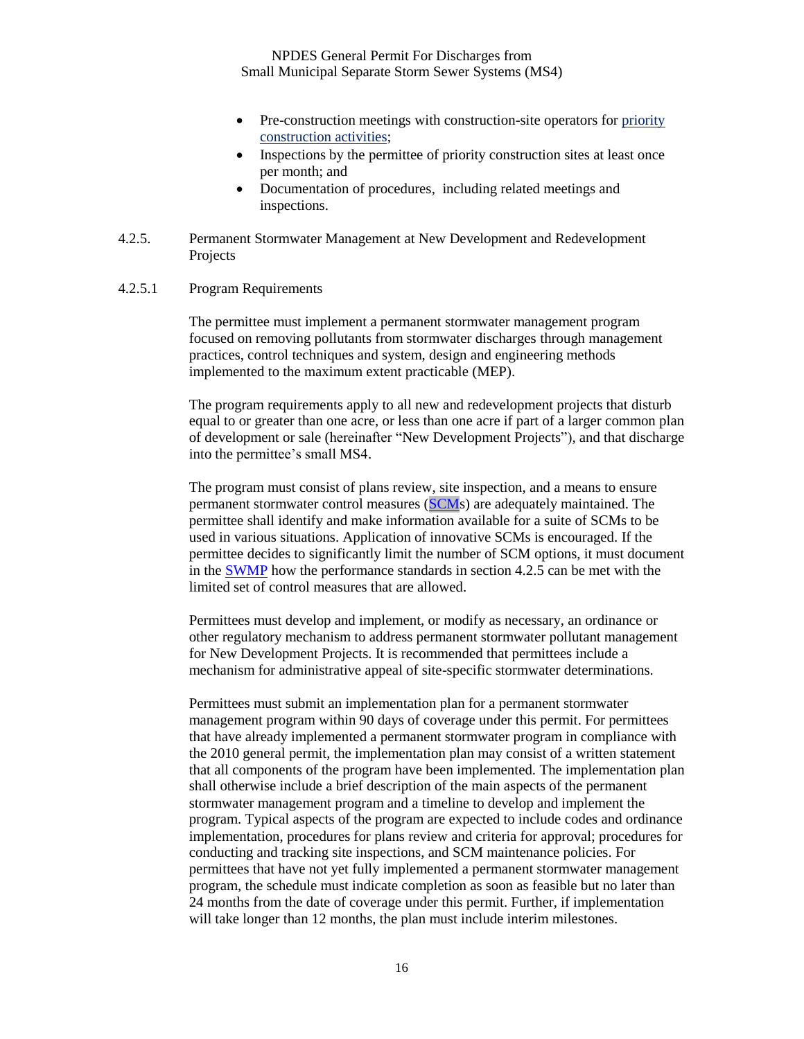- Pre-construction meetings with construction-site operators for priority construction activities;
- Inspections by the permittee of priority construction sites at least once per month; and
- Documentation of procedures, including related meetings and inspections.

### 4.2.5. Permanent Stormwater Management at New Development and Redevelopment Projects

#### 4.2.5.1 Program Requirements

The permittee must implement a permanent stormwater management program focused on removing pollutants from stormwater discharges through management practices, control techniques and system, design and engineering methods implemented to the maximum extent practicable (MEP).

The program requirements apply to all new and redevelopment projects that disturb equal to or greater than one acre, or less than one acre if part of a larger common plan of development or sale (hereinafter "New Development Projects"), and that discharge into the permittee's small MS4.

The program must consist of plans review, site inspection, and a means to ensure permanent stormwater control measures (SCMs) are adequately maintained. The permittee shall identify and make information available for a suite of SCMs to be used in various situations. Application of innovative SCMs is encouraged. If the permittee decides to significantly limit the number of SCM options, it must document in the SWMP how the performance standards in section 4.2.5 can be met with the limited set of control measures that are allowed.

Permittees must develop and implement, or modify as necessary, an ordinance or other regulatory mechanism to address permanent stormwater pollutant management for New Development Projects. It is recommended that permittees include a mechanism for administrative appeal of site-specific stormwater determinations.

Permittees must submit an implementation plan for a permanent stormwater management program within 90 days of coverage under this permit. For permittees that have already implemented a permanent stormwater program in compliance with the 2010 general permit, the implementation plan may consist of a written statement that all components of the program have been implemented. The implementation plan shall otherwise include a brief description of the main aspects of the permanent stormwater management program and a timeline to develop and implement the program. Typical aspects of the program are expected to include codes and ordinance implementation, procedures for plans review and criteria for approval; procedures for conducting and tracking site inspections, and SCM maintenance policies. For permittees that have not yet fully implemented a permanent stormwater management program, the schedule must indicate completion as soon as feasible but no later than 24 months from the date of coverage under this permit. Further, if implementation will take longer than 12 months, the plan must include interim milestones.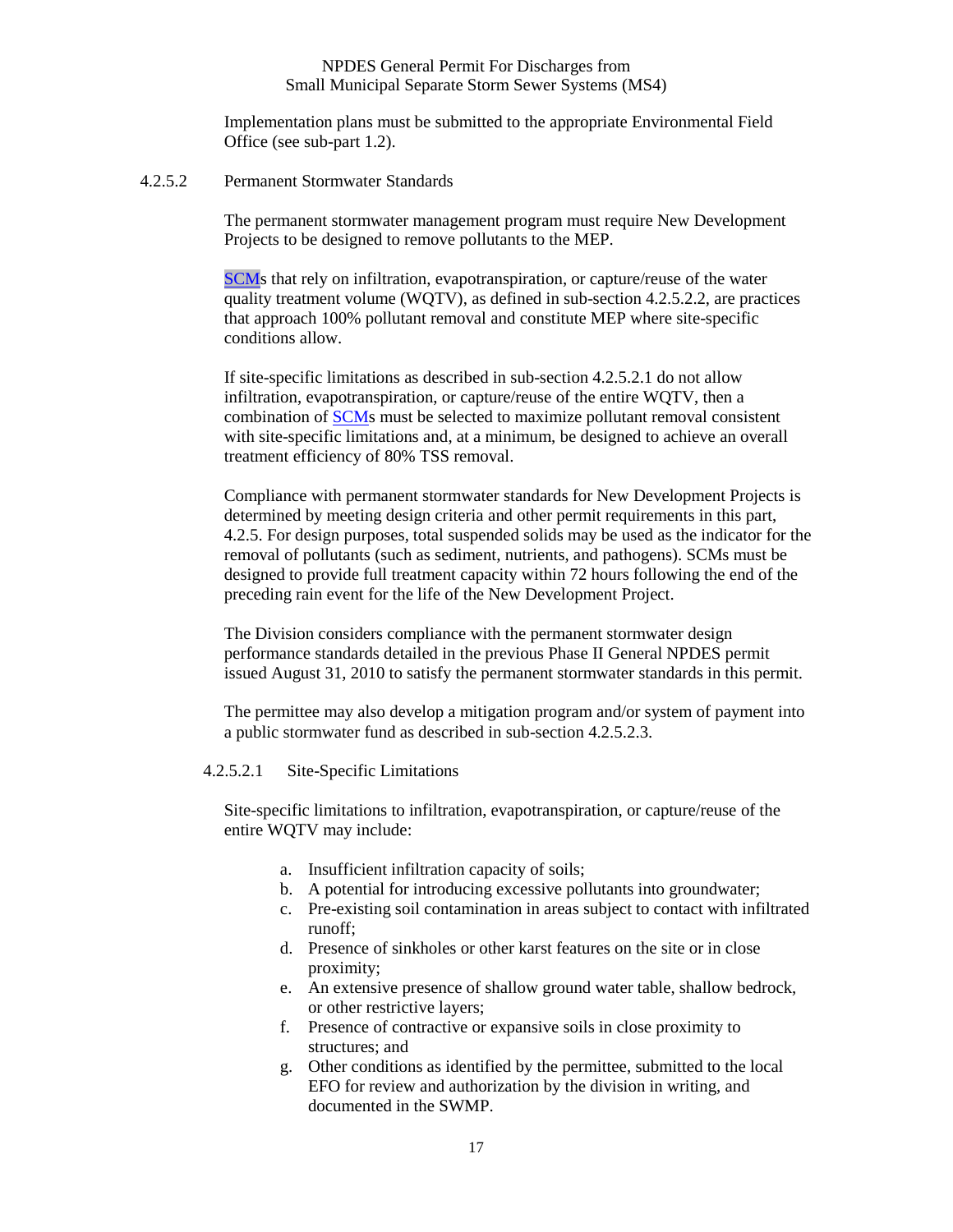Implementation plans must be submitted to the appropriate Environmental Field Office (see sub-part 1.2).

#### 4.2.5.2 Permanent Stormwater Standards

The permanent stormwater management program must require New Development Projects to be designed to remove pollutants to the MEP.

SCMs that rely on infiltration, evapotranspiration, or capture/reuse of the water quality treatment volume (WQTV), as defined in sub-section 4.2.5.2.2, are practices that approach 100% pollutant removal and constitute MEP where site-specific conditions allow.

If site-specific limitations as described in sub-section 4.2.5.2.1 do not allow infiltration, evapotranspiration, or capture/reuse of the entire WQTV, then a combination of SCMs must be selected to maximize pollutant removal consistent with site-specific limitations and, at a minimum, be designed to achieve an overall treatment efficiency of 80% TSS removal.

Compliance with permanent stormwater standards for New Development Projects is determined by meeting design criteria and other permit requirements in this part, 4.2.5. For design purposes, total suspended solids may be used as the indicator for the removal of pollutants (such as sediment, nutrients, and pathogens). SCMs must be designed to provide full treatment capacity within 72 hours following the end of the preceding rain event for the life of the New Development Project.

The Division considers compliance with the permanent stormwater design performance standards detailed in the previous Phase II General NPDES permit issued August 31, 2010 to satisfy the permanent stormwater standards in this permit.

The permittee may also develop a mitigation program and/or system of payment into a public stormwater fund as described in sub-section 4.2.5.2.3.

##### 4.2.5.2.1 Site-Specific Limitations

Site-specific limitations to infiltration, evapotranspiration, or capture/reuse of the entire WQTV may include:

a. Insufficient infiltration capacity of soils;
b. A potential for introducing excessive pollutants into groundwater;
c. Pre-existing soil contamination in areas subject to contact with infiltrated runoff;
d. Presence of sinkholes or other karst features on the site or in close proximity;
e. An extensive presence of shallow ground water table, shallow bedrock, or other restrictive layers;
f. Presence of contractive or expansive soils in close proximity to structures; and
g. Other conditions as identified by the permittee, submitted to the local EFO for review and authorization by the division in writing, and documented in the SWMP.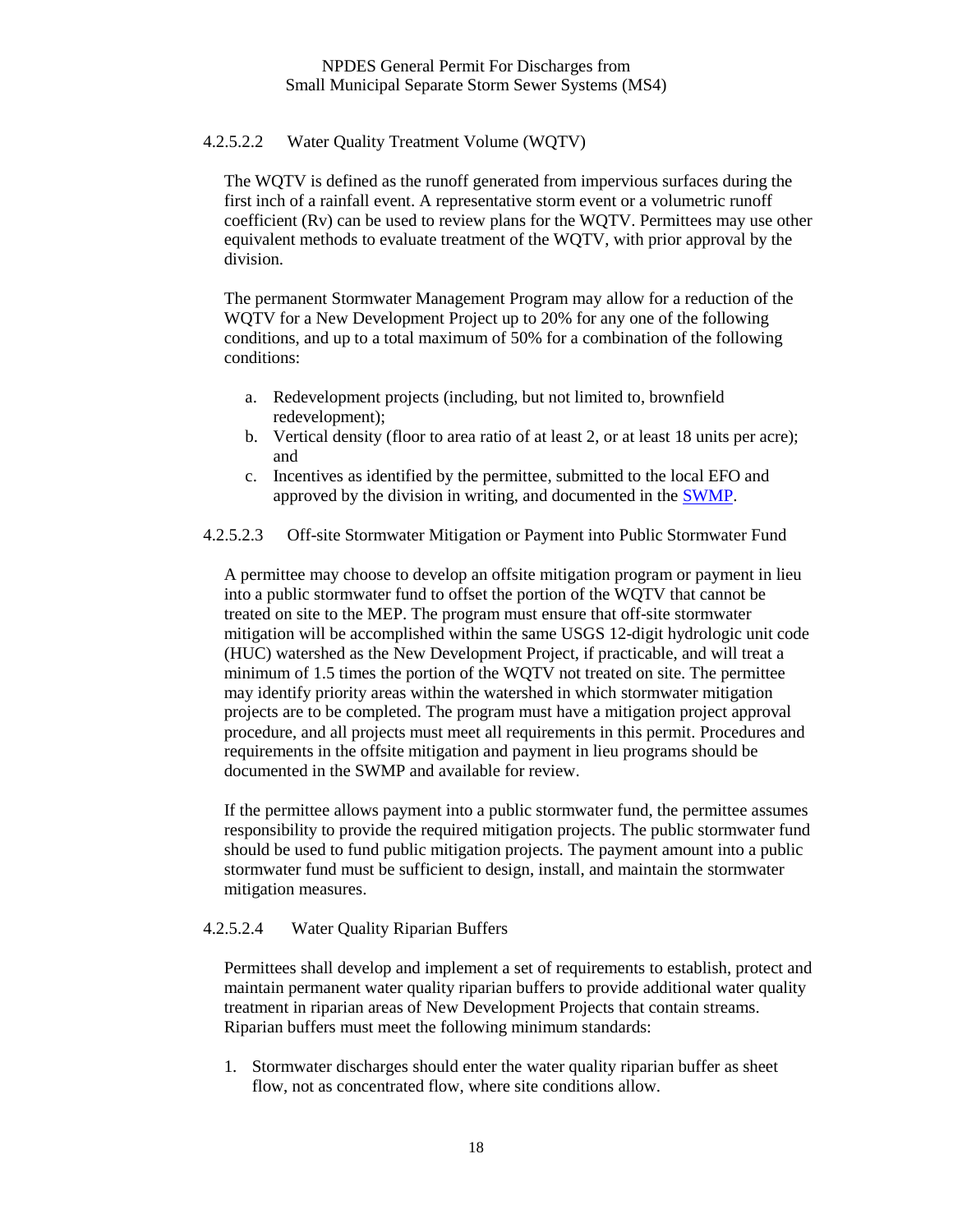#### 4.2.5.2.2 Water Quality Treatment Volume (WQTV)

The WQTV is defined as the runoff generated from impervious surfaces during the first inch of a rainfall event. A representative storm event or a volumetric runoff coefficient (Rv) can be used to review plans for the WQTV. Permittees may use other equivalent methods to evaluate treatment of the WQTV, with prior approval by the division.

The permanent Stormwater Management Program may allow for a reduction of the WQTV for a New Development Project up to 20% for any one of the following conditions, and up to a total maximum of 50% for a combination of the following conditions:

a. Redevelopment projects (including, but not limited to, brownfield redevelopment);
b. Vertical density (floor to area ratio of at least 2, or at least 18 units per acre); and
c. Incentives as identified by the permittee, submitted to the local EFO and approved by the division in writing, and documented in the SWMP.

#### 4.2.5.2.3 Off-site Stormwater Mitigation or Payment into Public Stormwater Fund

A permittee may choose to develop an offsite mitigation program or payment in lieu into a public stormwater fund to offset the portion of the WQTV that cannot be treated on site to the MEP. The program must ensure that off-site stormwater mitigation will be accomplished within the same USGS 12-digit hydrologic unit code (HUC) watershed as the New Development Project, if practicable, and will treat a minimum of 1.5 times the portion of the WQTV not treated on site. The permittee may identify priority areas within the watershed in which stormwater mitigation projects are to be completed. The program must have a mitigation project approval procedure, and all projects must meet all requirements in this permit. Procedures and requirements in the offsite mitigation and payment in lieu programs should be documented in the SWMP and available for review.

If the permittee allows payment into a public stormwater fund, the permittee assumes responsibility to provide the required mitigation projects. The public stormwater fund should be used to fund public mitigation projects. The payment amount into a public stormwater fund must be sufficient to design, install, and maintain the stormwater mitigation measures.

#### 4.2.5.2.4 Water Quality Riparian Buffers

Permittees shall develop and implement a set of requirements to establish, protect and maintain permanent water quality riparian buffers to provide additional water quality treatment in riparian areas of New Development Projects that contain streams. Riparian buffers must meet the following minimum standards:

1. Stormwater discharges should enter the water quality riparian buffer as sheet flow, not as concentrated flow, where site conditions allow.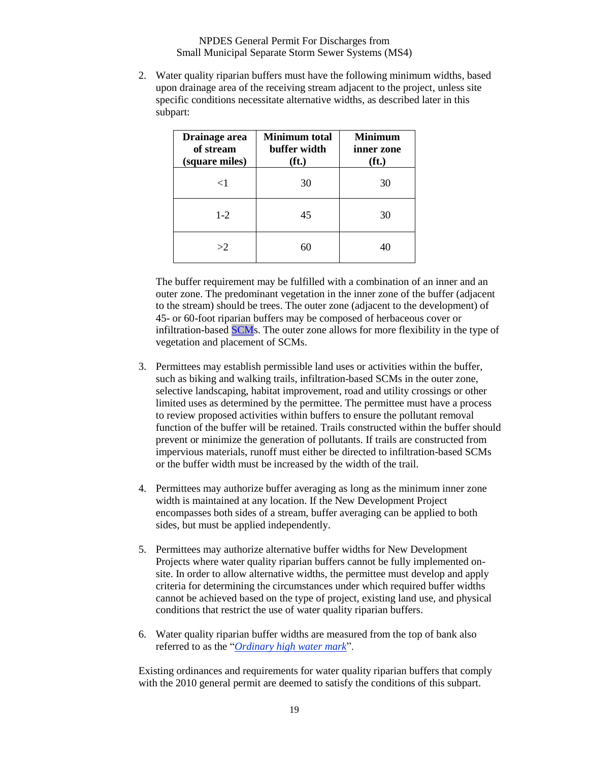2. Water quality riparian buffers must have the following minimum widths, based upon drainage area of the receiving stream adjacent to the project, unless site specific conditions necessitate alternative widths, as described later in this subpart:

| Drainage area of stream (square miles) | Minimum total buffer width (ft.) | Minimum inner zone (ft.) |
|---|---|---|
| <1 | 30 | 30 |
| 1-2 | 45 | 30 |
| >2 | 60 | 40 |

The buffer requirement may be fulfilled with a combination of an inner and an outer zone. The predominant vegetation in the inner zone of the buffer (adjacent to the stream) should be trees. The outer zone (adjacent to the development) of 45- or 60-foot riparian buffers may be composed of herbaceous cover or infiltration-based SCMs. The outer zone allows for more flexibility in the type of vegetation and placement of SCMs.

3. Permittees may establish permissible land uses or activities within the buffer, such as biking and walking trails, infiltration-based SCMs in the outer zone, selective landscaping, habitat improvement, road and utility crossings or other limited uses as determined by the permittee. The permittee must have a process to review proposed activities within buffers to ensure the pollutant removal function of the buffer will be retained. Trails constructed within the buffer should prevent or minimize the generation of pollutants. If trails are constructed from impervious materials, runoff must either be directed to infiltration-based SCMs or the buffer width must be increased by the width of the trail.

4. Permittees may authorize buffer averaging as long as the minimum inner zone width is maintained at any location. If the New Development Project encompasses both sides of a stream, buffer averaging can be applied to both sides, but must be applied independently.

5. Permittees may authorize alternative buffer widths for New Development Projects where water quality riparian buffers cannot be fully implemented on-site. In order to allow alternative widths, the permittee must develop and apply criteria for determining the circumstances under which required buffer widths cannot be achieved based on the type of project, existing land use, and physical conditions that restrict the use of water quality riparian buffers.

6. Water quality riparian buffer widths are measured from the top of bank also referred to as the "*Ordinary high water mark*".

Existing ordinances and requirements for water quality riparian buffers that comply with the 2010 general permit are deemed to satisfy the conditions of this subpart.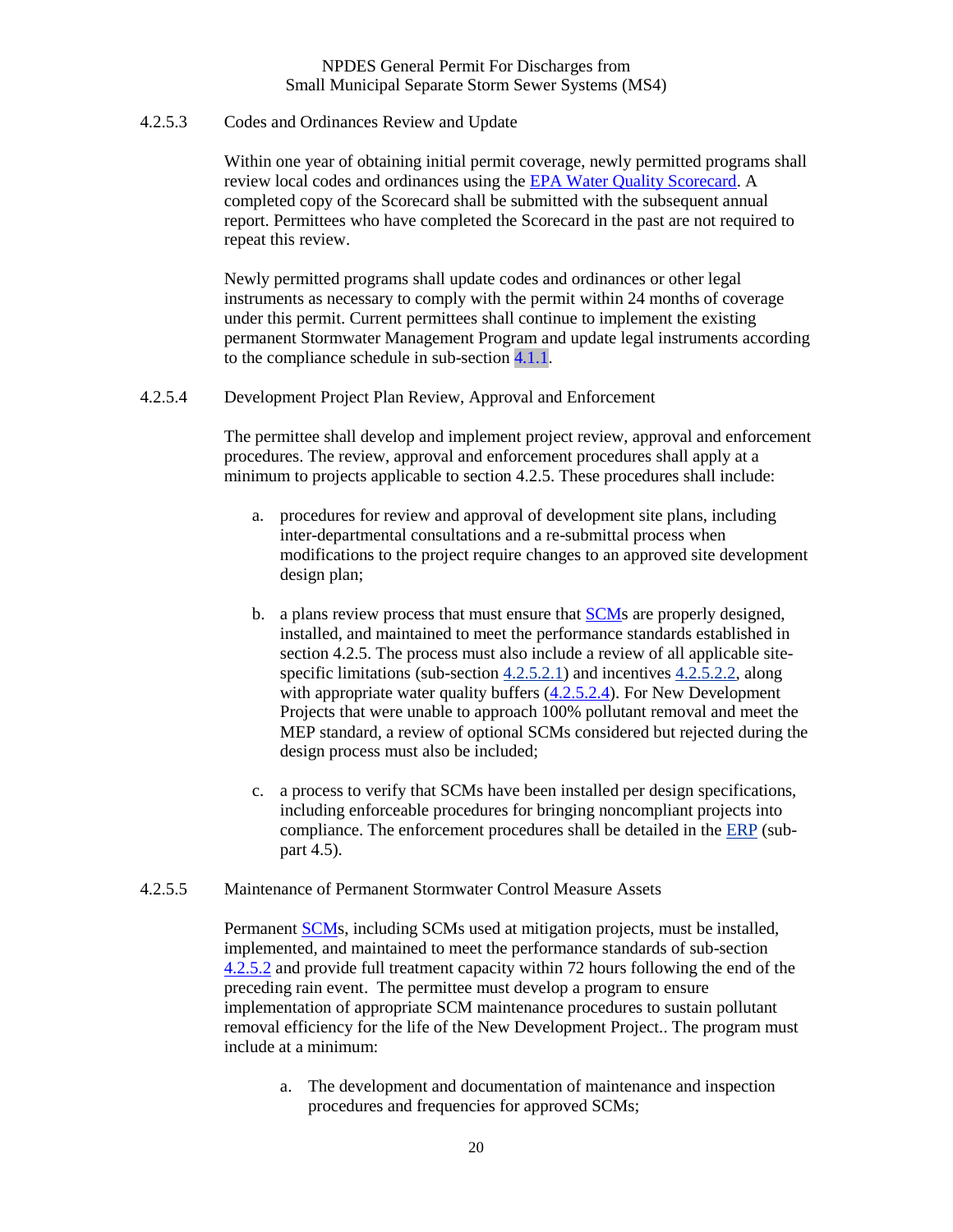#### 4.2.5.3 Codes and Ordinances Review and Update

Within one year of obtaining initial permit coverage, newly permitted programs shall review local codes and ordinances using the EPA Water Quality Scorecard. A completed copy of the Scorecard shall be submitted with the subsequent annual report. Permittees who have completed the Scorecard in the past are not required to repeat this review.

Newly permitted programs shall update codes and ordinances or other legal instruments as necessary to comply with the permit within 24 months of coverage under this permit. Current permittees shall continue to implement the existing permanent Stormwater Management Program and update legal instruments according to the compliance schedule in sub-section 4.1.1.

#### 4.2.5.4 Development Project Plan Review, Approval and Enforcement

The permittee shall develop and implement project review, approval and enforcement procedures. The review, approval and enforcement procedures shall apply at a minimum to projects applicable to section 4.2.5. These procedures shall include:

a. procedures for review and approval of development site plans, including inter-departmental consultations and a re-submittal process when modifications to the project require changes to an approved site development design plan;

b. a plans review process that must ensure that SCMs are properly designed, installed, and maintained to meet the performance standards established in section 4.2.5. The process must also include a review of all applicable site-specific limitations (sub-section 4.2.5.2.1) and incentives 4.2.5.2.2, along with appropriate water quality buffers (4.2.5.2.4). For New Development Projects that were unable to approach 100% pollutant removal and meet the MEP standard, a review of optional SCMs considered but rejected during the design process must also be included;

c. a process to verify that SCMs have been installed per design specifications, including enforceable procedures for bringing noncompliant projects into compliance. The enforcement procedures shall be detailed in the ERP (sub-part 4.5).

#### 4.2.5.5 Maintenance of Permanent Stormwater Control Measure Assets

Permanent SCMs, including SCMs used at mitigation projects, must be installed, implemented, and maintained to meet the performance standards of sub-section 4.2.5.2 and provide full treatment capacity within 72 hours following the end of the preceding rain event. The permittee must develop a program to ensure implementation of appropriate SCM maintenance procedures to sustain pollutant removal efficiency for the life of the New Development Project.. The program must include at a minimum:

a. The development and documentation of maintenance and inspection procedures and frequencies for approved SCMs;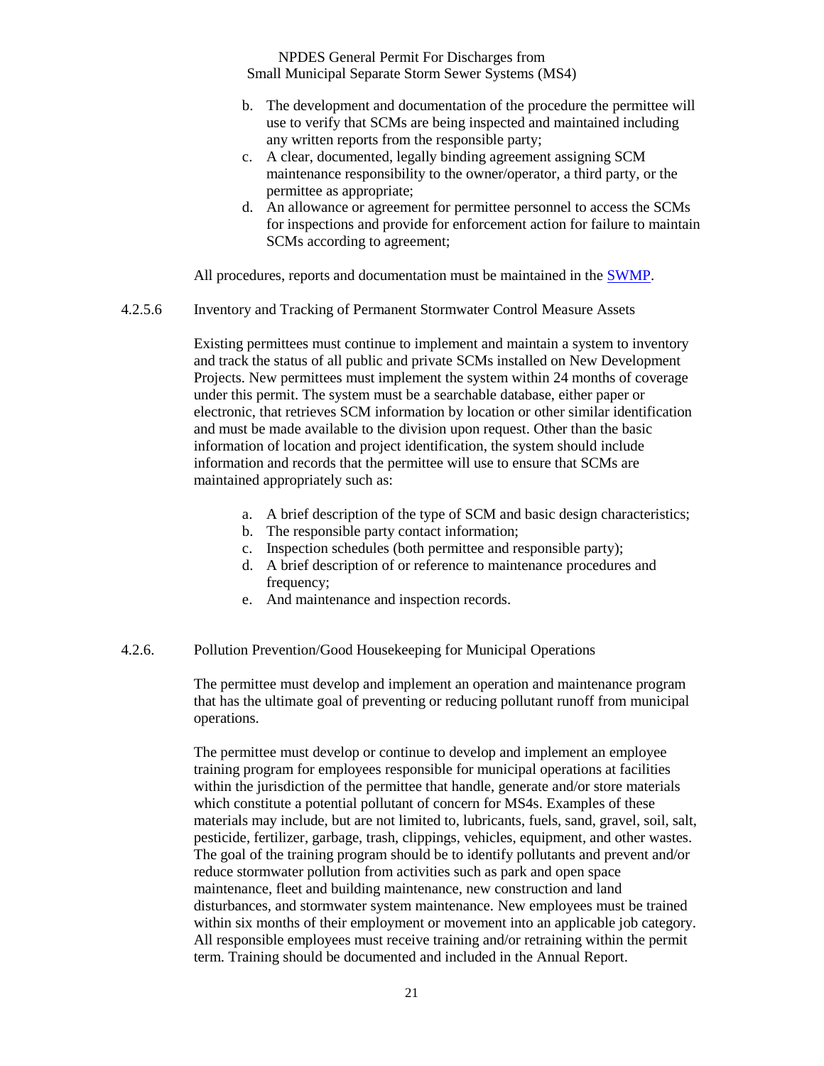b. The development and documentation of the procedure the permittee will use to verify that SCMs are being inspected and maintained including any written reports from the responsible party;
c. A clear, documented, legally binding agreement assigning SCM maintenance responsibility to the owner/operator, a third party, or the permittee as appropriate;
d. An allowance or agreement for permittee personnel to access the SCMs for inspections and provide for enforcement action for failure to maintain SCMs according to agreement;

All procedures, reports and documentation must be maintained in the SWMP.

#### 4.2.5.6 Inventory and Tracking of Permanent Stormwater Control Measure Assets

Existing permittees must continue to implement and maintain a system to inventory and track the status of all public and private SCMs installed on New Development Projects. New permittees must implement the system within 24 months of coverage under this permit. The system must be a searchable database, either paper or electronic, that retrieves SCM information by location or other similar identification and must be made available to the division upon request. Other than the basic information of location and project identification, the system should include information and records that the permittee will use to ensure that SCMs are maintained appropriately such as:

a. A brief description of the type of SCM and basic design characteristics;
b. The responsible party contact information;
c. Inspection schedules (both permittee and responsible party);
d. A brief description of or reference to maintenance procedures and frequency;
e. And maintenance and inspection records.

### 4.2.6. Pollution Prevention/Good Housekeeping for Municipal Operations

The permittee must develop and implement an operation and maintenance program that has the ultimate goal of preventing or reducing pollutant runoff from municipal operations.

The permittee must develop or continue to develop and implement an employee training program for employees responsible for municipal operations at facilities within the jurisdiction of the permittee that handle, generate and/or store materials which constitute a potential pollutant of concern for MS4s. Examples of these materials may include, but are not limited to, lubricants, fuels, sand, gravel, soil, salt, pesticide, fertilizer, garbage, trash, clippings, vehicles, equipment, and other wastes. The goal of the training program should be to identify pollutants and prevent and/or reduce stormwater pollution from activities such as park and open space maintenance, fleet and building maintenance, new construction and land disturbances, and stormwater system maintenance. New employees must be trained within six months of their employment or movement into an applicable job category. All responsible employees must receive training and/or retraining within the permit term. Training should be documented and included in the Annual Report.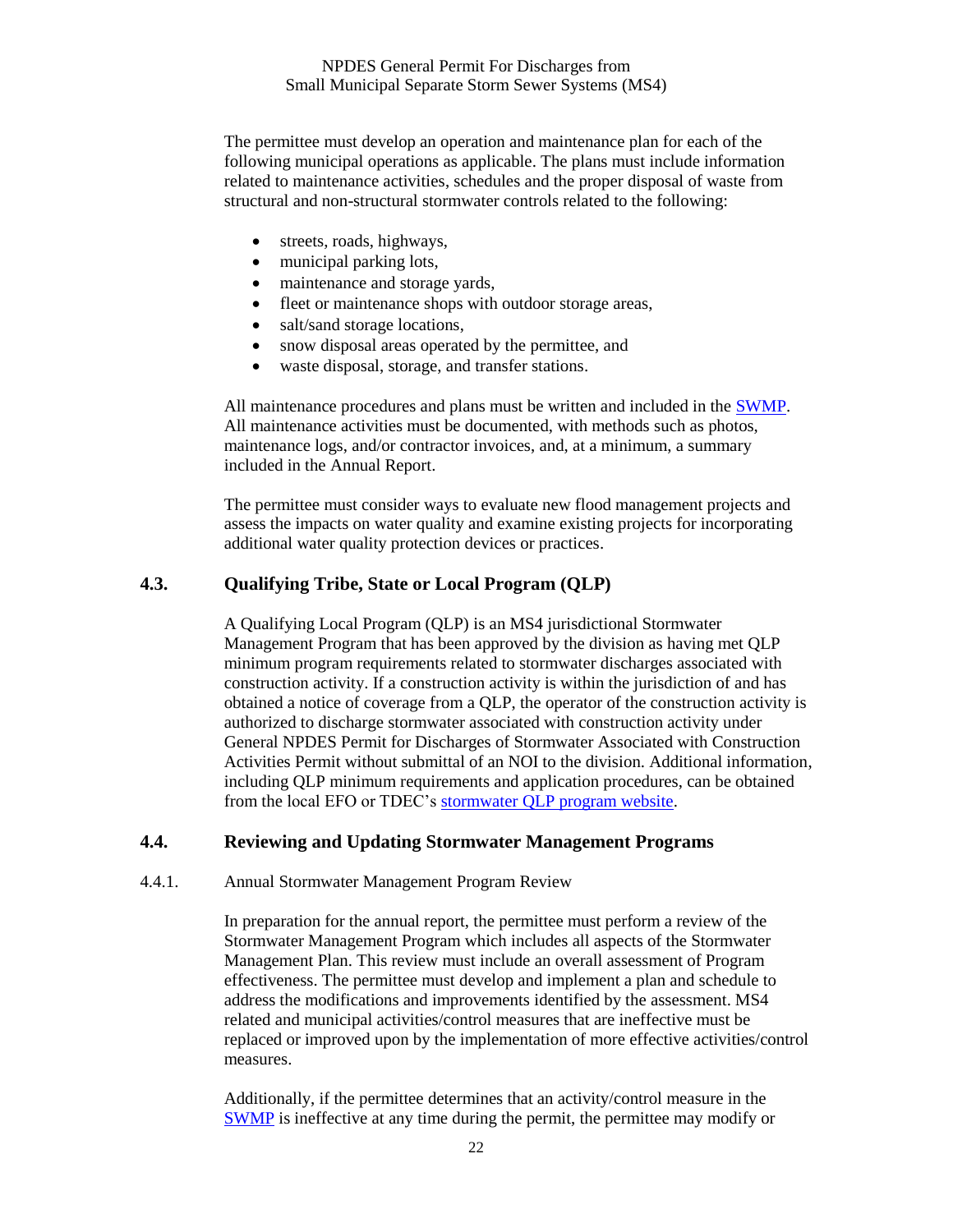The permittee must develop an operation and maintenance plan for each of the following municipal operations as applicable. The plans must include information related to maintenance activities, schedules and the proper disposal of waste from structural and non-structural stormwater controls related to the following:

- streets, roads, highways,
- municipal parking lots,
- maintenance and storage yards,
- fleet or maintenance shops with outdoor storage areas,
- salt/sand storage locations,
- snow disposal areas operated by the permittee, and
- waste disposal, storage, and transfer stations.

All maintenance procedures and plans must be written and included in the SWMP. All maintenance activities must be documented, with methods such as photos, maintenance logs, and/or contractor invoices, and, at a minimum, a summary included in the Annual Report.

The permittee must consider ways to evaluate new flood management projects and assess the impacts on water quality and examine existing projects for incorporating additional water quality protection devices or practices.

## 4.3. Qualifying Tribe, State or Local Program (QLP)

A Qualifying Local Program (QLP) is an MS4 jurisdictional Stormwater Management Program that has been approved by the division as having met QLP minimum program requirements related to stormwater discharges associated with construction activity. If a construction activity is within the jurisdiction of and has obtained a notice of coverage from a QLP, the operator of the construction activity is authorized to discharge stormwater associated with construction activity under General NPDES Permit for Discharges of Stormwater Associated with Construction Activities Permit without submittal of an NOI to the division. Additional information, including QLP minimum requirements and application procedures, can be obtained from the local EFO or TDEC's stormwater QLP program website.

## 4.4. Reviewing and Updating Stormwater Management Programs

4.4.1. Annual Stormwater Management Program Review

In preparation for the annual report, the permittee must perform a review of the Stormwater Management Program which includes all aspects of the Stormwater Management Plan. This review must include an overall assessment of Program effectiveness. The permittee must develop and implement a plan and schedule to address the modifications and improvements identified by the assessment. MS4 related and municipal activities/control measures that are ineffective must be replaced or improved upon by the implementation of more effective activities/control measures.

Additionally, if the permittee determines that an activity/control measure in the SWMP is ineffective at any time during the permit, the permittee may modify or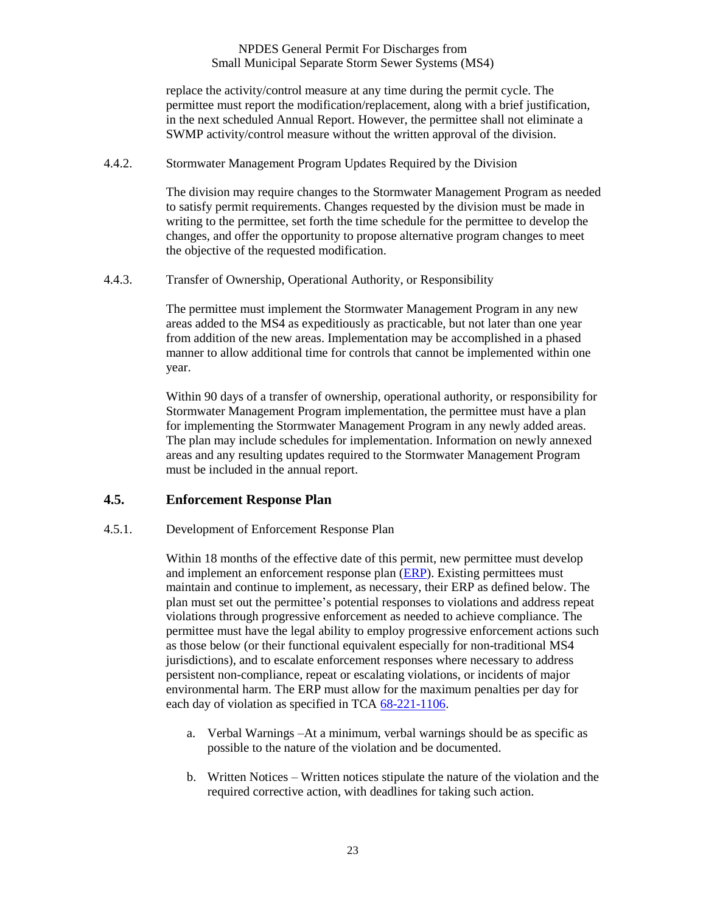replace the activity/control measure at any time during the permit cycle. The permittee must report the modification/replacement, along with a brief justification, in the next scheduled Annual Report. However, the permittee shall not eliminate a SWMP activity/control measure without the written approval of the division.

4.4.2. Stormwater Management Program Updates Required by the Division

The division may require changes to the Stormwater Management Program as needed to satisfy permit requirements. Changes requested by the division must be made in writing to the permittee, set forth the time schedule for the permittee to develop the changes, and offer the opportunity to propose alternative program changes to meet the objective of the requested modification.

4.4.3. Transfer of Ownership, Operational Authority, or Responsibility

The permittee must implement the Stormwater Management Program in any new areas added to the MS4 as expeditiously as practicable, but not later than one year from addition of the new areas. Implementation may be accomplished in a phased manner to allow additional time for controls that cannot be implemented within one year.

Within 90 days of a transfer of ownership, operational authority, or responsibility for Stormwater Management Program implementation, the permittee must have a plan for implementing the Stormwater Management Program in any newly added areas. The plan may include schedules for implementation. Information on newly annexed areas and any resulting updates required to the Stormwater Management Program must be included in the annual report.

## 4.5. Enforcement Response Plan

4.5.1. Development of Enforcement Response Plan

Within 18 months of the effective date of this permit, new permittee must develop and implement an enforcement response plan (ERP). Existing permittees must maintain and continue to implement, as necessary, their ERP as defined below. The plan must set out the permittee's potential responses to violations and address repeat violations through progressive enforcement as needed to achieve compliance. The permittee must have the legal ability to employ progressive enforcement actions such as those below (or their functional equivalent especially for non-traditional MS4 jurisdictions), and to escalate enforcement responses where necessary to address persistent non-compliance, repeat or escalating violations, or incidents of major environmental harm. The ERP must allow for the maximum penalties per day for each day of violation as specified in TCA 68-221-1106.

a. Verbal Warnings –At a minimum, verbal warnings should be as specific as possible to the nature of the violation and be documented.

b. Written Notices – Written notices stipulate the nature of the violation and the required corrective action, with deadlines for taking such action.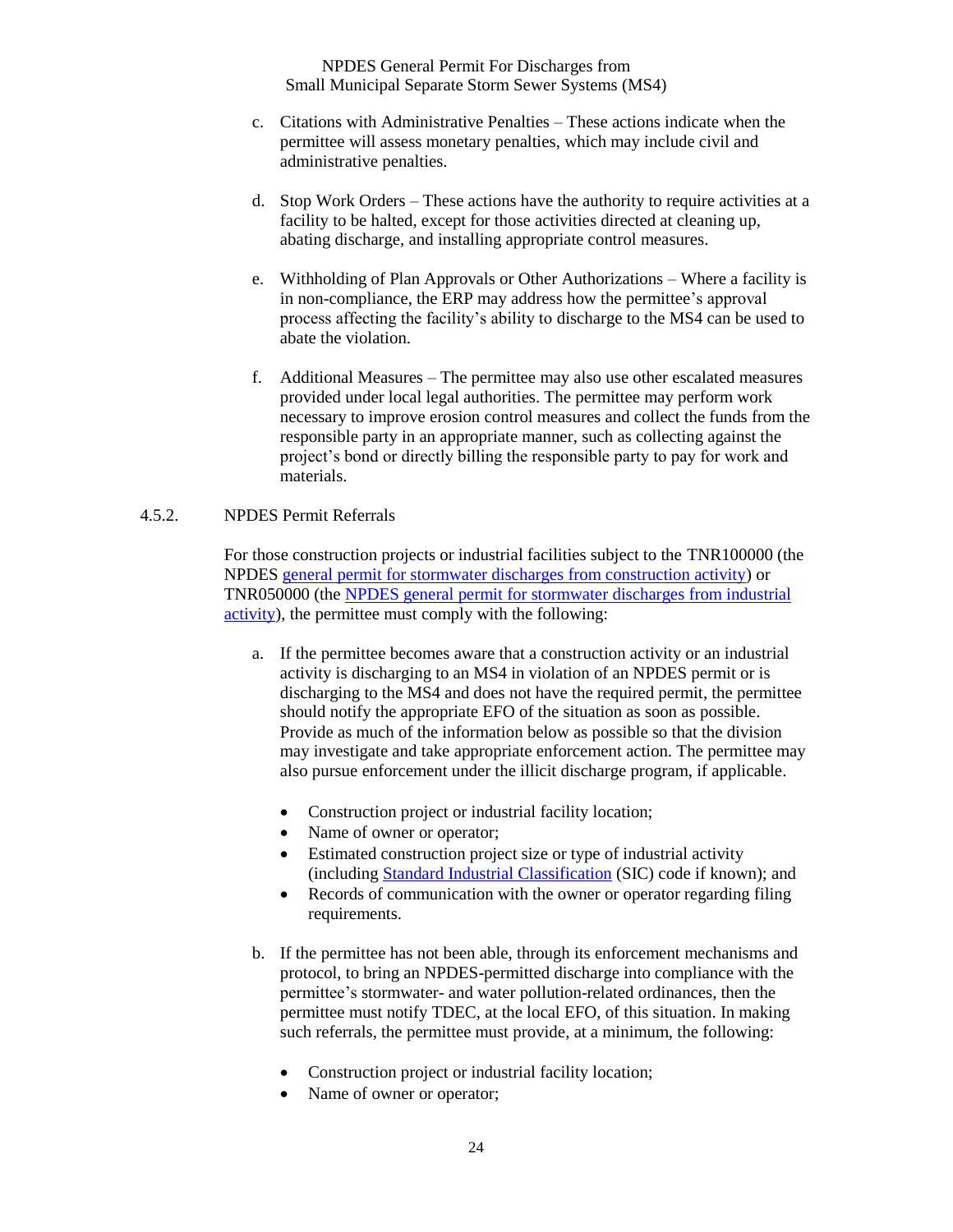c. Citations with Administrative Penalties – These actions indicate when the permittee will assess monetary penalties, which may include civil and administrative penalties.

d. Stop Work Orders – These actions have the authority to require activities at a facility to be halted, except for those activities directed at cleaning up, abating discharge, and installing appropriate control measures.

e. Withholding of Plan Approvals or Other Authorizations – Where a facility is in non-compliance, the ERP may address how the permittee's approval process affecting the facility's ability to discharge to the MS4 can be used to abate the violation.

f. Additional Measures – The permittee may also use other escalated measures provided under local legal authorities. The permittee may perform work necessary to improve erosion control measures and collect the funds from the responsible party in an appropriate manner, such as collecting against the project's bond or directly billing the responsible party to pay for work and materials.

4.5.2. NPDES Permit Referrals

For those construction projects or industrial facilities subject to the TNR100000 (the NPDES general permit for stormwater discharges from construction activity) or TNR050000 (the NPDES general permit for stormwater discharges from industrial activity), the permittee must comply with the following:

a. If the permittee becomes aware that a construction activity or an industrial activity is discharging to an MS4 in violation of an NPDES permit or is discharging to the MS4 and does not have the required permit, the permittee should notify the appropriate EFO of the situation as soon as possible. Provide as much of the information below as possible so that the division may investigate and take appropriate enforcement action. The permittee may also pursue enforcement under the illicit discharge program, if applicable.

- Construction project or industrial facility location;
- Name of owner or operator;
- Estimated construction project size or type of industrial activity (including Standard Industrial Classification (SIC) code if known); and
- Records of communication with the owner or operator regarding filing requirements.

b. If the permittee has not been able, through its enforcement mechanisms and protocol, to bring an NPDES-permitted discharge into compliance with the permittee's stormwater- and water pollution-related ordinances, then the permittee must notify TDEC, at the local EFO, of this situation. In making such referrals, the permittee must provide, at a minimum, the following:

- Construction project or industrial facility location;
- Name of owner or operator;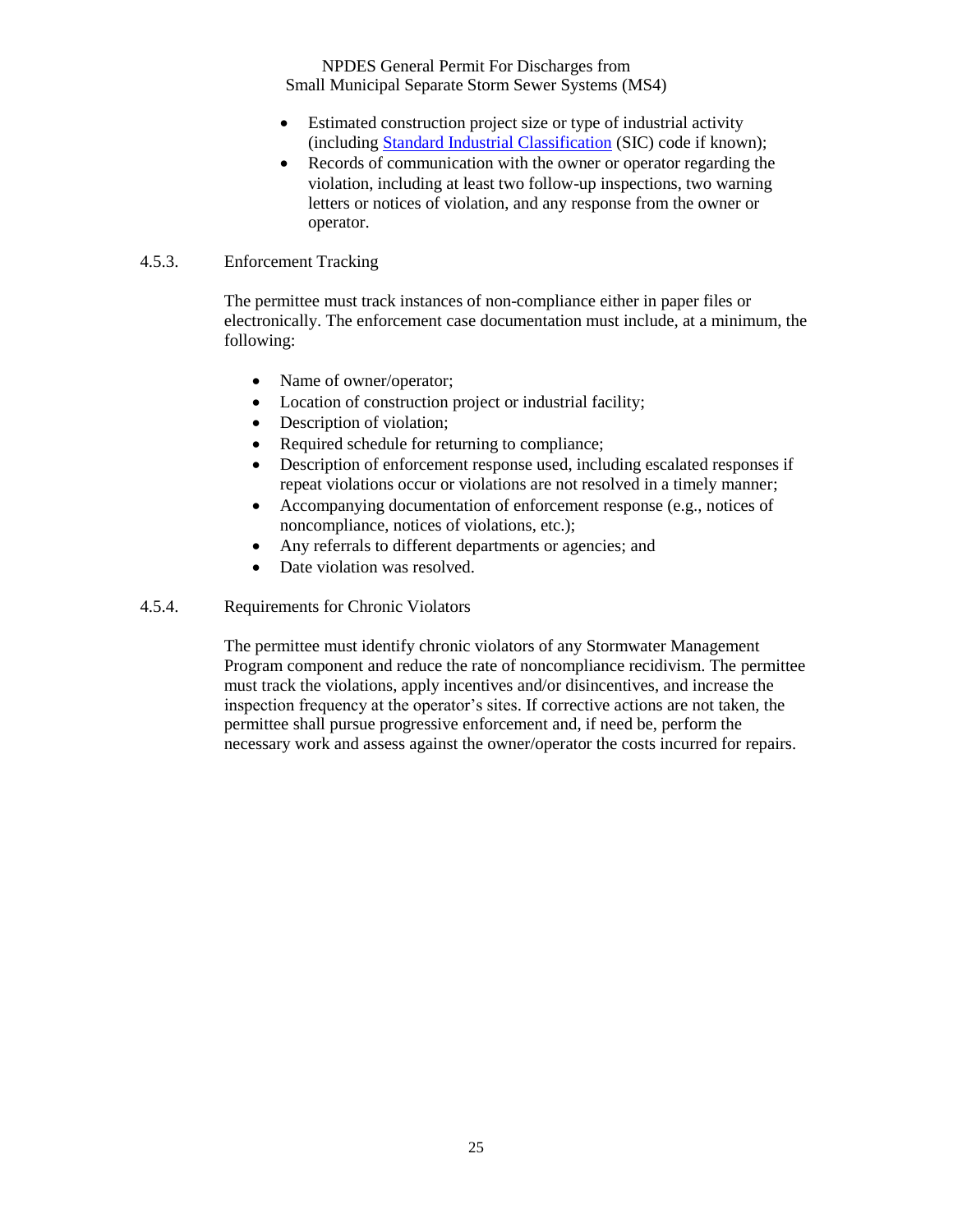- Estimated construction project size or type of industrial activity (including [Standard Industrial Classification](#) (SIC) code if known);
- Records of communication with the owner or operator regarding the violation, including at least two follow-up inspections, two warning letters or notices of violation, and any response from the owner or operator.

### 4.5.3. Enforcement Tracking

The permittee must track instances of non-compliance either in paper files or electronically. The enforcement case documentation must include, at a minimum, the following:

- Name of owner/operator;
- Location of construction project or industrial facility;
- Description of violation;
- Required schedule for returning to compliance;
- Description of enforcement response used, including escalated responses if repeat violations occur or violations are not resolved in a timely manner;
- Accompanying documentation of enforcement response (e.g., notices of noncompliance, notices of violations, etc.);
- Any referrals to different departments or agencies; and
- Date violation was resolved.

### 4.5.4. Requirements for Chronic Violators

The permittee must identify chronic violators of any Stormwater Management Program component and reduce the rate of noncompliance recidivism. The permittee must track the violations, apply incentives and/or disincentives, and increase the inspection frequency at the operator's sites. If corrective actions are not taken, the permittee shall pursue progressive enforcement and, if need be, perform the necessary work and assess against the owner/operator the costs incurred for repairs.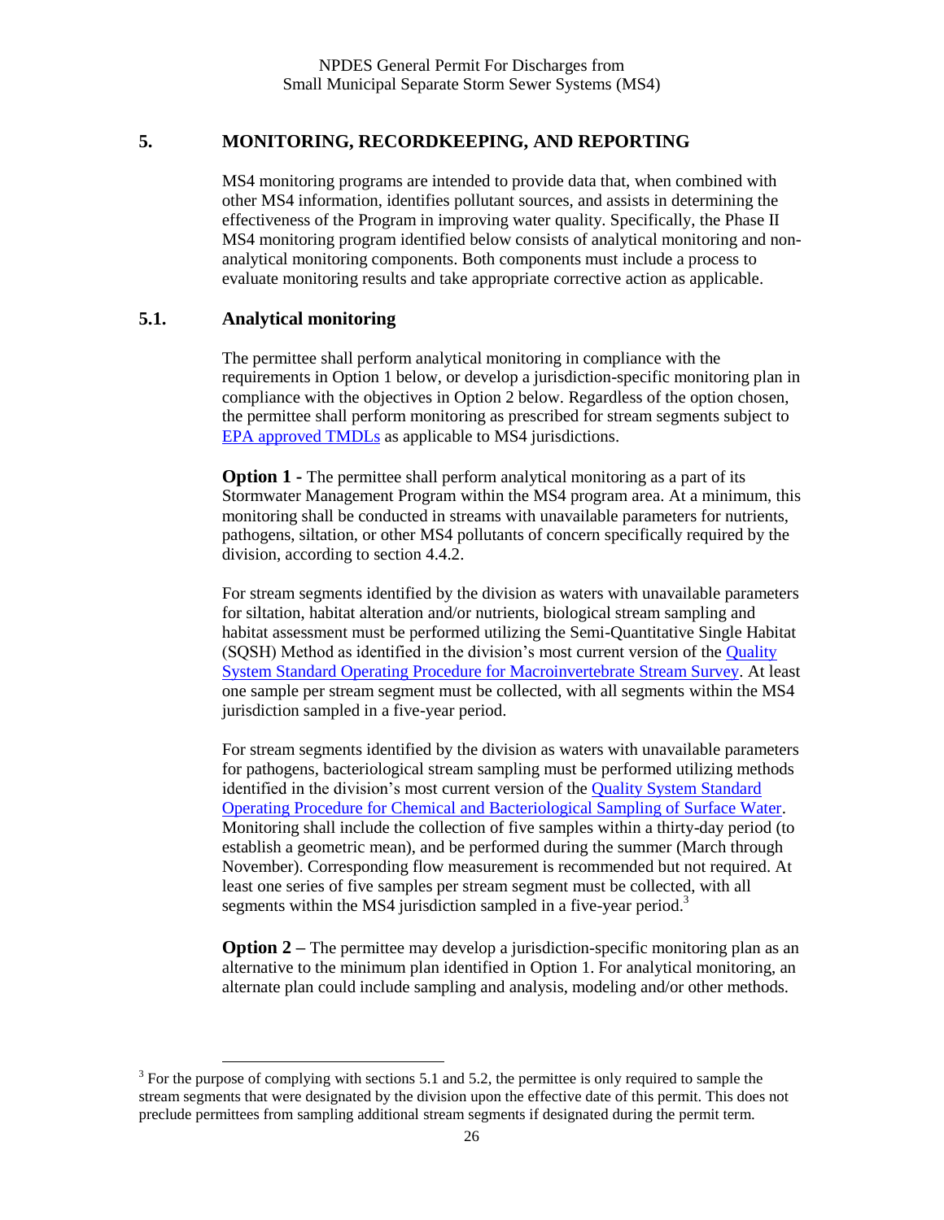## 5. MONITORING, RECORDKEEPING, AND REPORTING

MS4 monitoring programs are intended to provide data that, when combined with other MS4 information, identifies pollutant sources, and assists in determining the effectiveness of the Program in improving water quality. Specifically, the Phase II MS4 monitoring program identified below consists of analytical monitoring and non-analytical monitoring components. Both components must include a process to evaluate monitoring results and take appropriate corrective action as applicable.

### 5.1. Analytical monitoring

The permittee shall perform analytical monitoring in compliance with the requirements in Option 1 below, or develop a jurisdiction-specific monitoring plan in compliance with the objectives in Option 2 below. Regardless of the option chosen, the permittee shall perform monitoring as prescribed for stream segments subject to EPA approved TMDLs as applicable to MS4 jurisdictions.

**Option 1 -** The permittee shall perform analytical monitoring as a part of its Stormwater Management Program within the MS4 program area. At a minimum, this monitoring shall be conducted in streams with unavailable parameters for nutrients, pathogens, siltation, or other MS4 pollutants of concern specifically required by the division, according to section 4.4.2.

For stream segments identified by the division as waters with unavailable parameters for siltation, habitat alteration and/or nutrients, biological stream sampling and habitat assessment must be performed utilizing the Semi-Quantitative Single Habitat (SQSH) Method as identified in the division's most current version of the Quality System Standard Operating Procedure for Macroinvertebrate Stream Survey. At least one sample per stream segment must be collected, with all segments within the MS4 jurisdiction sampled in a five-year period.

For stream segments identified by the division as waters with unavailable parameters for pathogens, bacteriological stream sampling must be performed utilizing methods identified in the division's most current version of the Quality System Standard Operating Procedure for Chemical and Bacteriological Sampling of Surface Water. Monitoring shall include the collection of five samples within a thirty-day period (to establish a geometric mean), and be performed during the summer (March through November). Corresponding flow measurement is recommended but not required. At least one series of five samples per stream segment must be collected, with all segments within the MS4 jurisdiction sampled in a five-year period.[3]

**Option 2 –** The permittee may develop a jurisdiction-specific monitoring plan as an alternative to the minimum plan identified in Option 1. For analytical monitoring, an alternate plan could include sampling and analysis, modeling and/or other methods.

[3] For the purpose of complying with sections 5.1 and 5.2, the permittee is only required to sample the stream segments that were designated by the division upon the effective date of this permit. This does not preclude permittees from sampling additional stream segments if designated during the permit term.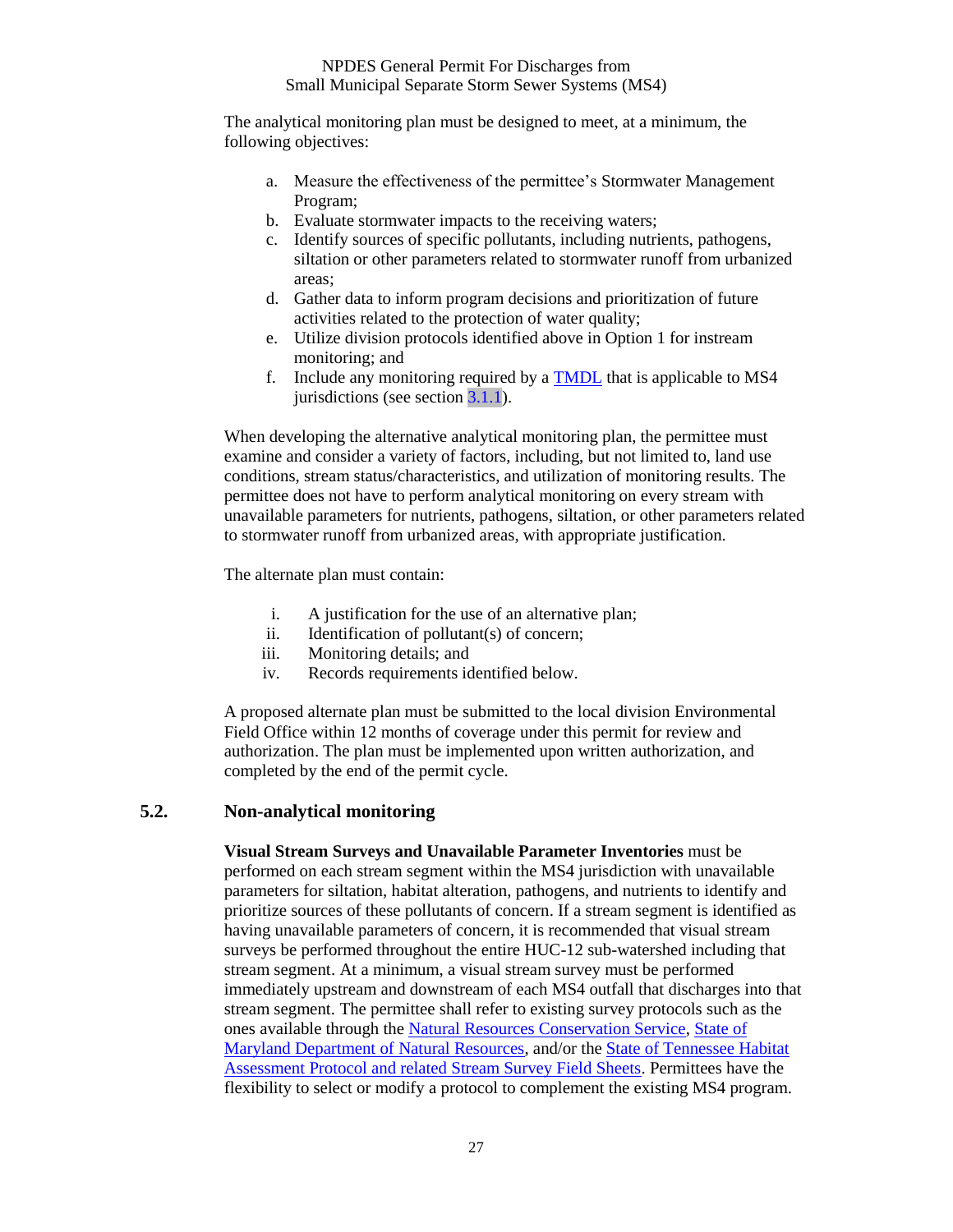The analytical monitoring plan must be designed to meet, at a minimum, the following objectives:

a. Measure the effectiveness of the permittee's Stormwater Management Program;
b. Evaluate stormwater impacts to the receiving waters;
c. Identify sources of specific pollutants, including nutrients, pathogens, siltation or other parameters related to stormwater runoff from urbanized areas;
d. Gather data to inform program decisions and prioritization of future activities related to the protection of water quality;
e. Utilize division protocols identified above in Option 1 for instream monitoring; and
f. Include any monitoring required by a TMDL that is applicable to MS4 jurisdictions (see section 3.1.1).

When developing the alternative analytical monitoring plan, the permittee must examine and consider a variety of factors, including, but not limited to, land use conditions, stream status/characteristics, and utilization of monitoring results. The permittee does not have to perform analytical monitoring on every stream with unavailable parameters for nutrients, pathogens, siltation, or other parameters related to stormwater runoff from urbanized areas, with appropriate justification.

The alternate plan must contain:

i. A justification for the use of an alternative plan;
ii. Identification of pollutant(s) of concern;
iii. Monitoring details; and
iv. Records requirements identified below.

A proposed alternate plan must be submitted to the local division Environmental Field Office within 12 months of coverage under this permit for review and authorization. The plan must be implemented upon written authorization, and completed by the end of the permit cycle.

## 5.2. Non-analytical monitoring

**Visual Stream Surveys and Unavailable Parameter Inventories** must be performed on each stream segment within the MS4 jurisdiction with unavailable parameters for siltation, habitat alteration, pathogens, and nutrients to identify and prioritize sources of these pollutants of concern. If a stream segment is identified as having unavailable parameters of concern, it is recommended that visual stream surveys be performed throughout the entire HUC-12 sub-watershed including that stream segment. At a minimum, a visual stream survey must be performed immediately upstream and downstream of each MS4 outfall that discharges into that stream segment. The permittee shall refer to existing survey protocols such as the ones available through the Natural Resources Conservation Service, State of Maryland Department of Natural Resources, and/or the State of Tennessee Habitat Assessment Protocol and related Stream Survey Field Sheets. Permittees have the flexibility to select or modify a protocol to complement the existing MS4 program.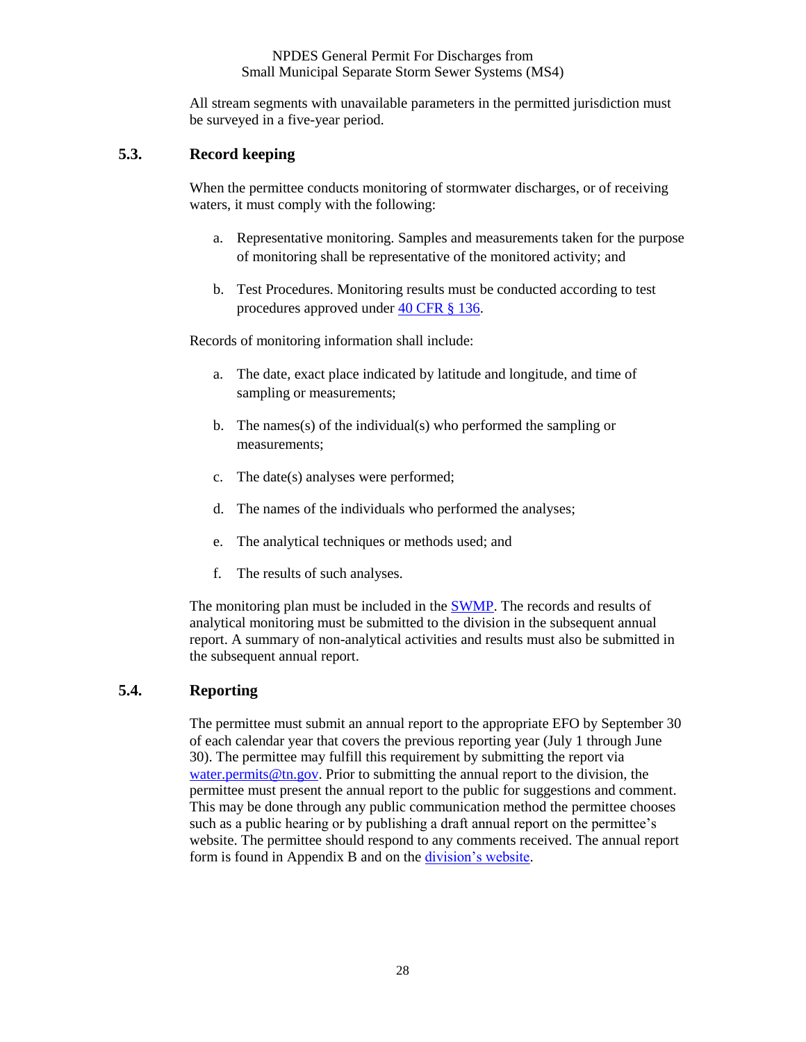All stream segments with unavailable parameters in the permitted jurisdiction must be surveyed in a five-year period.

## 5.3. Record keeping

When the permittee conducts monitoring of stormwater discharges, or of receiving waters, it must comply with the following:

a. Representative monitoring. Samples and measurements taken for the purpose of monitoring shall be representative of the monitored activity; and

b. Test Procedures. Monitoring results must be conducted according to test procedures approved under 40 CFR § 136.

Records of monitoring information shall include:

a. The date, exact place indicated by latitude and longitude, and time of sampling or measurements;

b. The names(s) of the individual(s) who performed the sampling or measurements;

c. The date(s) analyses were performed;

d. The names of the individuals who performed the analyses;

e. The analytical techniques or methods used; and

f. The results of such analyses.

The monitoring plan must be included in the SWMP. The records and results of analytical monitoring must be submitted to the division in the subsequent annual report. A summary of non-analytical activities and results must also be submitted in the subsequent annual report.

## 5.4. Reporting

The permittee must submit an annual report to the appropriate EFO by September 30 of each calendar year that covers the previous reporting year (July 1 through June 30). The permittee may fulfill this requirement by submitting the report via water.permits@tn.gov. Prior to submitting the annual report to the division, the permittee must present the annual report to the public for suggestions and comment. This may be done through any public communication method the permittee chooses such as a public hearing or by publishing a draft annual report on the permittee's website. The permittee should respond to any comments received. The annual report form is found in Appendix B and on the division's website.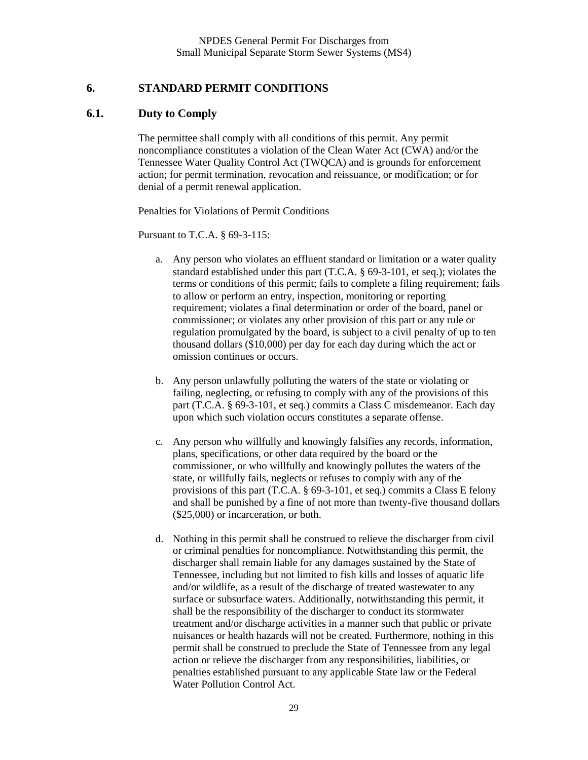## 6. STANDARD PERMIT CONDITIONS

### 6.1. Duty to Comply

The permittee shall comply with all conditions of this permit. Any permit noncompliance constitutes a violation of the Clean Water Act (CWA) and/or the Tennessee Water Quality Control Act (TWQCA) and is grounds for enforcement action; for permit termination, revocation and reissuance, or modification; or for denial of a permit renewal application.

Penalties for Violations of Permit Conditions

Pursuant to T.C.A. § 69-3-115:

a. Any person who violates an effluent standard or limitation or a water quality standard established under this part (T.C.A. § 69-3-101, et seq.); violates the terms or conditions of this permit; fails to complete a filing requirement; fails to allow or perform an entry, inspection, monitoring or reporting requirement; violates a final determination or order of the board, panel or commissioner; or violates any other provision of this part or any rule or regulation promulgated by the board, is subject to a civil penalty of up to ten thousand dollars ($10,000) per day for each day during which the act or omission continues or occurs.

b. Any person unlawfully polluting the waters of the state or violating or failing, neglecting, or refusing to comply with any of the provisions of this part (T.C.A. § 69-3-101, et seq.) commits a Class C misdemeanor. Each day upon which such violation occurs constitutes a separate offense.

c. Any person who willfully and knowingly falsifies any records, information, plans, specifications, or other data required by the board or the commissioner, or who willfully and knowingly pollutes the waters of the state, or willfully fails, neglects or refuses to comply with any of the provisions of this part (T.C.A. § 69-3-101, et seq.) commits a Class E felony and shall be punished by a fine of not more than twenty-five thousand dollars ($25,000) or incarceration, or both.

d. Nothing in this permit shall be construed to relieve the discharger from civil or criminal penalties for noncompliance. Notwithstanding this permit, the discharger shall remain liable for any damages sustained by the State of Tennessee, including but not limited to fish kills and losses of aquatic life and/or wildlife, as a result of the discharge of treated wastewater to any surface or subsurface waters. Additionally, notwithstanding this permit, it shall be the responsibility of the discharger to conduct its stormwater treatment and/or discharge activities in a manner such that public or private nuisances or health hazards will not be created. Furthermore, nothing in this permit shall be construed to preclude the State of Tennessee from any legal action or relieve the discharger from any responsibilities, liabilities, or penalties established pursuant to any applicable State law or the Federal Water Pollution Control Act.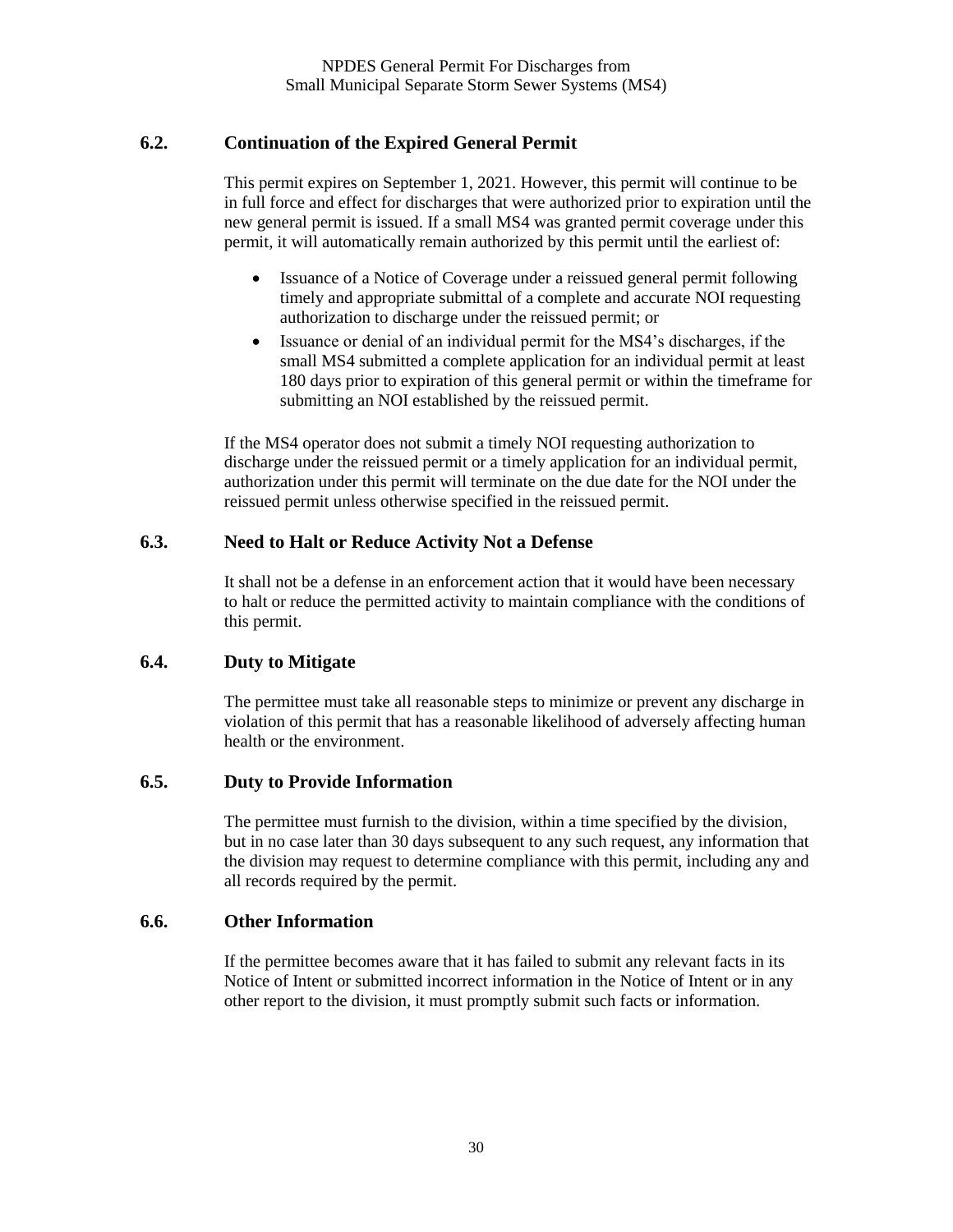## 6.2. Continuation of the Expired General Permit

This permit expires on September 1, 2021. However, this permit will continue to be in full force and effect for discharges that were authorized prior to expiration until the new general permit is issued. If a small MS4 was granted permit coverage under this permit, it will automatically remain authorized by this permit until the earliest of:

- Issuance of a Notice of Coverage under a reissued general permit following timely and appropriate submittal of a complete and accurate NOI requesting authorization to discharge under the reissued permit; or
- Issuance or denial of an individual permit for the MS4's discharges, if the small MS4 submitted a complete application for an individual permit at least 180 days prior to expiration of this general permit or within the timeframe for submitting an NOI established by the reissued permit.

If the MS4 operator does not submit a timely NOI requesting authorization to discharge under the reissued permit or a timely application for an individual permit, authorization under this permit will terminate on the due date for the NOI under the reissued permit unless otherwise specified in the reissued permit.

## 6.3. Need to Halt or Reduce Activity Not a Defense

It shall not be a defense in an enforcement action that it would have been necessary to halt or reduce the permitted activity to maintain compliance with the conditions of this permit.

## 6.4. Duty to Mitigate

The permittee must take all reasonable steps to minimize or prevent any discharge in violation of this permit that has a reasonable likelihood of adversely affecting human health or the environment.

## 6.5. Duty to Provide Information

The permittee must furnish to the division, within a time specified by the division, but in no case later than 30 days subsequent to any such request, any information that the division may request to determine compliance with this permit, including any and all records required by the permit.

## 6.6. Other Information

If the permittee becomes aware that it has failed to submit any relevant facts in its Notice of Intent or submitted incorrect information in the Notice of Intent or in any other report to the division, it must promptly submit such facts or information.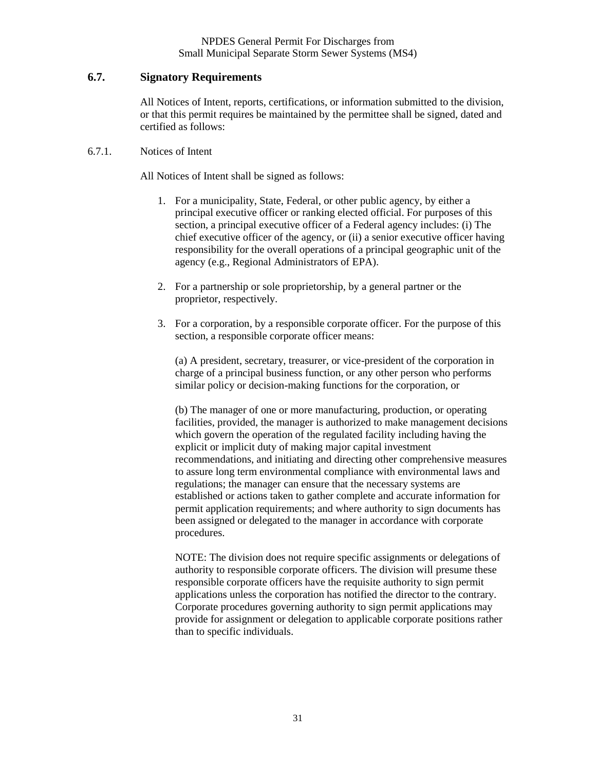## 6.7. Signatory Requirements

All Notices of Intent, reports, certifications, or information submitted to the division, or that this permit requires be maintained by the permittee shall be signed, dated and certified as follows:

### 6.7.1. Notices of Intent

All Notices of Intent shall be signed as follows:

1. For a municipality, State, Federal, or other public agency, by either a principal executive officer or ranking elected official. For purposes of this section, a principal executive officer of a Federal agency includes: (i) The chief executive officer of the agency, or (ii) a senior executive officer having responsibility for the overall operations of a principal geographic unit of the agency (e.g., Regional Administrators of EPA).

2. For a partnership or sole proprietorship, by a general partner or the proprietor, respectively.

3. For a corporation, by a responsible corporate officer. For the purpose of this section, a responsible corporate officer means:

   (a) A president, secretary, treasurer, or vice-president of the corporation in charge of a principal business function, or any other person who performs similar policy or decision-making functions for the corporation, or

   (b) The manager of one or more manufacturing, production, or operating facilities, provided, the manager is authorized to make management decisions which govern the operation of the regulated facility including having the explicit or implicit duty of making major capital investment recommendations, and initiating and directing other comprehensive measures to assure long term environmental compliance with environmental laws and regulations; the manager can ensure that the necessary systems are established or actions taken to gather complete and accurate information for permit application requirements; and where authority to sign documents has been assigned or delegated to the manager in accordance with corporate procedures.

   NOTE: The division does not require specific assignments or delegations of authority to responsible corporate officers. The division will presume these responsible corporate officers have the requisite authority to sign permit applications unless the corporation has notified the director to the contrary. Corporate procedures governing authority to sign permit applications may provide for assignment or delegation to applicable corporate positions rather than to specific individuals.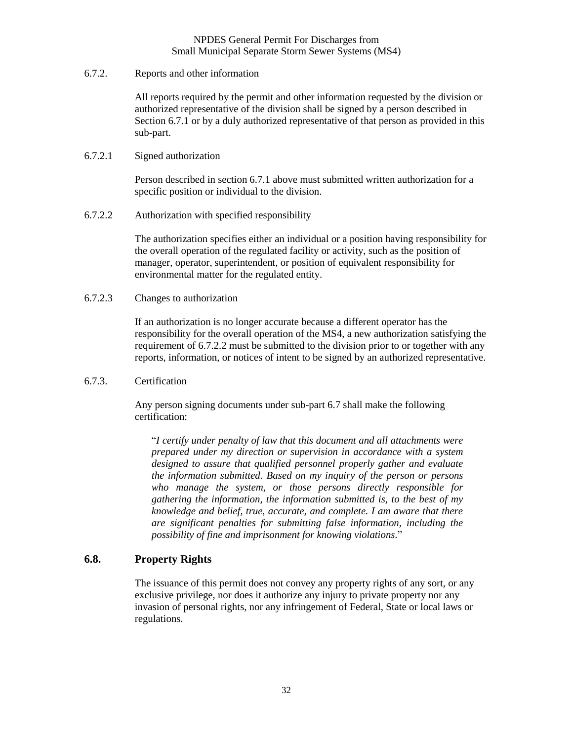6.7.2. Reports and other information

All reports required by the permit and other information requested by the division or authorized representative of the division shall be signed by a person described in Section 6.7.1 or by a duly authorized representative of that person as provided in this sub-part.

6.7.2.1 Signed authorization

Person described in section 6.7.1 above must submitted written authorization for a specific position or individual to the division.

6.7.2.2 Authorization with specified responsibility

The authorization specifies either an individual or a position having responsibility for the overall operation of the regulated facility or activity, such as the position of manager, operator, superintendent, or position of equivalent responsibility for environmental matter for the regulated entity.

6.7.2.3 Changes to authorization

If an authorization is no longer accurate because a different operator has the responsibility for the overall operation of the MS4, a new authorization satisfying the requirement of 6.7.2.2 must be submitted to the division prior to or together with any reports, information, or notices of intent to be signed by an authorized representative.

6.7.3. Certification

Any person signing documents under sub-part 6.7 shall make the following certification:

> "*I certify under penalty of law that this document and all attachments were prepared under my direction or supervision in accordance with a system designed to assure that qualified personnel properly gather and evaluate the information submitted. Based on my inquiry of the person or persons who manage the system, or those persons directly responsible for gathering the information, the information submitted is, to the best of my knowledge and belief, true, accurate, and complete. I am aware that there are significant penalties for submitting false information, including the possibility of fine and imprisonment for knowing violations*."

## 6.8. Property Rights

The issuance of this permit does not convey any property rights of any sort, or any exclusive privilege, nor does it authorize any injury to private property nor any invasion of personal rights, nor any infringement of Federal, State or local laws or regulations.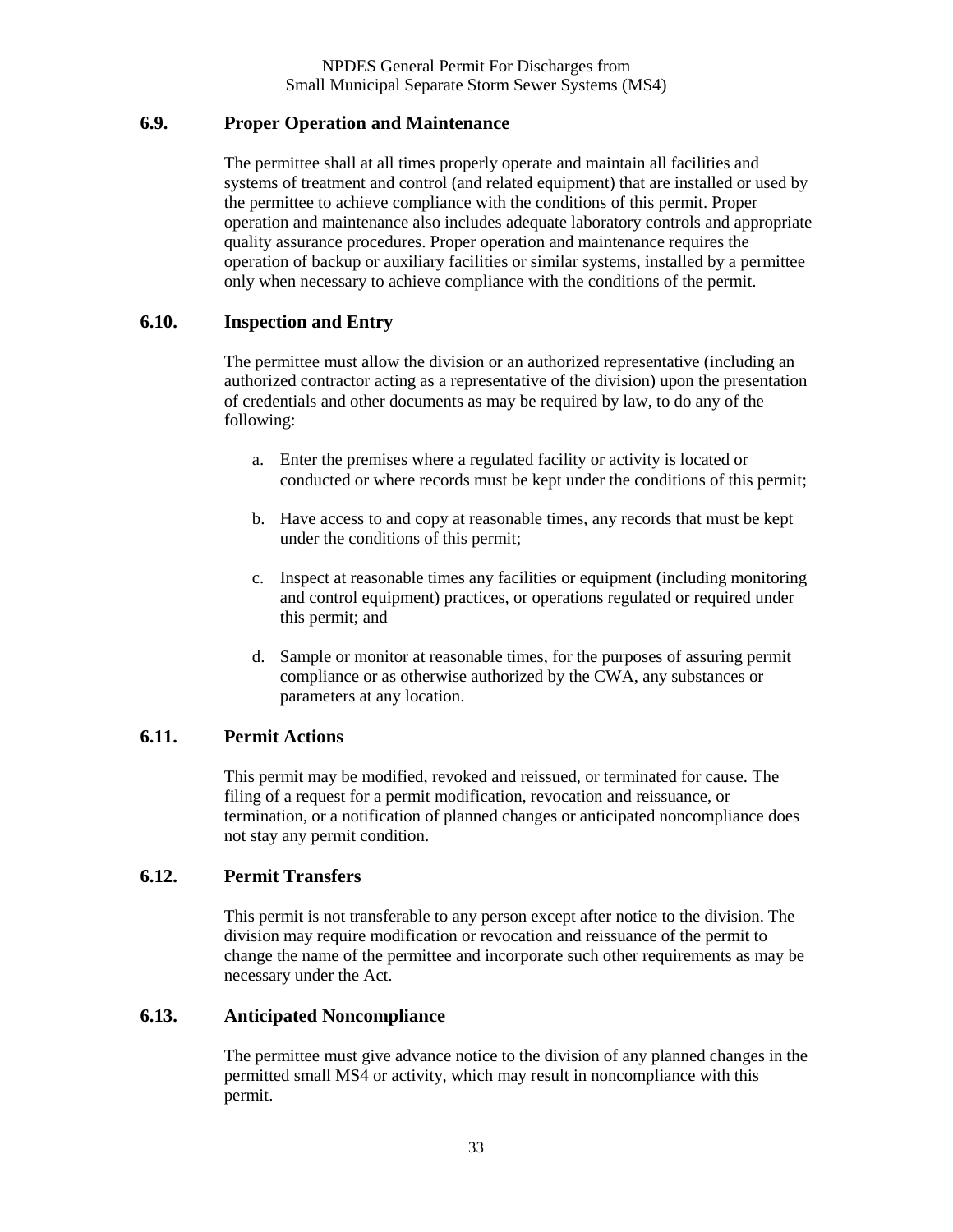## 6.9. Proper Operation and Maintenance

The permittee shall at all times properly operate and maintain all facilities and systems of treatment and control (and related equipment) that are installed or used by the permittee to achieve compliance with the conditions of this permit. Proper operation and maintenance also includes adequate laboratory controls and appropriate quality assurance procedures. Proper operation and maintenance requires the operation of backup or auxiliary facilities or similar systems, installed by a permittee only when necessary to achieve compliance with the conditions of the permit.

## 6.10. Inspection and Entry

The permittee must allow the division or an authorized representative (including an authorized contractor acting as a representative of the division) upon the presentation of credentials and other documents as may be required by law, to do any of the following:

a. Enter the premises where a regulated facility or activity is located or conducted or where records must be kept under the conditions of this permit;

b. Have access to and copy at reasonable times, any records that must be kept under the conditions of this permit;

c. Inspect at reasonable times any facilities or equipment (including monitoring and control equipment) practices, or operations regulated or required under this permit; and

d. Sample or monitor at reasonable times, for the purposes of assuring permit compliance or as otherwise authorized by the CWA, any substances or parameters at any location.

## 6.11. Permit Actions

This permit may be modified, revoked and reissued, or terminated for cause. The filing of a request for a permit modification, revocation and reissuance, or termination, or a notification of planned changes or anticipated noncompliance does not stay any permit condition.

## 6.12. Permit Transfers

This permit is not transferable to any person except after notice to the division. The division may require modification or revocation and reissuance of the permit to change the name of the permittee and incorporate such other requirements as may be necessary under the Act.

## 6.13. Anticipated Noncompliance

The permittee must give advance notice to the division of any planned changes in the permitted small MS4 or activity, which may result in noncompliance with this permit.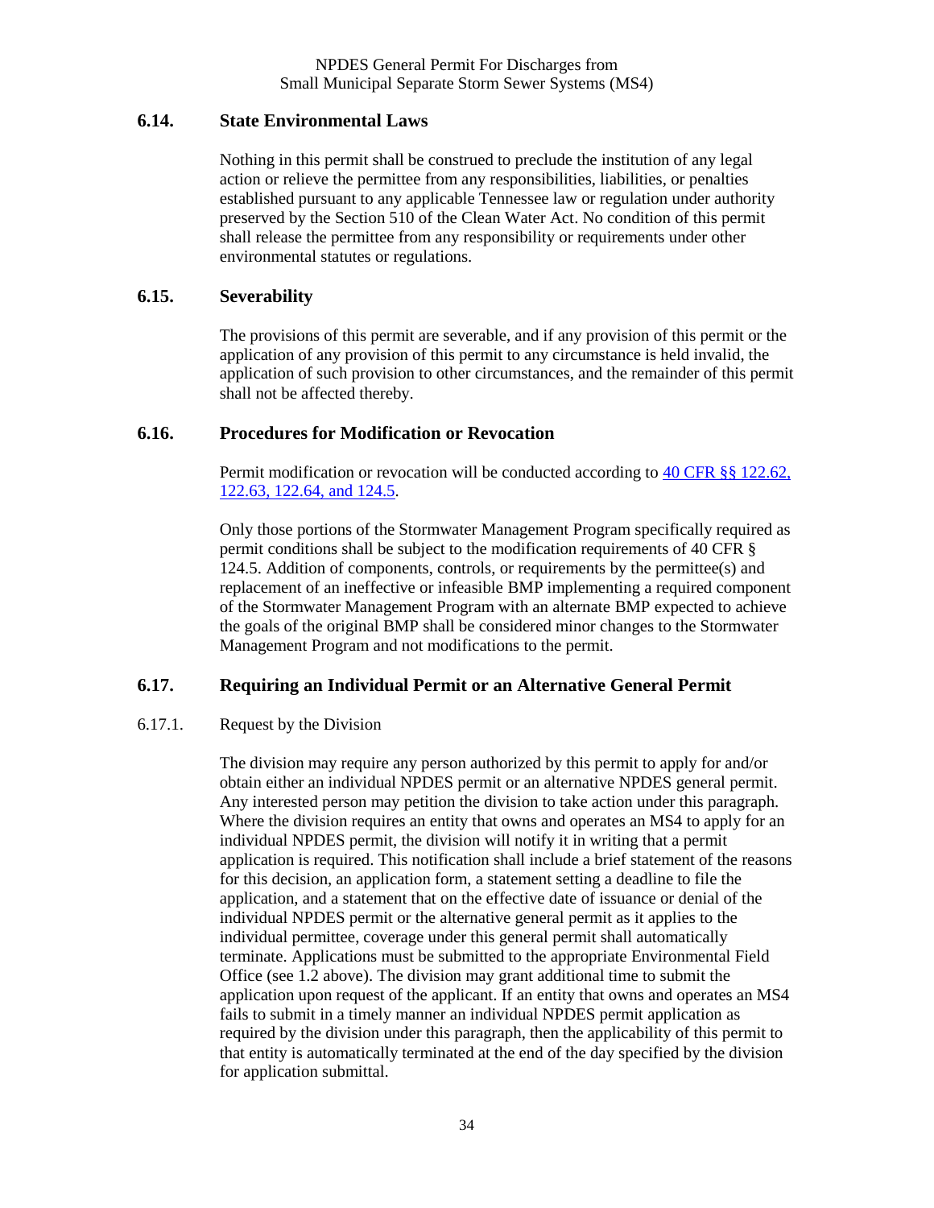## 6.14. State Environmental Laws

Nothing in this permit shall be construed to preclude the institution of any legal action or relieve the permittee from any responsibilities, liabilities, or penalties established pursuant to any applicable Tennessee law or regulation under authority preserved by the Section 510 of the Clean Water Act. No condition of this permit shall release the permittee from any responsibility or requirements under other environmental statutes or regulations.

## 6.15. Severability

The provisions of this permit are severable, and if any provision of this permit or the application of any provision of this permit to any circumstance is held invalid, the application of such provision to other circumstances, and the remainder of this permit shall not be affected thereby.

## 6.16. Procedures for Modification or Revocation

Permit modification or revocation will be conducted according to 40 CFR §§ 122.62, 122.63, 122.64, and 124.5.

Only those portions of the Stormwater Management Program specifically required as permit conditions shall be subject to the modification requirements of 40 CFR § 124.5. Addition of components, controls, or requirements by the permittee(s) and replacement of an ineffective or infeasible BMP implementing a required component of the Stormwater Management Program with an alternate BMP expected to achieve the goals of the original BMP shall be considered minor changes to the Stormwater Management Program and not modifications to the permit.

## 6.17. Requiring an Individual Permit or an Alternative General Permit

### 6.17.1. Request by the Division

The division may require any person authorized by this permit to apply for and/or obtain either an individual NPDES permit or an alternative NPDES general permit. Any interested person may petition the division to take action under this paragraph. Where the division requires an entity that owns and operates an MS4 to apply for an individual NPDES permit, the division will notify it in writing that a permit application is required. This notification shall include a brief statement of the reasons for this decision, an application form, a statement setting a deadline to file the application, and a statement that on the effective date of issuance or denial of the individual NPDES permit or the alternative general permit as it applies to the individual permittee, coverage under this general permit shall automatically terminate. Applications must be submitted to the appropriate Environmental Field Office (see 1.2 above). The division may grant additional time to submit the application upon request of the applicant. If an entity that owns and operates an MS4 fails to submit in a timely manner an individual NPDES permit application as required by the division under this paragraph, then the applicability of this permit to that entity is automatically terminated at the end of the day specified by the division for application submittal.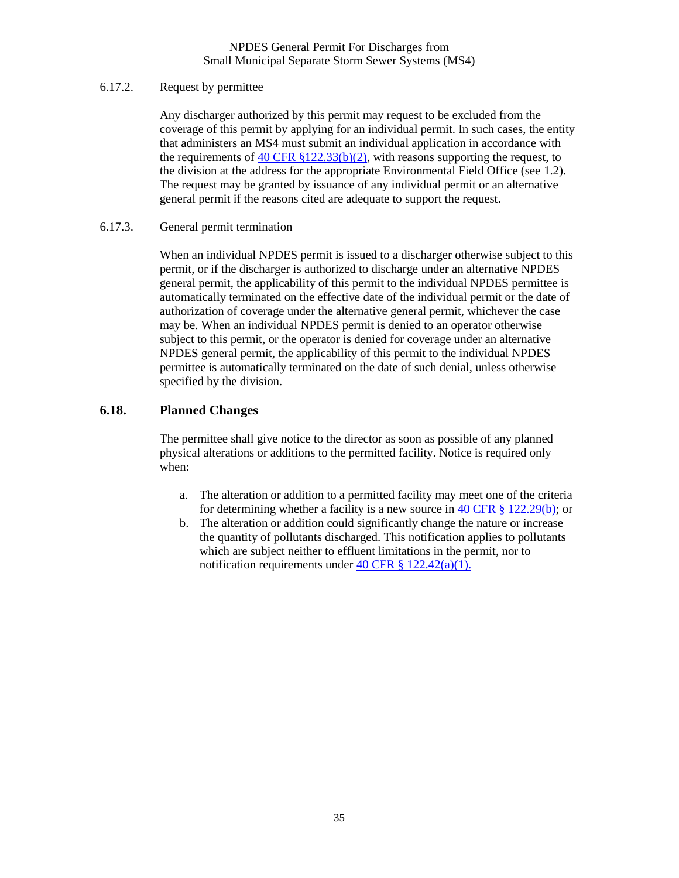6.17.2. Request by permittee

Any discharger authorized by this permit may request to be excluded from the coverage of this permit by applying for an individual permit. In such cases, the entity that administers an MS4 must submit an individual application in accordance with the requirements of [40 CFR §122.33(b)(2)](), with reasons supporting the request, to the division at the address for the appropriate Environmental Field Office (see 1.2). The request may be granted by issuance of any individual permit or an alternative general permit if the reasons cited are adequate to support the request.

6.17.3. General permit termination

When an individual NPDES permit is issued to a discharger otherwise subject to this permit, or if the discharger is authorized to discharge under an alternative NPDES general permit, the applicability of this permit to the individual NPDES permittee is automatically terminated on the effective date of the individual permit or the date of authorization of coverage under the alternative general permit, whichever the case may be. When an individual NPDES permit is denied to an operator otherwise subject to this permit, or the operator is denied for coverage under an alternative NPDES general permit, the applicability of this permit to the individual NPDES permittee is automatically terminated on the date of such denial, unless otherwise specified by the division.

## 6.18. Planned Changes

The permittee shall give notice to the director as soon as possible of any planned physical alterations or additions to the permitted facility. Notice is required only when:

a. The alteration or addition to a permitted facility may meet one of the criteria for determining whether a facility is a new source in [40 CFR § 122.29(b)](); or
b. The alteration or addition could significantly change the nature or increase the quantity of pollutants discharged. This notification applies to pollutants which are subject neither to effluent limitations in the permit, nor to notification requirements under [40 CFR § 122.42(a)(1).]()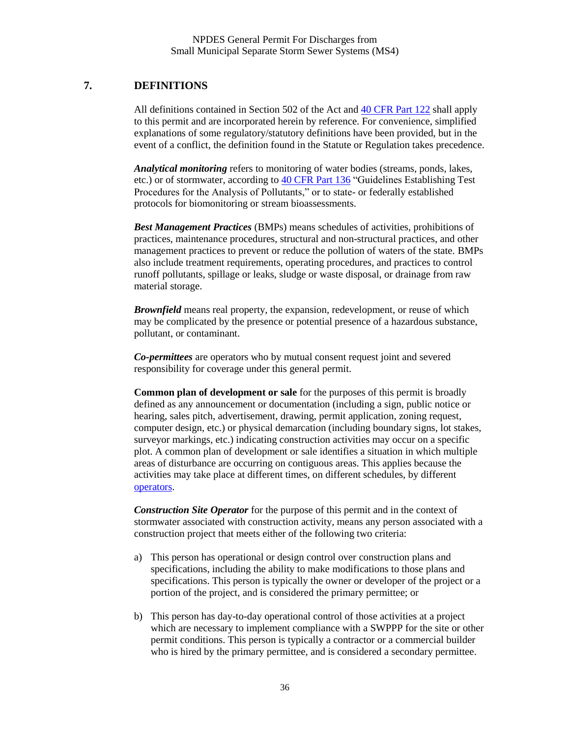## 7. DEFINITIONS

All definitions contained in Section 502 of the Act and [40 CFR Part 122] shall apply to this permit and are incorporated herein by reference. For convenience, simplified explanations of some regulatory/statutory definitions have been provided, but in the event of a conflict, the definition found in the Statute or Regulation takes precedence.

***Analytical monitoring*** refers to monitoring of water bodies (streams, ponds, lakes, etc.) or of stormwater, according to [40 CFR Part 136] "Guidelines Establishing Test Procedures for the Analysis of Pollutants," or to state- or federally established protocols for biomonitoring or stream bioassessments.

***Best Management Practices*** (BMPs) means schedules of activities, prohibitions of practices, maintenance procedures, structural and non-structural practices, and other management practices to prevent or reduce the pollution of waters of the state. BMPs also include treatment requirements, operating procedures, and practices to control runoff pollutants, spillage or leaks, sludge or waste disposal, or drainage from raw material storage.

***Brownfield*** means real property, the expansion, redevelopment, or reuse of which may be complicated by the presence or potential presence of a hazardous substance, pollutant, or contaminant.

***Co-permittees*** are operators who by mutual consent request joint and severed responsibility for coverage under this general permit.

**Common plan of development or sale** for the purposes of this permit is broadly defined as any announcement or documentation (including a sign, public notice or hearing, sales pitch, advertisement, drawing, permit application, zoning request, computer design, etc.) or physical demarcation (including boundary signs, lot stakes, surveyor markings, etc.) indicating construction activities may occur on a specific plot. A common plan of development or sale identifies a situation in which multiple areas of disturbance are occurring on contiguous areas. This applies because the activities may take place at different times, on different schedules, by different [operators].

***Construction Site Operator*** for the purpose of this permit and in the context of stormwater associated with construction activity, means any person associated with a construction project that meets either of the following two criteria:

a) This person has operational or design control over construction plans and specifications, including the ability to make modifications to those plans and specifications. This person is typically the owner or developer of the project or a portion of the project, and is considered the primary permittee; or

b) This person has day-to-day operational control of those activities at a project which are necessary to implement compliance with a SWPPP for the site or other permit conditions. This person is typically a contractor or a commercial builder who is hired by the primary permittee, and is considered a secondary permittee.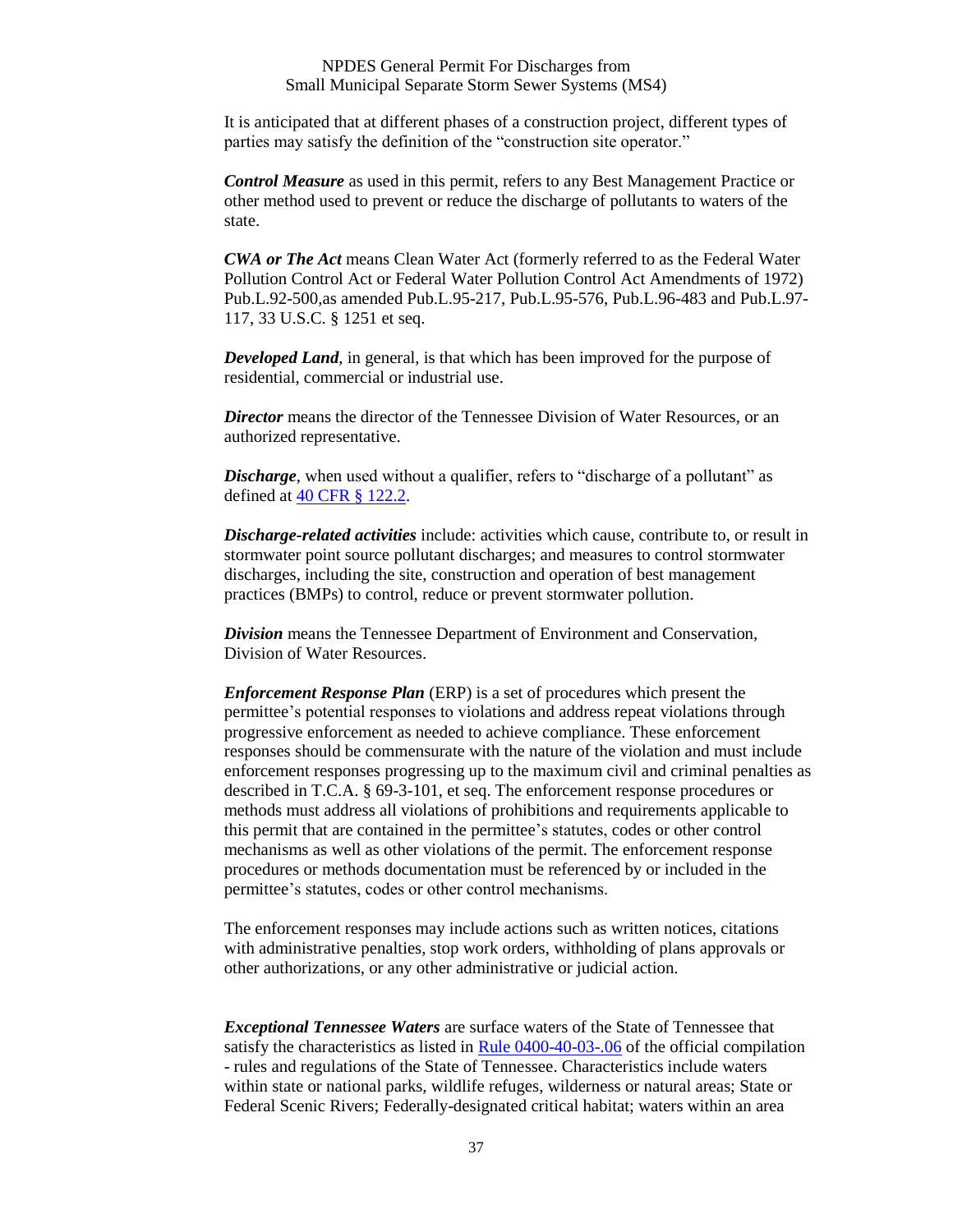It is anticipated that at different phases of a construction project, different types of parties may satisfy the definition of the "construction site operator."

***Control Measure*** as used in this permit, refers to any Best Management Practice or other method used to prevent or reduce the discharge of pollutants to waters of the state.

***CWA or The Act*** means Clean Water Act (formerly referred to as the Federal Water Pollution Control Act or Federal Water Pollution Control Act Amendments of 1972) Pub.L.92-500,as amended Pub.L.95-217, Pub.L.95-576, Pub.L.96-483 and Pub.L.97-117, 33 U.S.C. § 1251 et seq.

***Developed Land***, in general, is that which has been improved for the purpose of residential, commercial or industrial use.

***Director*** means the director of the Tennessee Division of Water Resources, or an authorized representative.

***Discharge***, when used without a qualifier, refers to "discharge of a pollutant" as defined at [40 CFR § 122.2](40 CFR § 122.2).

***Discharge-related activities*** include: activities which cause, contribute to, or result in stormwater point source pollutant discharges; and measures to control stormwater discharges, including the site, construction and operation of best management practices (BMPs) to control, reduce or prevent stormwater pollution.

***Division*** means the Tennessee Department of Environment and Conservation, Division of Water Resources.

***Enforcement Response Plan*** (ERP) is a set of procedures which present the permittee's potential responses to violations and address repeat violations through progressive enforcement as needed to achieve compliance. These enforcement responses should be commensurate with the nature of the violation and must include enforcement responses progressing up to the maximum civil and criminal penalties as described in T.C.A. § 69-3-101, et seq. The enforcement response procedures or methods must address all violations of prohibitions and requirements applicable to this permit that are contained in the permittee's statutes, codes or other control mechanisms as well as other violations of the permit. The enforcement response procedures or methods documentation must be referenced by or included in the permittee's statutes, codes or other control mechanisms.

The enforcement responses may include actions such as written notices, citations with administrative penalties, stop work orders, withholding of plans approvals or other authorizations, or any other administrative or judicial action.

***Exceptional Tennessee Waters*** are surface waters of the State of Tennessee that satisfy the characteristics as listed in Rule 0400-40-03-.06 of the official compilation - rules and regulations of the State of Tennessee. Characteristics include waters within state or national parks, wildlife refuges, wilderness or natural areas; State or Federal Scenic Rivers; Federally-designated critical habitat; waters within an area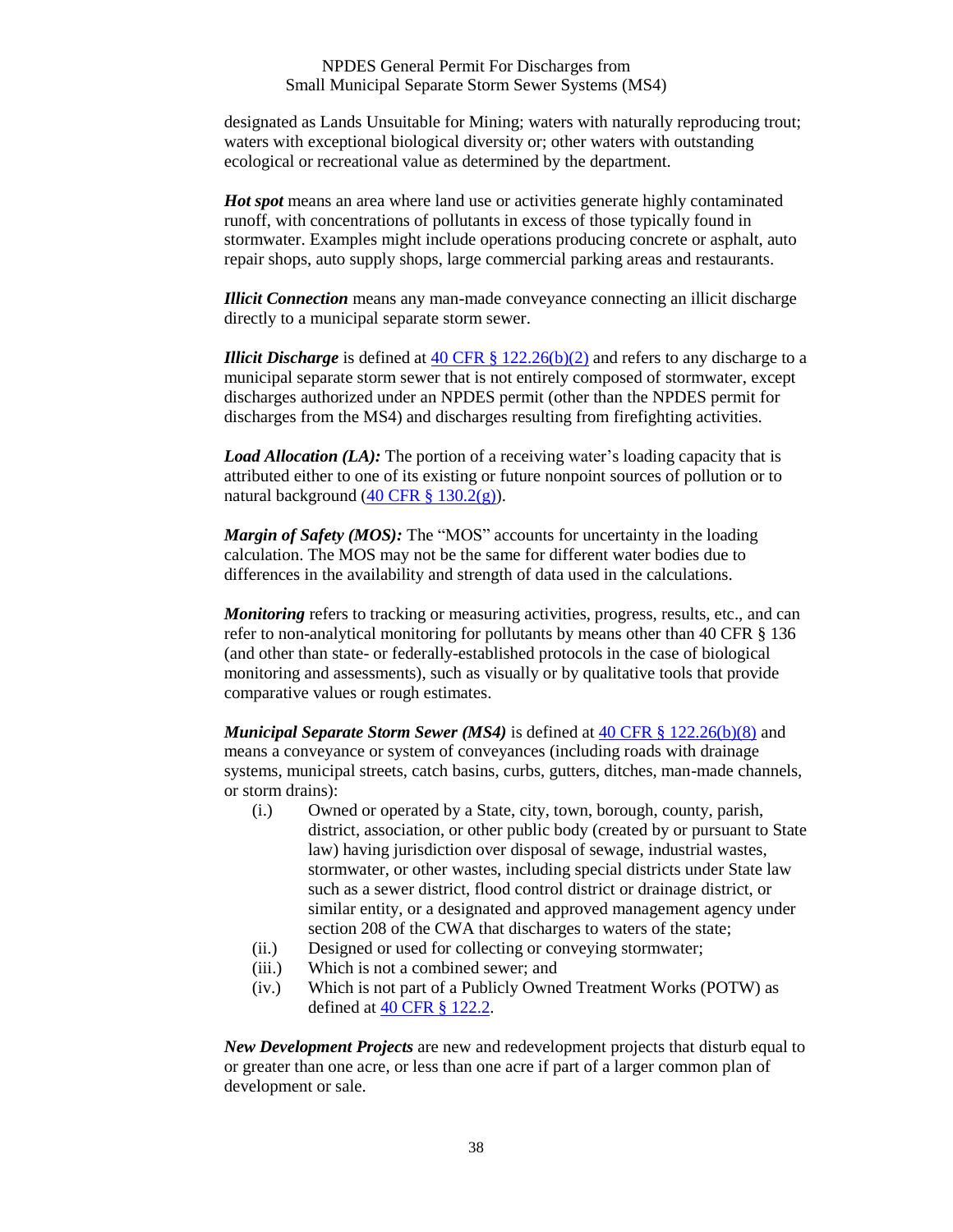designated as Lands Unsuitable for Mining; waters with naturally reproducing trout; waters with exceptional biological diversity or; other waters with outstanding ecological or recreational value as determined by the department.

***Hot spot*** means an area where land use or activities generate highly contaminated runoff, with concentrations of pollutants in excess of those typically found in stormwater. Examples might include operations producing concrete or asphalt, auto repair shops, auto supply shops, large commercial parking areas and restaurants.

***Illicit Connection*** means any man-made conveyance connecting an illicit discharge directly to a municipal separate storm sewer.

***Illicit Discharge*** is defined at 40 CFR § 122.26(b)(2) and refers to any discharge to a municipal separate storm sewer that is not entirely composed of stormwater, except discharges authorized under an NPDES permit (other than the NPDES permit for discharges from the MS4) and discharges resulting from firefighting activities.

***Load Allocation (LA):*** The portion of a receiving water's loading capacity that is attributed either to one of its existing or future nonpoint sources of pollution or to natural background (40 CFR § 130.2(g)).

***Margin of Safety (MOS):*** The "MOS" accounts for uncertainty in the loading calculation. The MOS may not be the same for different water bodies due to differences in the availability and strength of data used in the calculations.

***Monitoring*** refers to tracking or measuring activities, progress, results, etc., and can refer to non-analytical monitoring for pollutants by means other than 40 CFR § 136 (and other than state- or federally-established protocols in the case of biological monitoring and assessments), such as visually or by qualitative tools that provide comparative values or rough estimates.

***Municipal Separate Storm Sewer (MS4)*** is defined at 40 CFR § 122.26(b)(8) and means a conveyance or system of conveyances (including roads with drainage systems, municipal streets, catch basins, curbs, gutters, ditches, man-made channels, or storm drains):

(i.) Owned or operated by a State, city, town, borough, county, parish, district, association, or other public body (created by or pursuant to State law) having jurisdiction over disposal of sewage, industrial wastes, stormwater, or other wastes, including special districts under State law such as a sewer district, flood control district or drainage district, or similar entity, or a designated and approved management agency under section 208 of the CWA that discharges to waters of the state;

(ii.) Designed or used for collecting or conveying stormwater;

(iii.) Which is not a combined sewer; and

(iv.) Which is not part of a Publicly Owned Treatment Works (POTW) as defined at 40 CFR § 122.2.

***New Development Projects*** are new and redevelopment projects that disturb equal to or greater than one acre, or less than one acre if part of a larger common plan of development or sale.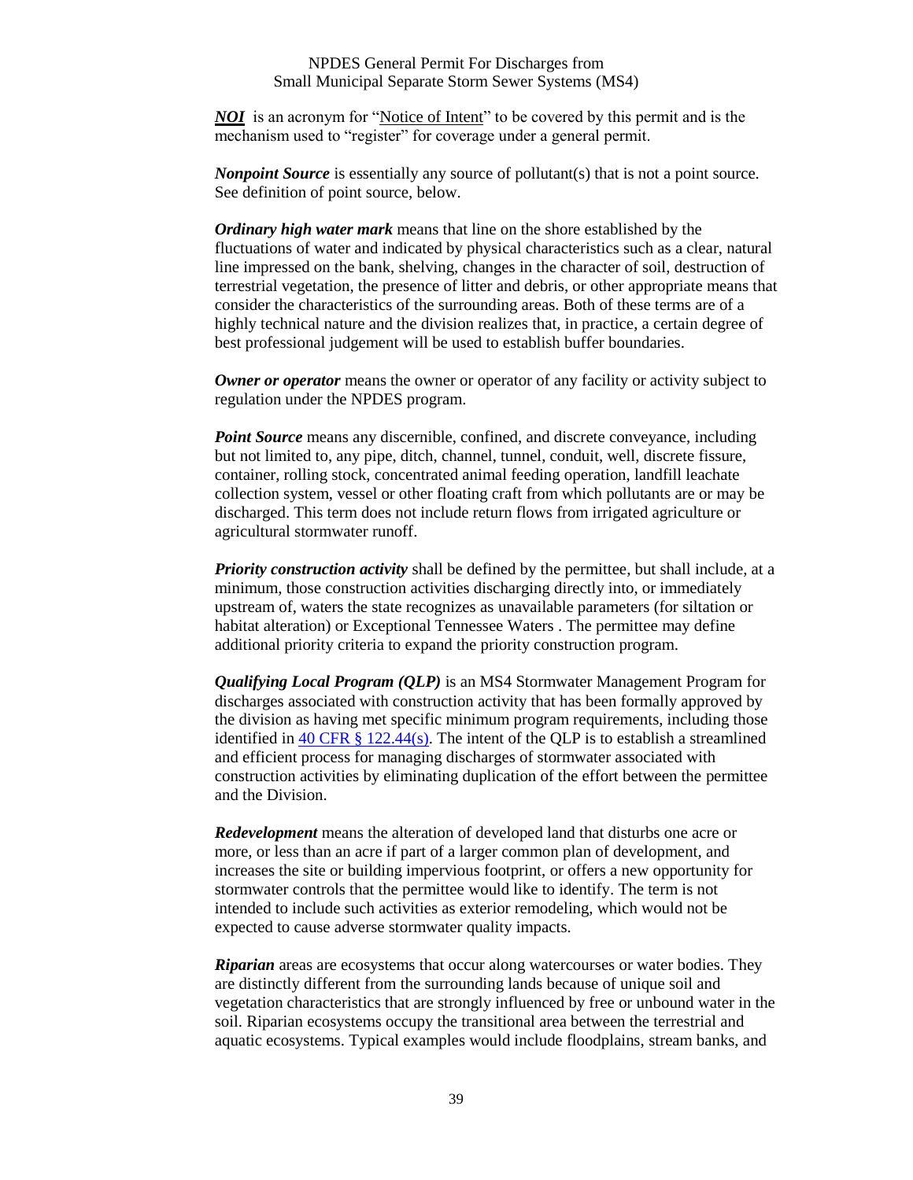***NOI*** is an acronym for "Notice of Intent" to be covered by this permit and is the mechanism used to "register" for coverage under a general permit.

***Nonpoint Source*** is essentially any source of pollutant(s) that is not a point source. See definition of point source, below.

***Ordinary high water mark*** means that line on the shore established by the fluctuations of water and indicated by physical characteristics such as a clear, natural line impressed on the bank, shelving, changes in the character of soil, destruction of terrestrial vegetation, the presence of litter and debris, or other appropriate means that consider the characteristics of the surrounding areas. Both of these terms are of a highly technical nature and the division realizes that, in practice, a certain degree of best professional judgement will be used to establish buffer boundaries.

***Owner or operator*** means the owner or operator of any facility or activity subject to regulation under the NPDES program.

***Point Source*** means any discernible, confined, and discrete conveyance, including but not limited to, any pipe, ditch, channel, tunnel, conduit, well, discrete fissure, container, rolling stock, concentrated animal feeding operation, landfill leachate collection system, vessel or other floating craft from which pollutants are or may be discharged. This term does not include return flows from irrigated agriculture or agricultural stormwater runoff.

***Priority construction activity*** shall be defined by the permittee, but shall include, at a minimum, those construction activities discharging directly into, or immediately upstream of, waters the state recognizes as unavailable parameters (for siltation or habitat alteration) or Exceptional Tennessee Waters . The permittee may define additional priority criteria to expand the priority construction program.

***Qualifying Local Program (QLP)*** is an MS4 Stormwater Management Program for discharges associated with construction activity that has been formally approved by the division as having met specific minimum program requirements, including those identified in 40 CFR § 122.44(s). The intent of the QLP is to establish a streamlined and efficient process for managing discharges of stormwater associated with construction activities by eliminating duplication of the effort between the permittee and the Division.

***Redevelopment*** means the alteration of developed land that disturbs one acre or more, or less than an acre if part of a larger common plan of development, and increases the site or building impervious footprint, or offers a new opportunity for stormwater controls that the permittee would like to identify. The term is not intended to include such activities as exterior remodeling, which would not be expected to cause adverse stormwater quality impacts.

***Riparian*** areas are ecosystems that occur along watercourses or water bodies. They are distinctly different from the surrounding lands because of unique soil and vegetation characteristics that are strongly influenced by free or unbound water in the soil. Riparian ecosystems occupy the transitional area between the terrestrial and aquatic ecosystems. Typical examples would include floodplains, stream banks, and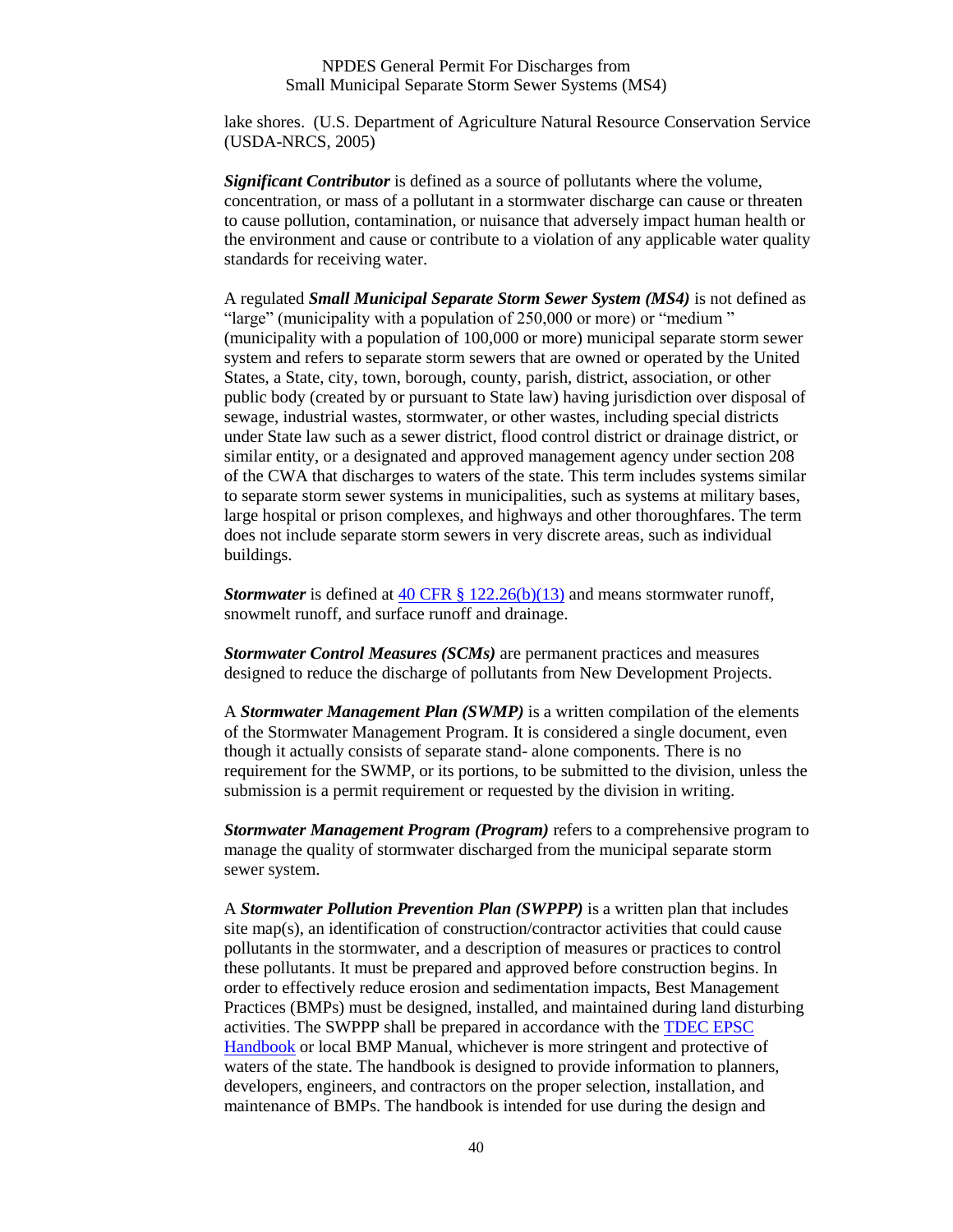lake shores. (U.S. Department of Agriculture Natural Resource Conservation Service (USDA-NRCS, 2005)

***Significant Contributor*** is defined as a source of pollutants where the volume, concentration, or mass of a pollutant in a stormwater discharge can cause or threaten to cause pollution, contamination, or nuisance that adversely impact human health or the environment and cause or contribute to a violation of any applicable water quality standards for receiving water.

A regulated ***Small Municipal Separate Storm Sewer System (MS4)*** is not defined as "large" (municipality with a population of 250,000 or more) or "medium " (municipality with a population of 100,000 or more) municipal separate storm sewer system and refers to separate storm sewers that are owned or operated by the United States, a State, city, town, borough, county, parish, district, association, or other public body (created by or pursuant to State law) having jurisdiction over disposal of sewage, industrial wastes, stormwater, or other wastes, including special districts under State law such as a sewer district, flood control district or drainage district, or similar entity, or a designated and approved management agency under section 208 of the CWA that discharges to waters of the state. This term includes systems similar to separate storm sewer systems in municipalities, such as systems at military bases, large hospital or prison complexes, and highways and other thoroughfares. The term does not include separate storm sewers in very discrete areas, such as individual buildings.

***Stormwater*** is defined at [40 CFR § 122.26(b)(13)]() and means stormwater runoff, snowmelt runoff, and surface runoff and drainage.

***Stormwater Control Measures (SCMs)*** are permanent practices and measures designed to reduce the discharge of pollutants from New Development Projects.

A ***Stormwater Management Plan (SWMP)*** is a written compilation of the elements of the Stormwater Management Program. It is considered a single document, even though it actually consists of separate stand- alone components. There is no requirement for the SWMP, or its portions, to be submitted to the division, unless the submission is a permit requirement or requested by the division in writing.

***Stormwater Management Program (Program)*** refers to a comprehensive program to manage the quality of stormwater discharged from the municipal separate storm sewer system.

A ***Stormwater Pollution Prevention Plan (SWPPP)*** is a written plan that includes site map(s), an identification of construction/contractor activities that could cause pollutants in the stormwater, and a description of measures or practices to control these pollutants. It must be prepared and approved before construction begins. In order to effectively reduce erosion and sedimentation impacts, Best Management Practices (BMPs) must be designed, installed, and maintained during land disturbing activities. The SWPPP shall be prepared in accordance with the [TDEC EPSC Handbook]() or local BMP Manual, whichever is more stringent and protective of waters of the state. The handbook is designed to provide information to planners, developers, engineers, and contractors on the proper selection, installation, and maintenance of BMPs. The handbook is intended for use during the design and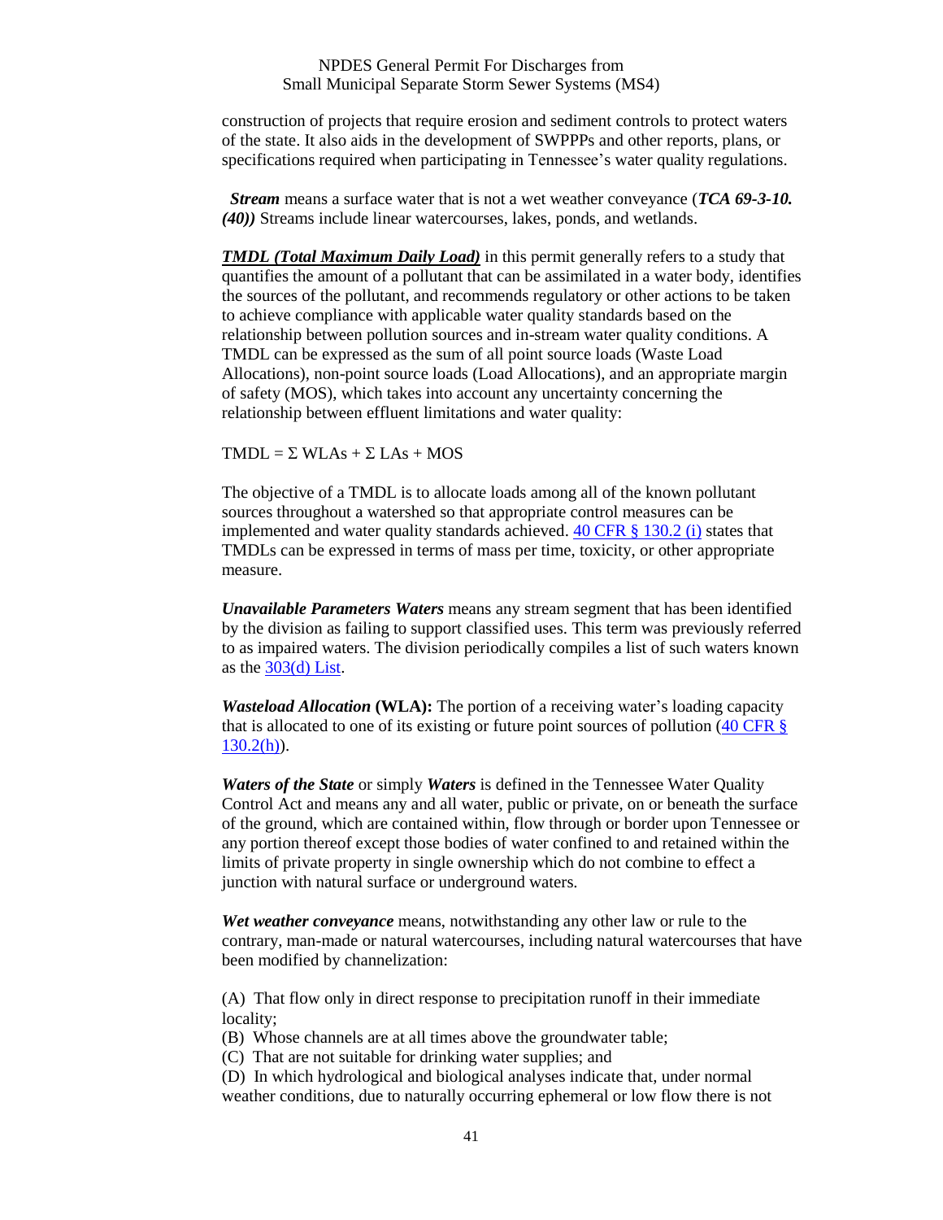construction of projects that require erosion and sediment controls to protect waters of the state. It also aids in the development of SWPPPs and other reports, plans, or specifications required when participating in Tennessee's water quality regulations.

***Stream*** means a surface water that is not a wet weather conveyance (***TCA 69-3-10. (40))*** Streams include linear watercourses, lakes, ponds, and wetlands.

***TMDL (Total Maximum Daily Load)*** in this permit generally refers to a study that quantifies the amount of a pollutant that can be assimilated in a water body, identifies the sources of the pollutant, and recommends regulatory or other actions to be taken to achieve compliance with applicable water quality standards based on the relationship between pollution sources and in-stream water quality conditions. A TMDL can be expressed as the sum of all point source loads (Waste Load Allocations), non-point source loads (Load Allocations), and an appropriate margin of safety (MOS), which takes into account any uncertainty concerning the relationship between effluent limitations and water quality:

$$TMDL = \Sigma \ WLAs + \Sigma \ LAs + MOS$$

The objective of a TMDL is to allocate loads among all of the known pollutant sources throughout a watershed so that appropriate control measures can be implemented and water quality standards achieved. 40 CFR § 130.2 (i) states that TMDLs can be expressed in terms of mass per time, toxicity, or other appropriate measure.

***Unavailable Parameters Waters*** means any stream segment that has been identified by the division as failing to support classified uses. This term was previously referred to as impaired waters. The division periodically compiles a list of such waters known as the 303(d) List.

***Wasteload Allocation* (WLA):** The portion of a receiving water's loading capacity that is allocated to one of its existing or future point sources of pollution (40 CFR § 130.2(h)).

***Waters of the State*** or simply ***Waters*** is defined in the Tennessee Water Quality Control Act and means any and all water, public or private, on or beneath the surface of the ground, which are contained within, flow through or border upon Tennessee or any portion thereof except those bodies of water confined to and retained within the limits of private property in single ownership which do not combine to effect a junction with natural surface or underground waters.

***Wet weather conveyance*** means, notwithstanding any other law or rule to the contrary, man-made or natural watercourses, including natural watercourses that have been modified by channelization:

(A) That flow only in direct response to precipitation runoff in their immediate locality;
(B) Whose channels are at all times above the groundwater table;
(C) That are not suitable for drinking water supplies; and
(D) In which hydrological and biological analyses indicate that, under normal weather conditions, due to naturally occurring ephemeral or low flow there is not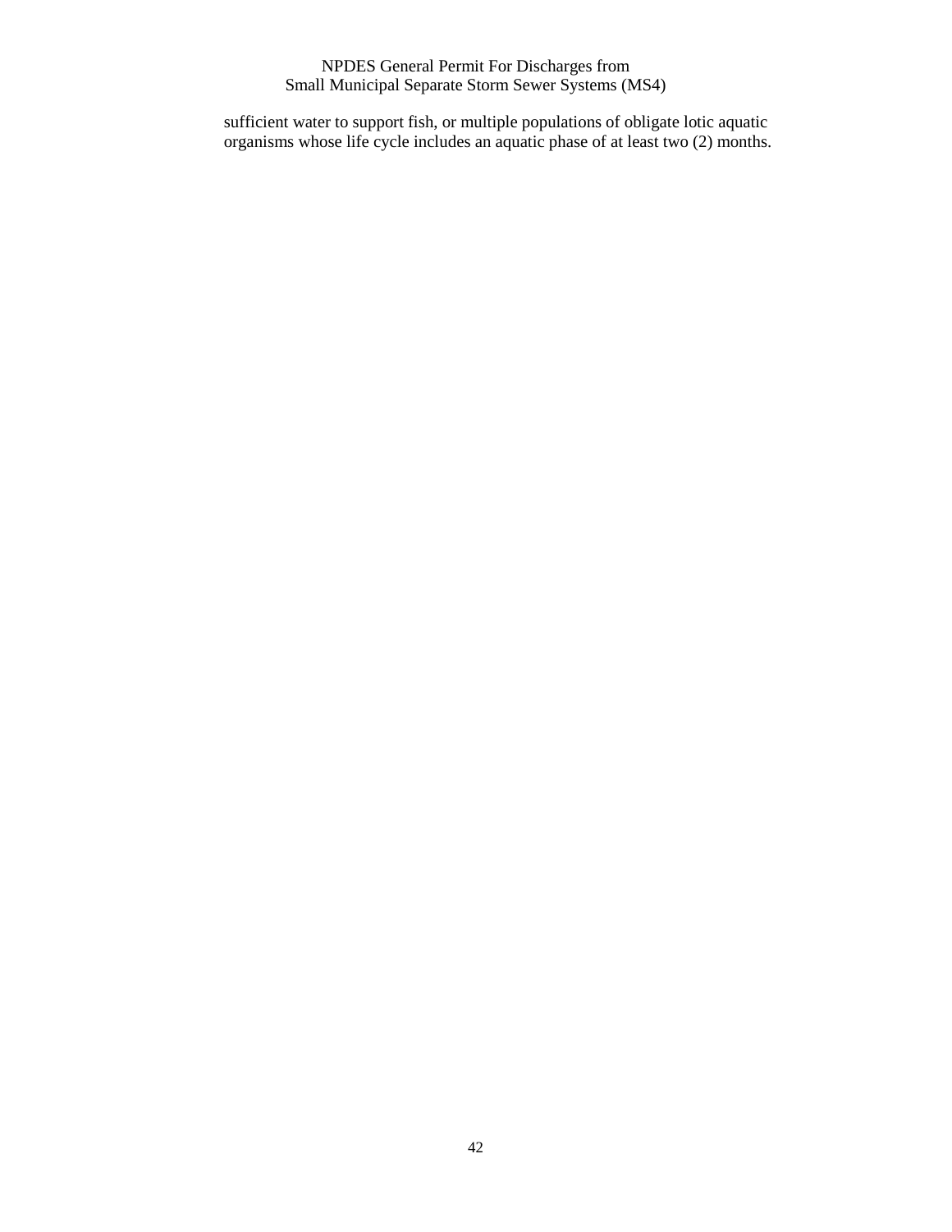sufficient water to support fish, or multiple populations of obligate lotic aquatic organisms whose life cycle includes an aquatic phase of at least two (2) months.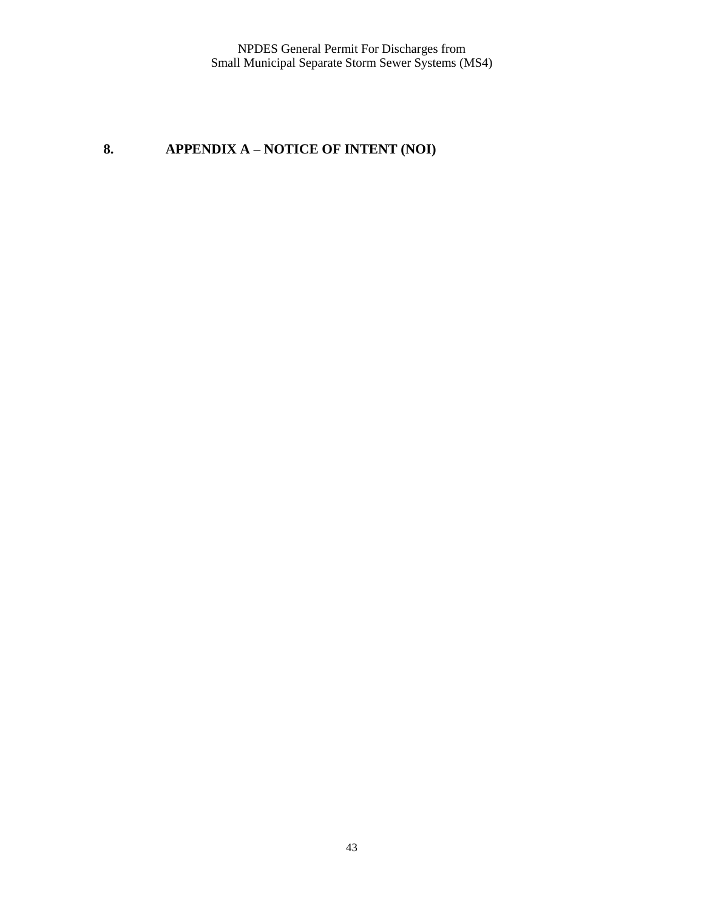# 8. APPENDIX A – NOTICE OF INTENT (NOI)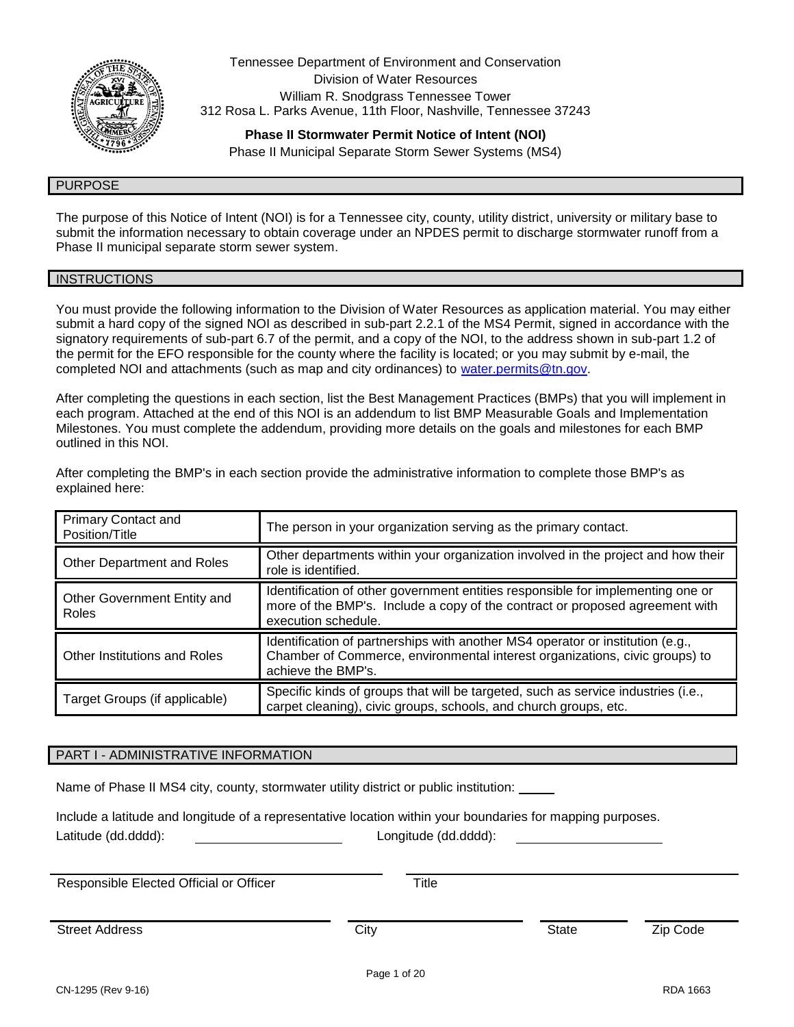Tennessee Department of Environment and Conservation
Division of Water Resources
William R. Snodgrass Tennessee Tower
312 Rosa L. Parks Avenue, 11th Floor, Nashville, Tennessee 37243

**Phase II Stormwater Permit Notice of Intent (NOI)**
Phase II Municipal Separate Storm Sewer Systems (MS4)

## PURPOSE

The purpose of this Notice of Intent (NOI) is for a Tennessee city, county, utility district, university or military base to submit the information necessary to obtain coverage under an NPDES permit to discharge stormwater runoff from a Phase II municipal separate storm sewer system.

## INSTRUCTIONS

You must provide the following information to the Division of Water Resources as application material. You may either submit a hard copy of the signed NOI as described in sub-part 2.2.1 of the MS4 Permit, signed in accordance with the signatory requirements of sub-part 6.7 of the permit, and a copy of the NOI, to the address shown in sub-part 1.2 of the permit for the EFO responsible for the county where the facility is located; or you may submit by e-mail, the completed NOI and attachments (such as map and city ordinances) to water.permits@tn.gov.

After completing the questions in each section, list the Best Management Practices (BMPs) that you will implement in each program. Attached at the end of this NOI is an addendum to list BMP Measurable Goals and Implementation Milestones. You must complete the addendum, providing more details on the goals and milestones for each BMP outlined in this NOI.

After completing the BMP's in each section provide the administrative information to complete those BMP's as explained here:

| | |
|---|---|
| Primary Contact and Position/Title | The person in your organization serving as the primary contact. |
| Other Department and Roles | Other departments within your organization involved in the project and how their role is identified. |
| Other Government Entity and Roles | Identification of other government entities responsible for implementing one or more of the BMP's. Include a copy of the contract or proposed agreement with execution schedule. |
| Other Institutions and Roles | Identification of partnerships with another MS4 operator or institution (e.g., Chamber of Commerce, environmental interest organizations, civic groups) to achieve the BMP's. |
| Target Groups (if applicable) | Specific kinds of groups that will be targeted, such as service industries (i.e., carpet cleaning), civic groups, schools, and church groups, etc. |

## PART I - ADMINISTRATIVE INFORMATION

Name of Phase II MS4 city, county, stormwater utility district or public institution: _____

Include a latitude and longitude of a representative location within your boundaries for mapping purposes.

Latitude (dd.dddd): ____________  Longitude (dd.dddd): ____________

Responsible Elected Official or Officer ____________  Title ____________

Street Address ____________  City ____________  State ____________  Zip Code ____________

CN-1295 (Rev 9-16) RDA 1663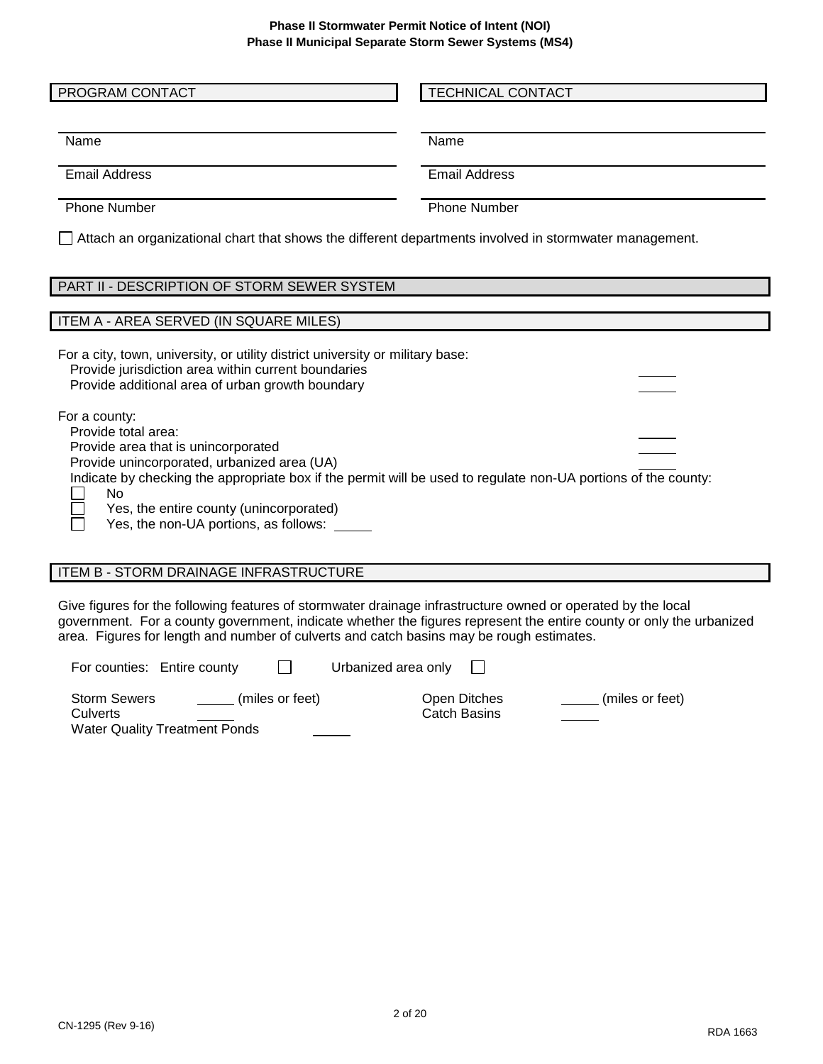**Phase II Stormwater Permit Notice of Intent (NOI)**
**Phase II Municipal Separate Storm Sewer Systems (MS4)**

| PROGRAM CONTACT | TECHNICAL CONTACT |
|---|---|
| Name | Name |
| Email Address | Email Address |
| Phone Number | Phone Number |

☐ Attach an organizational chart that shows the different departments involved in stormwater management.

## PART II - DESCRIPTION OF STORM SEWER SYSTEM

### ITEM A - AREA SERVED (IN SQUARE MILES)

For a city, town, university, or utility district university or military base:

- Provide jurisdiction area within current boundaries \_\_\_\_\_
- Provide additional area of urban growth boundary \_\_\_\_\_

For a county:

- Provide total area: \_\_\_\_\_
- Provide area that is unincorporated \_\_\_\_\_
- Provide unincorporated, urbanized area (UA) \_\_\_\_\_

Indicate by checking the appropriate box if the permit will be used to regulate non-UA portions of the county:

☐ No
☐ Yes, the entire county (unincorporated)
☐ Yes, the non-UA portions, as follows: \_\_\_\_\_

### ITEM B - STORM DRAINAGE INFRASTRUCTURE

Give figures for the following features of stormwater drainage infrastructure owned or operated by the local government. For a county government, indicate whether the figures represent the entire county or only the urbanized area. Figures for length and number of culverts and catch basins may be rough estimates.

For counties: Entire county ☐ Urbanized area only ☐

| | | | |
|---|---|---|---|
| Storm Sewers | \_\_\_\_\_ (miles or feet) | Open Ditches | \_\_\_\_\_ (miles or feet) |
| Culverts | \_\_\_\_\_ | Catch Basins | \_\_\_\_\_ |
| Water Quality Treatment Ponds | \_\_\_\_\_ | | |

CN-1295 (Rev 9-16) RDA 1663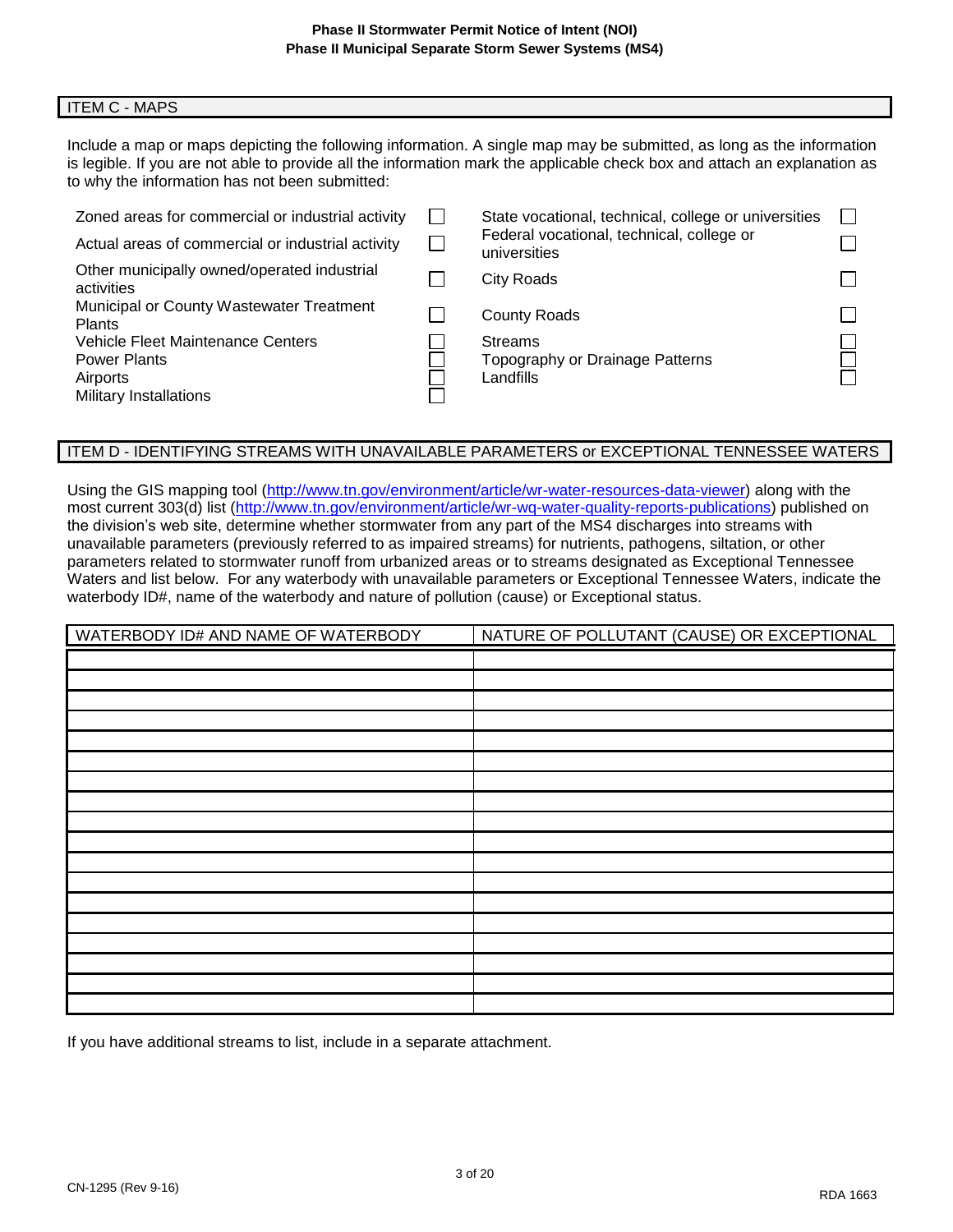## ITEM C - MAPS

Include a map or maps depicting the following information. A single map may be submitted, as long as the information is legible. If you are not able to provide all the information mark the applicable check box and attach an explanation as to why the information has not been submitted:

| | | | |
|---|---|---|---|
| Zoned areas for commercial or industrial activity | ☐ | State vocational, technical, college or universities | ☐ |
| Actual areas of commercial or industrial activity | ☐ | Federal vocational, technical, college or universities | ☐ |
| Other municipally owned/operated industrial activities | ☐ | City Roads | ☐ |
| Municipal or County Wastewater Treatment Plants | ☐ | County Roads | ☐ |
| Vehicle Fleet Maintenance Centers | ☐ | Streams | ☐ |
| Power Plants | ☐ | Topography or Drainage Patterns | ☐ |
| Airports | ☐ | Landfills | ☐ |
| Military Installations | ☐ | | |

## ITEM D - IDENTIFYING STREAMS WITH UNAVAILABLE PARAMETERS or EXCEPTIONAL TENNESSEE WATERS

Using the GIS mapping tool (http://www.tn.gov/environment/article/wr-water-resources-data-viewer) along with the most current 303(d) list (http://www.tn.gov/environment/article/wr-wq-water-quality-reports-publications) published on the division's web site, determine whether stormwater from any part of the MS4 discharges into streams with unavailable parameters (previously referred to as impaired streams) for nutrients, pathogens, siltation, or other parameters related to stormwater runoff from urbanized areas or to streams designated as Exceptional Tennessee Waters and list below. For any waterbody with unavailable parameters or Exceptional Tennessee Waters, indicate the waterbody ID#, name of the waterbody and nature of pollution (cause) or Exceptional status.

| WATERBODY ID# AND NAME OF WATERBODY | NATURE OF POLLUTANT (CAUSE) OR EXCEPTIONAL |
|---|---|
| | |
| | |
| | |
| | |
| | |
| | |
| | |
| | |
| | |
| | |
| | |
| | |
| | |
| | |
| | |
| | |
| | |
| | |

If you have additional streams to list, include in a separate attachment.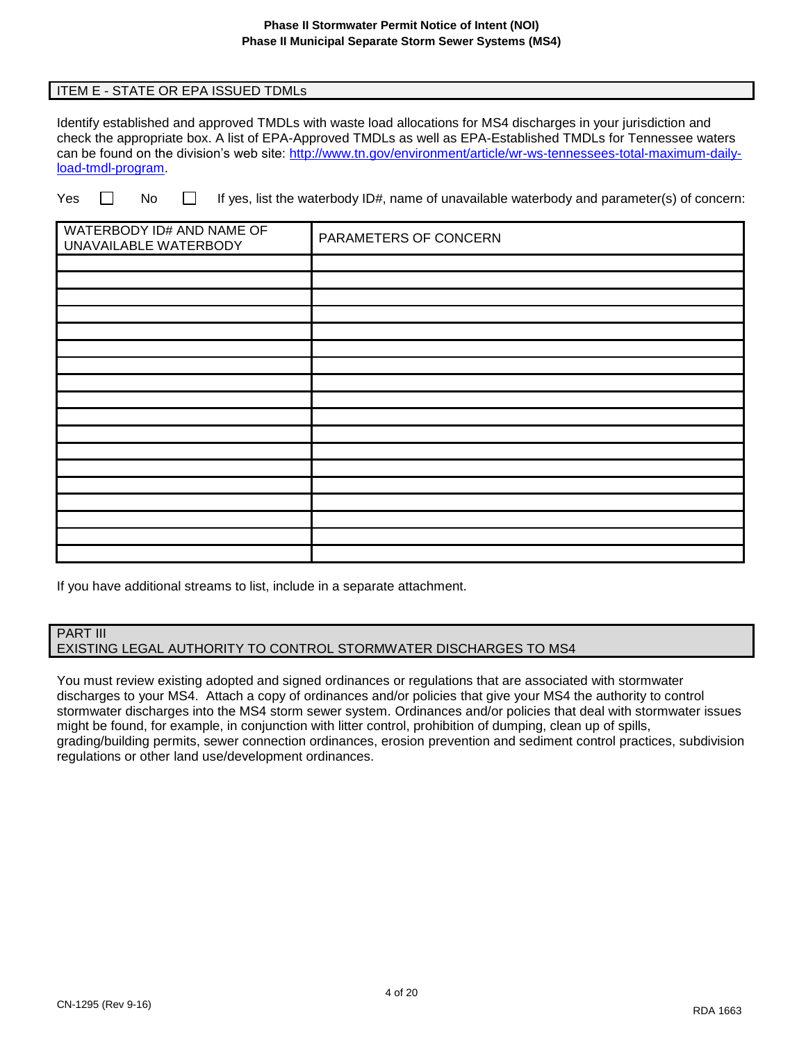## ITEM E - STATE OR EPA ISSUED TDMLs

Identify established and approved TMDLs with waste load allocations for MS4 discharges in your jurisdiction and check the appropriate box. A list of EPA-Approved TMDLs as well as EPA-Established TMDLs for Tennessee waters can be found on the division's web site: http://www.tn.gov/environment/article/wr-ws-tennessees-total-maximum-daily-load-tmdl-program.

Yes ☐ No ☐ If yes, list the waterbody ID#, name of unavailable waterbody and parameter(s) of concern:

| WATERBODY ID# AND NAME OF UNAVAILABLE WATERBODY | PARAMETERS OF CONCERN |
|---|---|
| | |
| | |
| | |
| | |
| | |
| | |
| | |
| | |
| | |
| | |
| | |
| | |
| | |
| | |
| | |
| | |
| | |
| | |

If you have additional streams to list, include in a separate attachment.

## PART III
## EXISTING LEGAL AUTHORITY TO CONTROL STORMWATER DISCHARGES TO MS4

You must review existing adopted and signed ordinances or regulations that are associated with stormwater discharges to your MS4. Attach a copy of ordinances and/or policies that give your MS4 the authority to control stormwater discharges into the MS4 storm sewer system. Ordinances and/or policies that deal with stormwater issues might be found, for example, in conjunction with litter control, prohibition of dumping, clean up of spills, grading/building permits, sewer connection ordinances, erosion prevention and sediment control practices, subdivision regulations or other land use/development ordinances.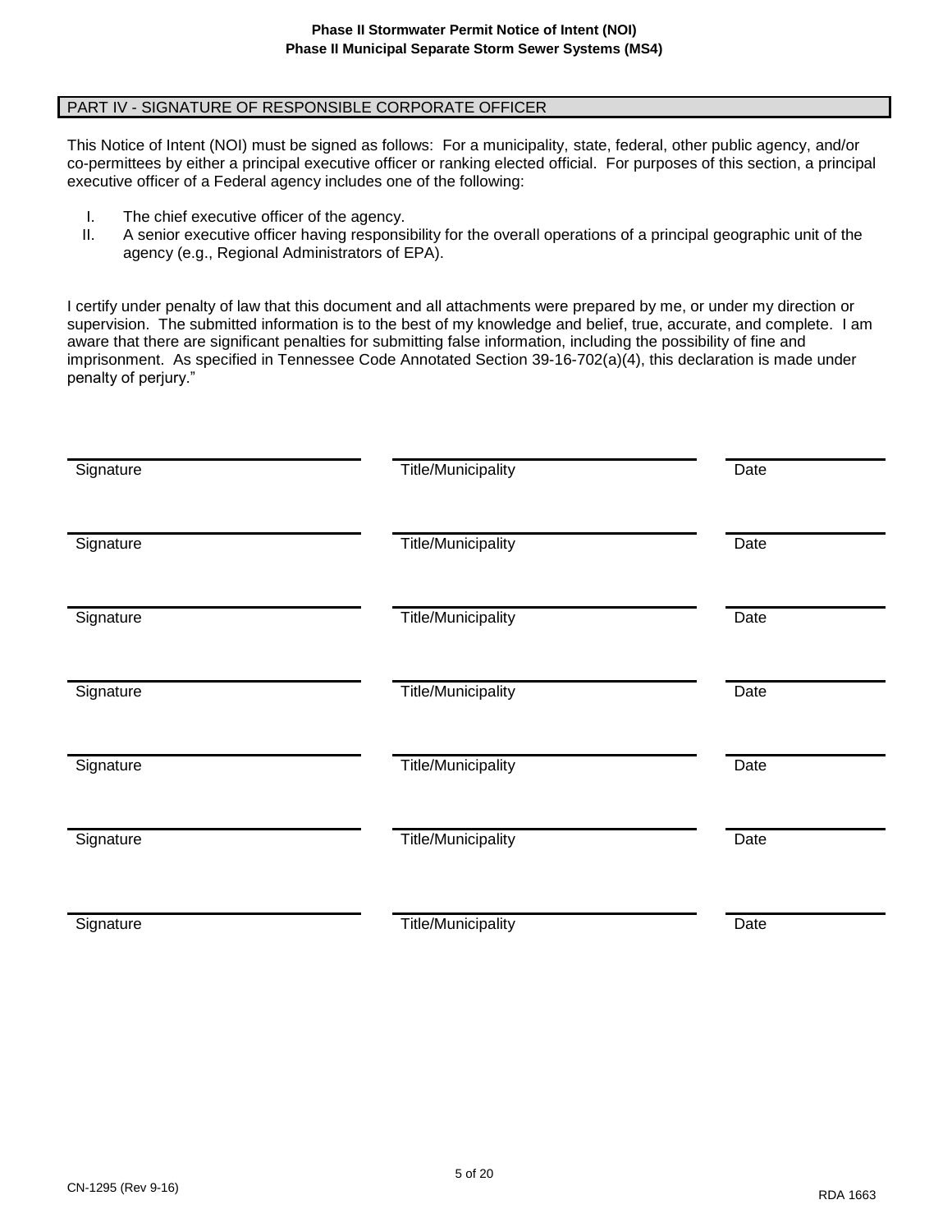## PART IV - SIGNATURE OF RESPONSIBLE CORPORATE OFFICER

This Notice of Intent (NOI) must be signed as follows: For a municipality, state, federal, other public agency, and/or co-permittees by either a principal executive officer or ranking elected official. For purposes of this section, a principal executive officer of a Federal agency includes one of the following:

I. The chief executive officer of the agency.
II. A senior executive officer having responsibility for the overall operations of a principal geographic unit of the agency (e.g., Regional Administrators of EPA).

I certify under penalty of law that this document and all attachments were prepared by me, or under my direction or supervision. The submitted information is to the best of my knowledge and belief, true, accurate, and complete. I am aware that there are significant penalties for submitting false information, including the possibility of fine and imprisonment. As specified in Tennessee Code Annotated Section 39-16-702(a)(4), this declaration is made under penalty of perjury."

| Signature | Title/Municipality | Date |
|---|---|---|
| | | |
| Signature | Title/Municipality | Date |
| | | |
| Signature | Title/Municipality | Date |
| | | |
| Signature | Title/Municipality | Date |
| | | |
| Signature | Title/Municipality | Date |
| | | |
| Signature | Title/Municipality | Date |
| | | |
| Signature | Title/Municipality | Date |

CN-1295 (Rev 9-16)

RDA 1663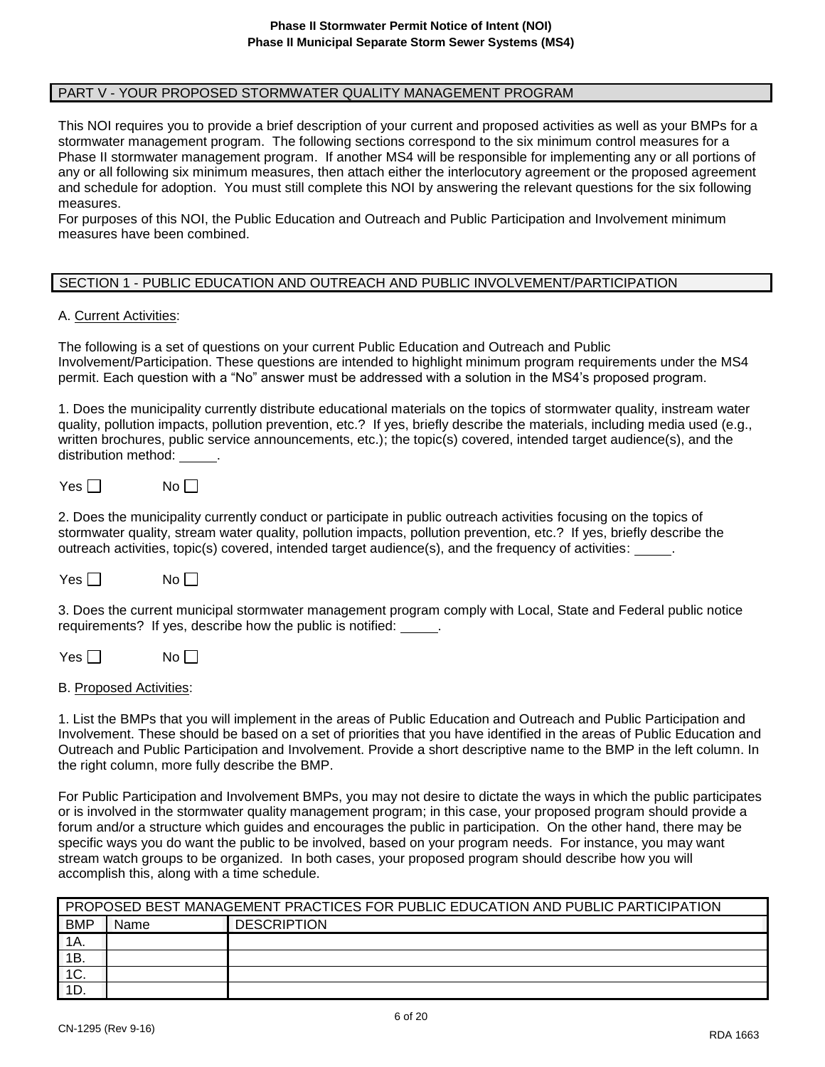## PART V - YOUR PROPOSED STORMWATER QUALITY MANAGEMENT PROGRAM

This NOI requires you to provide a brief description of your current and proposed activities as well as your BMPs for a stormwater management program. The following sections correspond to the six minimum control measures for a Phase II stormwater management program. If another MS4 will be responsible for implementing any or all portions of any or all following six minimum measures, then attach either the interlocutory agreement or the proposed agreement and schedule for adoption. You must still complete this NOI by answering the relevant questions for the six following measures.

For purposes of this NOI, the Public Education and Outreach and Public Participation and Involvement minimum measures have been combined.

## SECTION 1 - PUBLIC EDUCATION AND OUTREACH AND PUBLIC INVOLVEMENT/PARTICIPATION

A. Current Activities:

The following is a set of questions on your current Public Education and Outreach and Public Involvement/Participation. These questions are intended to highlight minimum program requirements under the MS4 permit. Each question with a "No" answer must be addressed with a solution in the MS4's proposed program.

1. Does the municipality currently distribute educational materials on the topics of stormwater quality, instream water quality, pollution impacts, pollution prevention, etc.? If yes, briefly describe the materials, including media used (e.g., written brochures, public service announcements, etc.); the topic(s) covered, intended target audience(s), and the distribution method: _____.

Yes ☐ No ☐

2. Does the municipality currently conduct or participate in public outreach activities focusing on the topics of stormwater quality, stream water quality, pollution impacts, pollution prevention, etc.? If yes, briefly describe the outreach activities, topic(s) covered, intended target audience(s), and the frequency of activities: _____.

Yes ☐ No ☐

3. Does the current municipal stormwater management program comply with Local, State and Federal public notice requirements? If yes, describe how the public is notified: _____.

Yes ☐ No ☐

B. Proposed Activities:

1. List the BMPs that you will implement in the areas of Public Education and Outreach and Public Participation and Involvement. These should be based on a set of priorities that you have identified in the areas of Public Education and Outreach and Public Participation and Involvement. Provide a short descriptive name to the BMP in the left column. In the right column, more fully describe the BMP.

For Public Participation and Involvement BMPs, you may not desire to dictate the ways in which the public participates or is involved in the stormwater quality management program; in this case, your proposed program should provide a forum and/or a structure which guides and encourages the public in participation. On the other hand, there may be specific ways you do want the public to be involved, based on your program needs. For instance, you may want stream watch groups to be organized. In both cases, your proposed program should describe how you will accomplish this, along with a time schedule.

| PROPOSED BEST MANAGEMENT PRACTICES FOR PUBLIC EDUCATION AND PUBLIC PARTICIPATION | | |
|---|---|---|
| BMP | Name | DESCRIPTION |
| 1A. | | |
| 1B. | | |
| 1C. | | |
| 1D. | | |

CN-1295 (Rev 9-16)

RDA 1663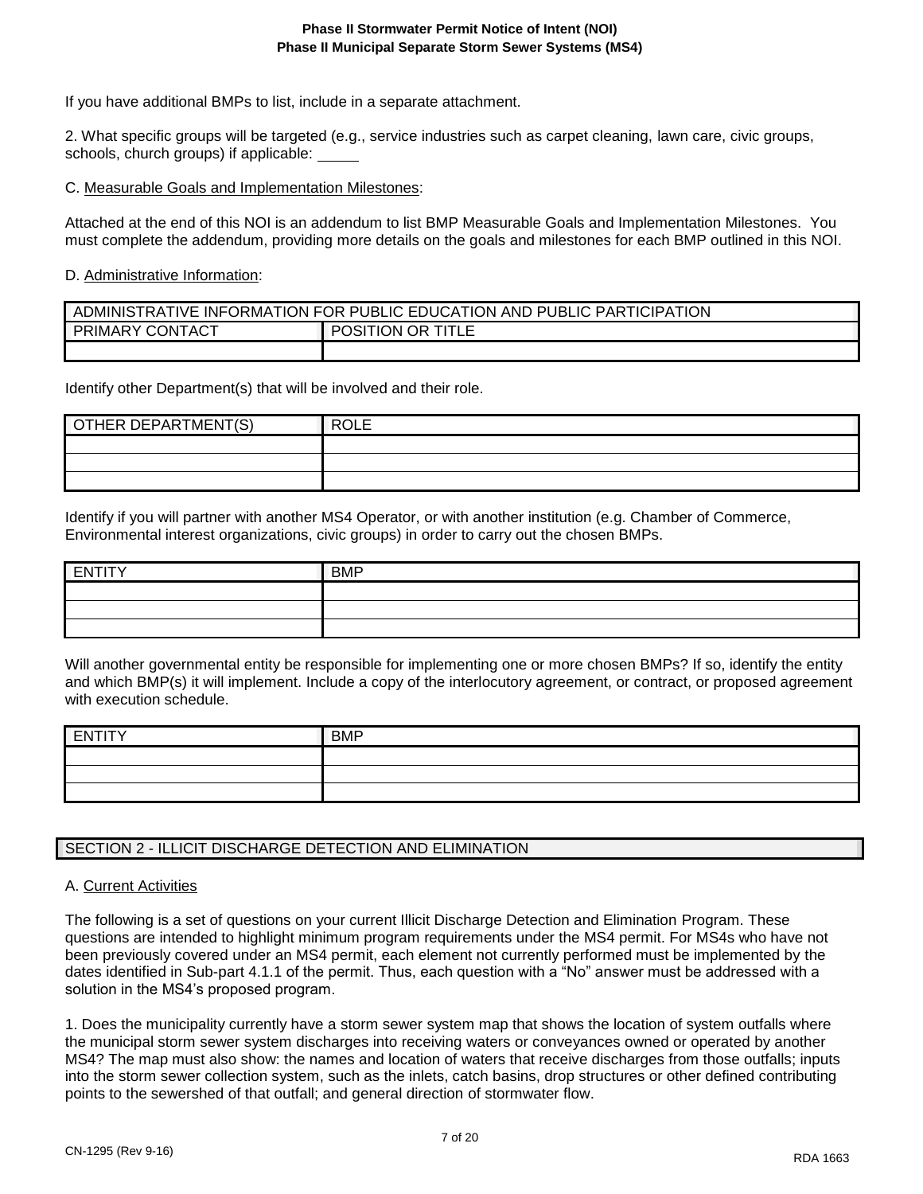If you have additional BMPs to list, include in a separate attachment.

2. What specific groups will be targeted (e.g., service industries such as carpet cleaning, lawn care, civic groups, schools, church groups) if applicable: _____

C. Measurable Goals and Implementation Milestones:

Attached at the end of this NOI is an addendum to list BMP Measurable Goals and Implementation Milestones. You must complete the addendum, providing more details on the goals and milestones for each BMP outlined in this NOI.

D. Administrative Information:

| ADMINISTRATIVE INFORMATION FOR PUBLIC EDUCATION AND PUBLIC PARTICIPATION | |
|---|---|
| PRIMARY CONTACT | POSITION OR TITLE |
| | |

Identify other Department(s) that will be involved and their role.

| OTHER DEPARTMENT(S) | ROLE |
|---|---|
| | |
| | |
| | |

Identify if you will partner with another MS4 Operator, or with another institution (e.g. Chamber of Commerce, Environmental interest organizations, civic groups) in order to carry out the chosen BMPs.

| ENTITY | BMP |
|---|---|
| | |
| | |
| | |

Will another governmental entity be responsible for implementing one or more chosen BMPs? If so, identify the entity and which BMP(s) it will implement. Include a copy of the interlocutory agreement, or contract, or proposed agreement with execution schedule.

| ENTITY | BMP |
|---|---|
| | |
| | |
| | |

## SECTION 2 - ILLICIT DISCHARGE DETECTION AND ELIMINATION

A. Current Activities

The following is a set of questions on your current Illicit Discharge Detection and Elimination Program. These questions are intended to highlight minimum program requirements under the MS4 permit. For MS4s who have not been previously covered under an MS4 permit, each element not currently performed must be implemented by the dates identified in Sub-part 4.1.1 of the permit. Thus, each question with a "No" answer must be addressed with a solution in the MS4's proposed program.

1. Does the municipality currently have a storm sewer system map that shows the location of system outfalls where the municipal storm sewer system discharges into receiving waters or conveyances owned or operated by another MS4? The map must also show: the names and location of waters that receive discharges from those outfalls; inputs into the storm sewer collection system, such as the inlets, catch basins, drop structures or other defined contributing points to the sewershed of that outfall; and general direction of stormwater flow.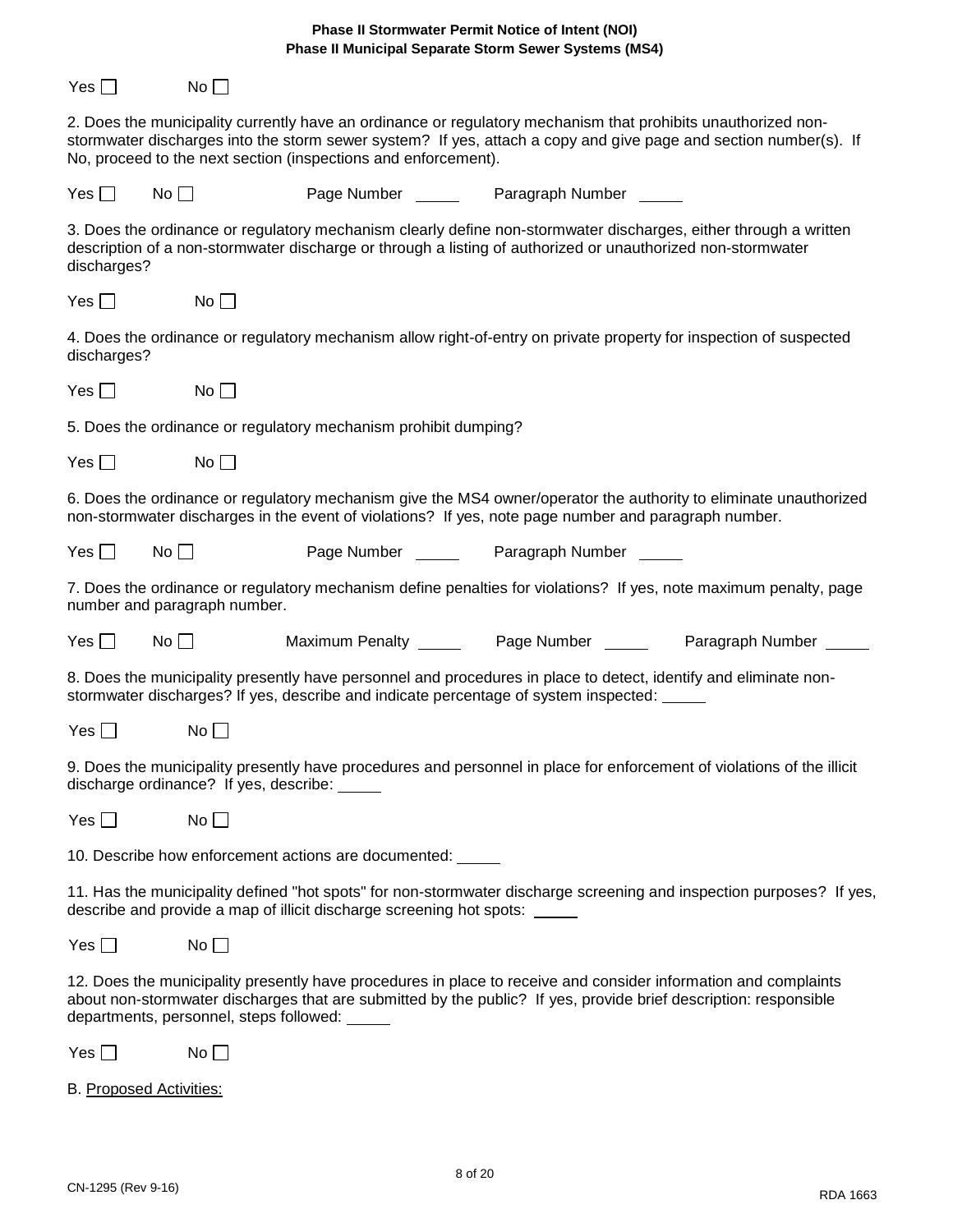Yes ☐ No ☐

2. Does the municipality currently have an ordinance or regulatory mechanism that prohibits unauthorized non-stormwater discharges into the storm sewer system? If yes, attach a copy and give page and section number(s). If No, proceed to the next section (inspections and enforcement).

Yes ☐ No ☐ Page Number \_\_\_\_\_ Paragraph Number \_\_\_\_\_

3. Does the ordinance or regulatory mechanism clearly define non-stormwater discharges, either through a written description of a non-stormwater discharge or through a listing of authorized or unauthorized non-stormwater discharges?

Yes ☐ No ☐

4. Does the ordinance or regulatory mechanism allow right-of-entry on private property for inspection of suspected discharges?

Yes ☐ No ☐

5. Does the ordinance or regulatory mechanism prohibit dumping?

Yes ☐ No ☐

6. Does the ordinance or regulatory mechanism give the MS4 owner/operator the authority to eliminate unauthorized non-stormwater discharges in the event of violations? If yes, note page number and paragraph number.

Yes ☐ No ☐ Page Number \_\_\_\_\_ Paragraph Number \_\_\_\_\_

7. Does the ordinance or regulatory mechanism define penalties for violations? If yes, note maximum penalty, page number and paragraph number.

Yes ☐ No ☐ Maximum Penalty \_\_\_\_\_ Page Number \_\_\_\_\_ Paragraph Number \_\_\_\_\_

8. Does the municipality presently have personnel and procedures in place to detect, identify and eliminate non-stormwater discharges? If yes, describe and indicate percentage of system inspected: \_\_\_\_\_

Yes ☐ No ☐

9. Does the municipality presently have procedures and personnel in place for enforcement of violations of the illicit discharge ordinance? If yes, describe: \_\_\_\_\_

Yes ☐ No ☐

10. Describe how enforcement actions are documented: \_\_\_\_\_

11. Has the municipality defined "hot spots" for non-stormwater discharge screening and inspection purposes? If yes, describe and provide a map of illicit discharge screening hot spots: \_\_\_\_\_

Yes ☐ No ☐

12. Does the municipality presently have procedures in place to receive and consider information and complaints about non-stormwater discharges that are submitted by the public? If yes, provide brief description: responsible departments, personnel, steps followed: \_\_\_\_\_

Yes ☐ No ☐

B. Proposed Activities: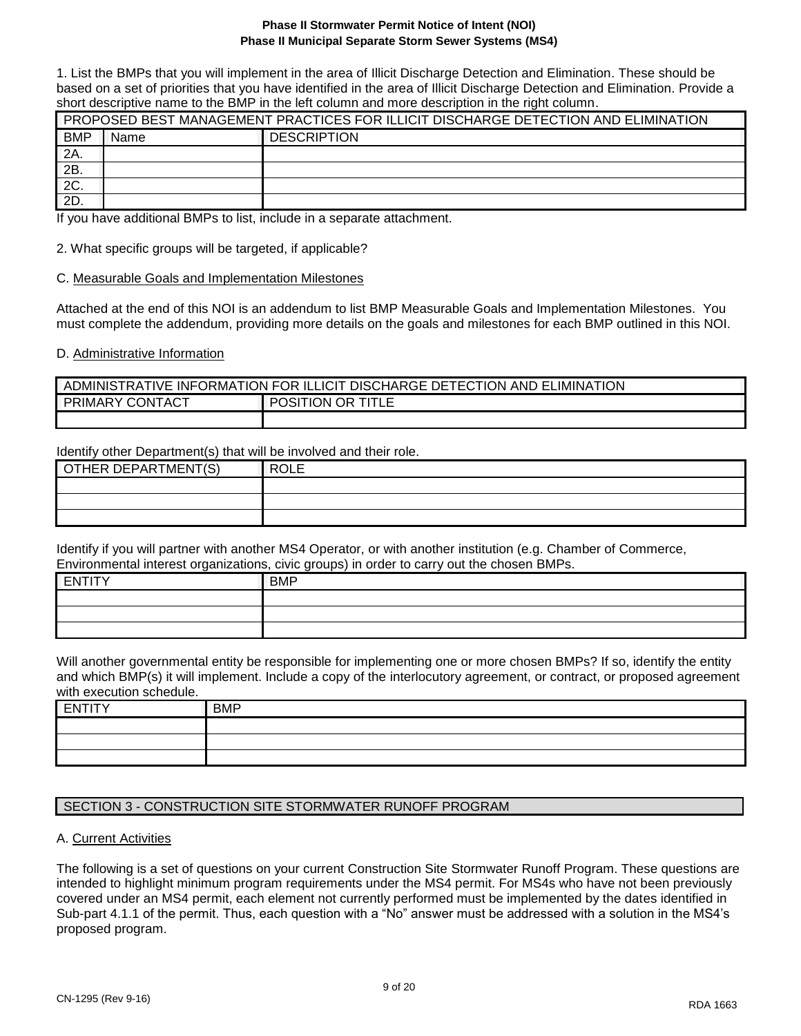1. List the BMPs that you will implement in the area of Illicit Discharge Detection and Elimination. These should be based on a set of priorities that you have identified in the area of Illicit Discharge Detection and Elimination. Provide a short descriptive name to the BMP in the left column and more description in the right column.

| PROPOSED BEST MANAGEMENT PRACTICES FOR ILLICIT DISCHARGE DETECTION AND ELIMINATION | | |
|---|---|---|
| BMP | Name | DESCRIPTION |
| 2A. | | |
| 2B. | | |
| 2C. | | |
| 2D. | | |

If you have additional BMPs to list, include in a separate attachment.

2. What specific groups will be targeted, if applicable?

C. Measurable Goals and Implementation Milestones

Attached at the end of this NOI is an addendum to list BMP Measurable Goals and Implementation Milestones. You must complete the addendum, providing more details on the goals and milestones for each BMP outlined in this NOI.

D. Administrative Information

| ADMINISTRATIVE INFORMATION FOR ILLICIT DISCHARGE DETECTION AND ELIMINATION | |
|---|---|
| PRIMARY CONTACT | POSITION OR TITLE |
| | |

Identify other Department(s) that will be involved and their role.

| OTHER DEPARTMENT(S) | ROLE |
|---|---|
| | |
| | |
| | |

Identify if you will partner with another MS4 Operator, or with another institution (e.g. Chamber of Commerce, Environmental interest organizations, civic groups) in order to carry out the chosen BMPs.

| ENTITY | BMP |
|---|---|
| | |
| | |
| | |

Will another governmental entity be responsible for implementing one or more chosen BMPs? If so, identify the entity and which BMP(s) it will implement. Include a copy of the interlocutory agreement, or contract, or proposed agreement with execution schedule.

| ENTITY | BMP |
|---|---|
| | |
| | |
| | |

## SECTION 3 - CONSTRUCTION SITE STORMWATER RUNOFF PROGRAM

A. Current Activities

The following is a set of questions on your current Construction Site Stormwater Runoff Program. These questions are intended to highlight minimum program requirements under the MS4 permit. For MS4s who have not been previously covered under an MS4 permit, each element not currently performed must be implemented by the dates identified in Sub-part 4.1.1 of the permit. Thus, each question with a “No” answer must be addressed with a solution in the MS4’s proposed program.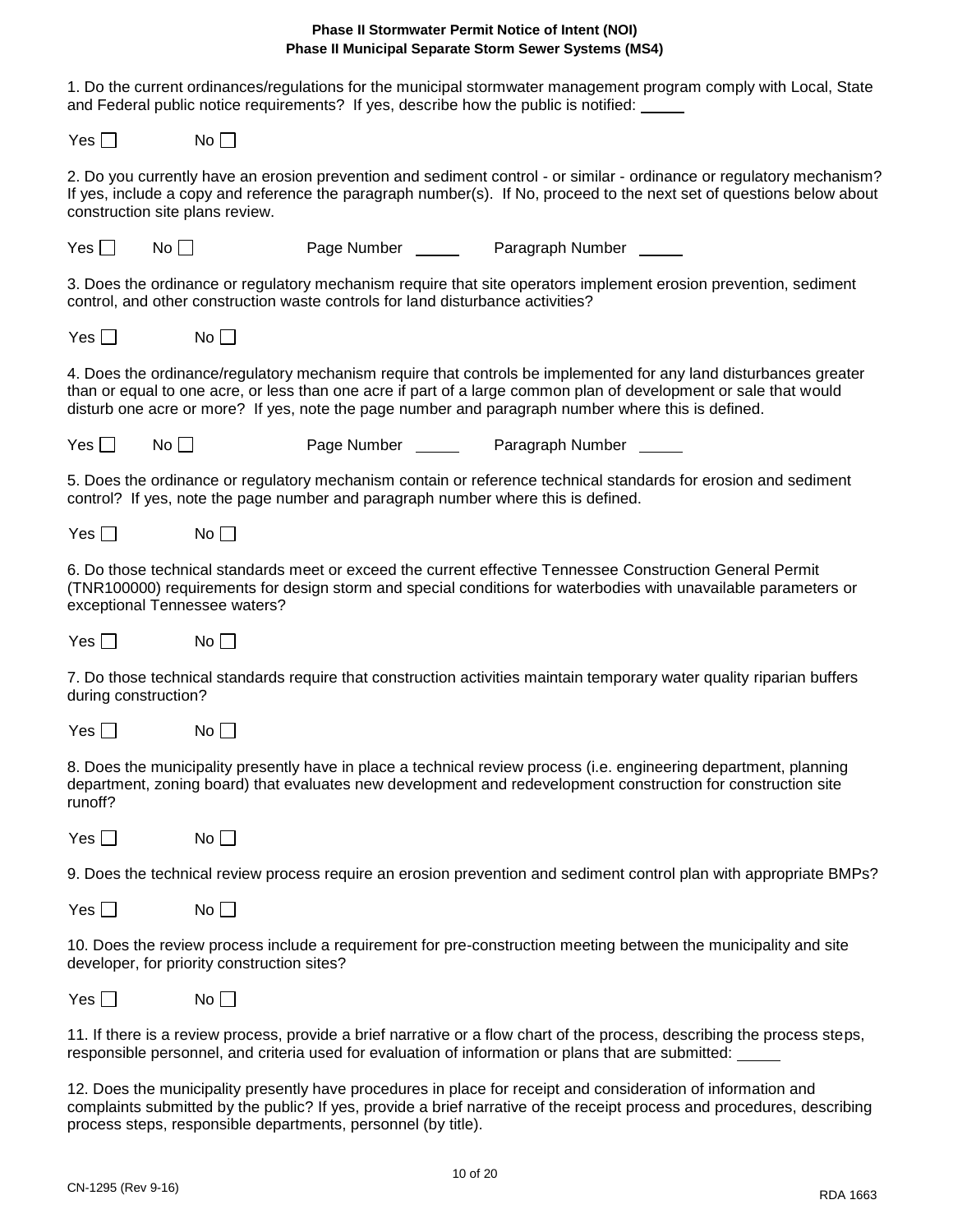**Phase II Stormwater Permit Notice of Intent (NOI)**
**Phase II Municipal Separate Storm Sewer Systems (MS4)**

1. Do the current ordinances/regulations for the municipal stormwater management program comply with Local, State and Federal public notice requirements? If yes, describe how the public is notified: _____

Yes ☐ No ☐

2. Do you currently have an erosion prevention and sediment control - or similar - ordinance or regulatory mechanism? If yes, include a copy and reference the paragraph number(s). If No, proceed to the next set of questions below about construction site plans review.

Yes ☐ No ☐ Page Number _____ Paragraph Number _____

3. Does the ordinance or regulatory mechanism require that site operators implement erosion prevention, sediment control, and other construction waste controls for land disturbance activities?

Yes ☐ No ☐

4. Does the ordinance/regulatory mechanism require that controls be implemented for any land disturbances greater than or equal to one acre, or less than one acre if part of a large common plan of development or sale that would disturb one acre or more? If yes, note the page number and paragraph number where this is defined.

Yes ☐ No ☐ Page Number _____ Paragraph Number _____

5. Does the ordinance or regulatory mechanism contain or reference technical standards for erosion and sediment control? If yes, note the page number and paragraph number where this is defined.

Yes ☐ No ☐

6. Do those technical standards meet or exceed the current effective Tennessee Construction General Permit (TNR100000) requirements for design storm and special conditions for waterbodies with unavailable parameters or exceptional Tennessee waters?

Yes ☐ No ☐

7. Do those technical standards require that construction activities maintain temporary water quality riparian buffers during construction?

Yes ☐ No ☐

8. Does the municipality presently have in place a technical review process (i.e. engineering department, planning department, zoning board) that evaluates new development and redevelopment construction for construction site runoff?

Yes ☐ No ☐

9. Does the technical review process require an erosion prevention and sediment control plan with appropriate BMPs?

Yes ☐ No ☐

10. Does the review process include a requirement for pre-construction meeting between the municipality and site developer, for priority construction sites?

Yes ☐ No ☐

11. If there is a review process, provide a brief narrative or a flow chart of the process, describing the process steps, responsible personnel, and criteria used for evaluation of information or plans that are submitted: _____

12. Does the municipality presently have procedures in place for receipt and consideration of information and complaints submitted by the public? If yes, provide a brief narrative of the receipt process and procedures, describing process steps, responsible departments, personnel (by title).

CN-1295 (Rev 9-16) RDA 1663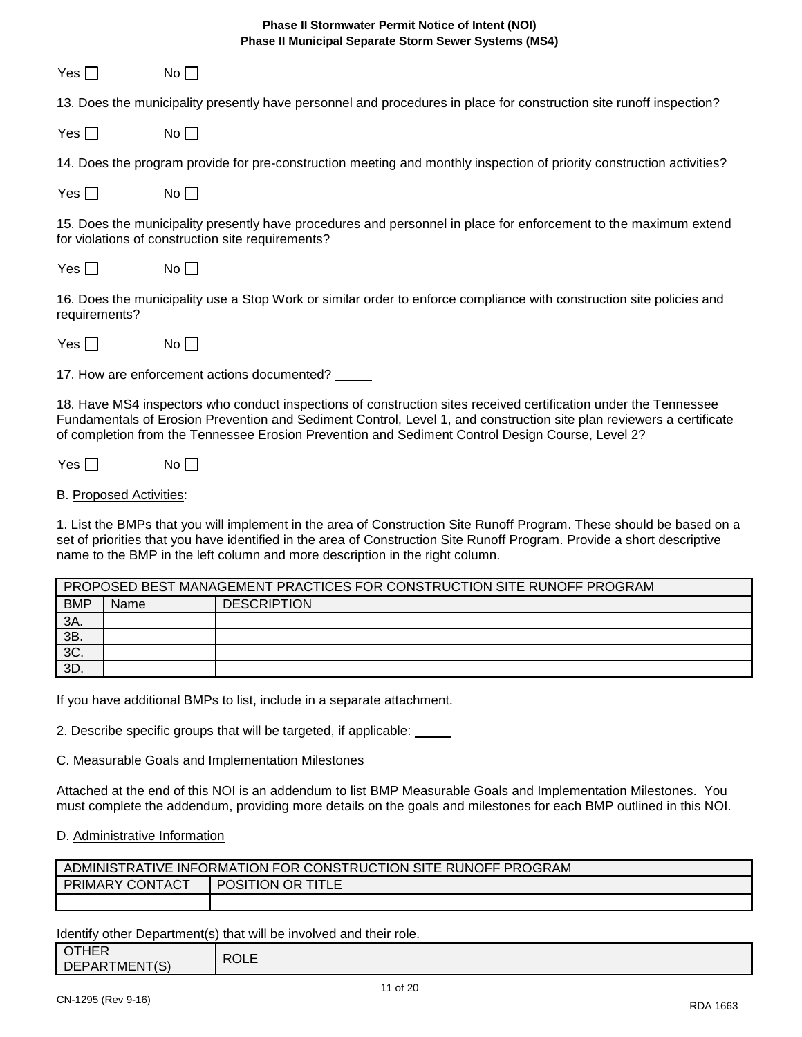Yes ☐ No ☐

13. Does the municipality presently have personnel and procedures in place for construction site runoff inspection?

Yes ☐ No ☐

14. Does the program provide for pre-construction meeting and monthly inspection of priority construction activities?

Yes ☐ No ☐

15. Does the municipality presently have procedures and personnel in place for enforcement to the maximum extend for violations of construction site requirements?

Yes ☐ No ☐

16. Does the municipality use a Stop Work or similar order to enforce compliance with construction site policies and requirements?

Yes ☐ No ☐

17. How are enforcement actions documented? _____

18. Have MS4 inspectors who conduct inspections of construction sites received certification under the Tennessee Fundamentals of Erosion Prevention and Sediment Control, Level 1, and construction site plan reviewers a certificate of completion from the Tennessee Erosion Prevention and Sediment Control Design Course, Level 2?

Yes ☐ No ☐

B. Proposed Activities:

1. List the BMPs that you will implement in the area of Construction Site Runoff Program. These should be based on a set of priorities that you have identified in the area of Construction Site Runoff Program. Provide a short descriptive name to the BMP in the left column and more description in the right column.

| PROPOSED BEST MANAGEMENT PRACTICES FOR CONSTRUCTION SITE RUNOFF PROGRAM | | |
|---|---|---|
| BMP | Name | DESCRIPTION |
| 3A. | | |
| 3B. | | |
| 3C. | | |
| 3D. | | |

If you have additional BMPs to list, include in a separate attachment.

2. Describe specific groups that will be targeted, if applicable: _____

C. Measurable Goals and Implementation Milestones

Attached at the end of this NOI is an addendum to list BMP Measurable Goals and Implementation Milestones. You must complete the addendum, providing more details on the goals and milestones for each BMP outlined in this NOI.

D. Administrative Information

| ADMINISTRATIVE INFORMATION FOR CONSTRUCTION SITE RUNOFF PROGRAM | |
|---|---|
| PRIMARY CONTACT | POSITION OR TITLE |
| | |

Identify other Department(s) that will be involved and their role.

| OTHER DEPARTMENT(S) | ROLE |
|---|---|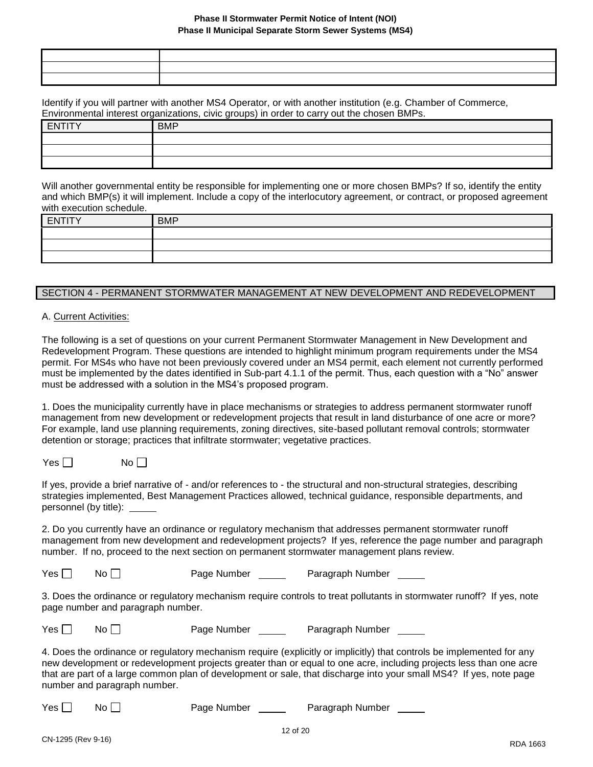| | |
|---|---|
| | |
| | |
| | |

Identify if you will partner with another MS4 Operator, or with another institution (e.g. Chamber of Commerce, Environmental interest organizations, civic groups) in order to carry out the chosen BMPs.

| ENTITY | BMP |
|---|---|
| | |
| | |
| | |

Will another governmental entity be responsible for implementing one or more chosen BMPs? If so, identify the entity and which BMP(s) it will implement. Include a copy of the interlocutory agreement, or contract, or proposed agreement with execution schedule.

| ENTITY | BMP |
|---|---|
| | |
| | |
| | |

## SECTION 4 - PERMANENT STORMWATER MANAGEMENT AT NEW DEVELOPMENT AND REDEVELOPMENT

A. Current Activities:

The following is a set of questions on your current Permanent Stormwater Management in New Development and Redevelopment Program. These questions are intended to highlight minimum program requirements under the MS4 permit. For MS4s who have not been previously covered under an MS4 permit, each element not currently performed must be implemented by the dates identified in Sub-part 4.1.1 of the permit. Thus, each question with a "No" answer must be addressed with a solution in the MS4's proposed program.

1. Does the municipality currently have in place mechanisms or strategies to address permanent stormwater runoff management from new development or redevelopment projects that result in land disturbance of one acre or more? For example, land use planning requirements, zoning directives, site-based pollutant removal controls; stormwater detention or storage; practices that infiltrate stormwater; vegetative practices.

Yes ☐ No ☐

If yes, provide a brief narrative of - and/or references to - the structural and non-structural strategies, describing strategies implemented, Best Management Practices allowed, technical guidance, responsible departments, and personnel (by title): _____

2. Do you currently have an ordinance or regulatory mechanism that addresses permanent stormwater runoff management from new development and redevelopment projects? If yes, reference the page number and paragraph number. If no, proceed to the next section on permanent stormwater management plans review.

Yes ☐ No ☐ Page Number _____ Paragraph Number _____

3. Does the ordinance or regulatory mechanism require controls to treat pollutants in stormwater runoff? If yes, note page number and paragraph number.

Yes ☐ No ☐ Page Number _____ Paragraph Number _____

4. Does the ordinance or regulatory mechanism require (explicitly or implicitly) that controls be implemented for any new development or redevelopment projects greater than or equal to one acre, including projects less than one acre that are part of a large common plan of development or sale, that discharge into your small MS4? If yes, note page number and paragraph number.

Yes ☐ No ☐ Page Number _____ Paragraph Number _____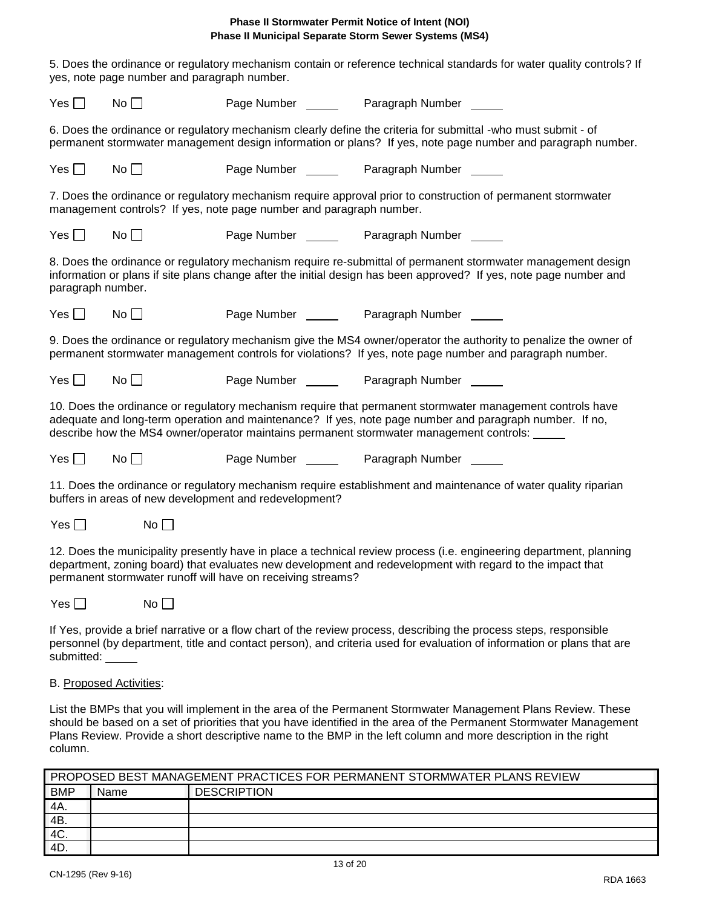5. Does the ordinance or regulatory mechanism contain or reference technical standards for water quality controls? If yes, note page number and paragraph number.

Yes ☐ No ☐ Page Number _____ Paragraph Number _____

6. Does the ordinance or regulatory mechanism clearly define the criteria for submittal -who must submit - of permanent stormwater management design information or plans? If yes, note page number and paragraph number.

Yes ☐ No ☐ Page Number _____ Paragraph Number _____

7. Does the ordinance or regulatory mechanism require approval prior to construction of permanent stormwater management controls? If yes, note page number and paragraph number.

Yes ☐ No ☐ Page Number _____ Paragraph Number _____

8. Does the ordinance or regulatory mechanism require re-submittal of permanent stormwater management design information or plans if site plans change after the initial design has been approved? If yes, note page number and paragraph number.

Yes ☐ No ☐ Page Number _____ Paragraph Number _____

9. Does the ordinance or regulatory mechanism give the MS4 owner/operator the authority to penalize the owner of permanent stormwater management controls for violations? If yes, note page number and paragraph number.

Yes ☐ No ☐ Page Number _____ Paragraph Number _____

10. Does the ordinance or regulatory mechanism require that permanent stormwater management controls have adequate and long-term operation and maintenance? If yes, note page number and paragraph number. If no, describe how the MS4 owner/operator maintains permanent stormwater management controls: _____

Yes ☐ No ☐ Page Number _____ Paragraph Number _____

11. Does the ordinance or regulatory mechanism require establishment and maintenance of water quality riparian buffers in areas of new development and redevelopment?

Yes ☐ No ☐

12. Does the municipality presently have in place a technical review process (i.e. engineering department, planning department, zoning board) that evaluates new development and redevelopment with regard to the impact that permanent stormwater runoff will have on receiving streams?

Yes ☐ No ☐

If Yes, provide a brief narrative or a flow chart of the review process, describing the process steps, responsible personnel (by department, title and contact person), and criteria used for evaluation of information or plans that are submitted: _____

B. Proposed Activities:

List the BMPs that you will implement in the area of the Permanent Stormwater Management Plans Review. These should be based on a set of priorities that you have identified in the area of the Permanent Stormwater Management Plans Review. Provide a short descriptive name to the BMP in the left column and more description in the right column.

| PROPOSED BEST MANAGEMENT PRACTICES FOR PERMANENT STORMWATER PLANS REVIEW | | |
|---|---|---|
| BMP | Name | DESCRIPTION |
| 4A. | | |
| 4B. | | |
| 4C. | | |
| 4D. | | |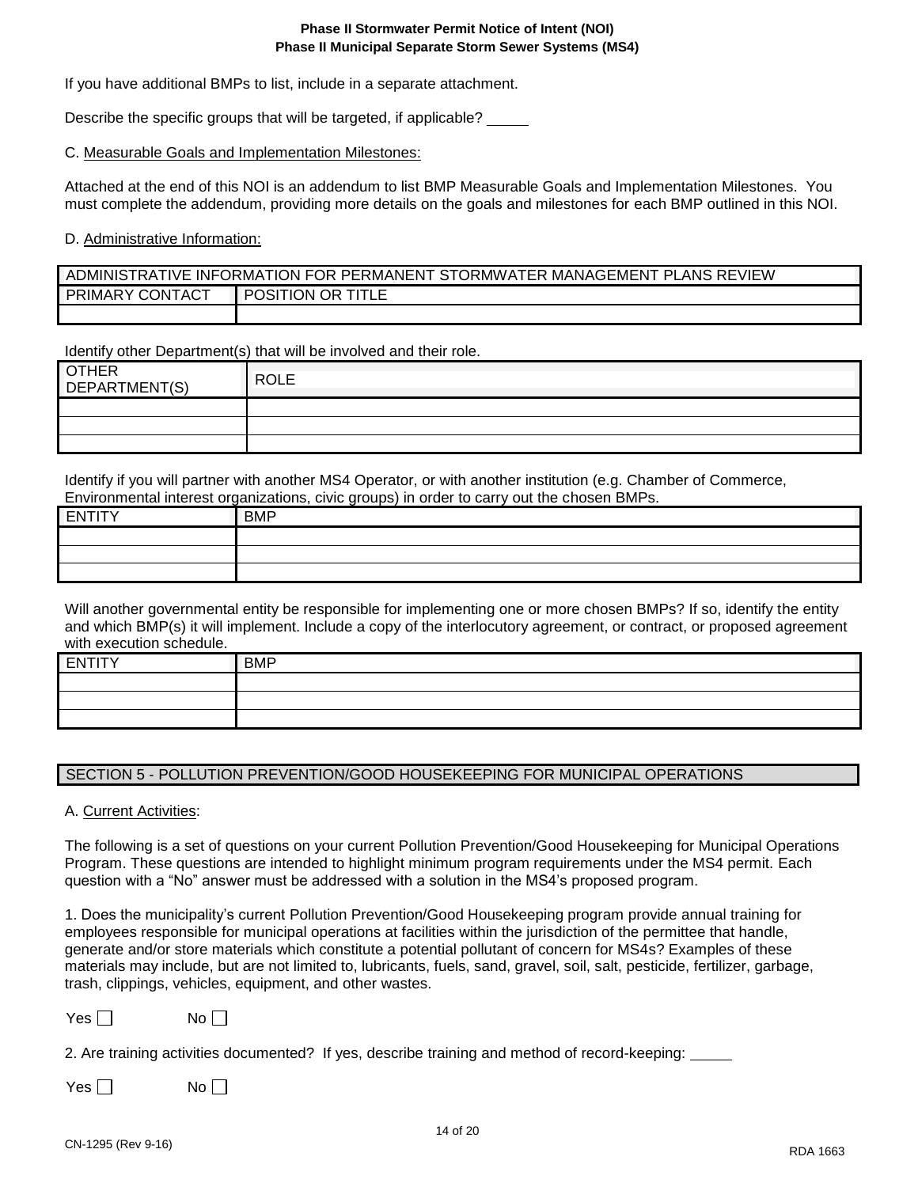If you have additional BMPs to list, include in a separate attachment.

Describe the specific groups that will be targeted, if applicable? _____

C. Measurable Goals and Implementation Milestones:

Attached at the end of this NOI is an addendum to list BMP Measurable Goals and Implementation Milestones. You must complete the addendum, providing more details on the goals and milestones for each BMP outlined in this NOI.

D. Administrative Information:

| ADMINISTRATIVE INFORMATION FOR PERMANENT STORMWATER MANAGEMENT PLANS REVIEW | |
|---|---|
| PRIMARY CONTACT | POSITION OR TITLE |
| | |

Identify other Department(s) that will be involved and their role.

| OTHER DEPARTMENT(S) | ROLE |
|---|---|
| | |
| | |
| | |

Identify if you will partner with another MS4 Operator, or with another institution (e.g. Chamber of Commerce, Environmental interest organizations, civic groups) in order to carry out the chosen BMPs.

| ENTITY | BMP |
|---|---|
| | |
| | |
| | |

Will another governmental entity be responsible for implementing one or more chosen BMPs? If so, identify the entity and which BMP(s) it will implement. Include a copy of the interlocutory agreement, or contract, or proposed agreement with execution schedule.

| ENTITY | BMP |
|---|---|
| | |
| | |
| | |

## SECTION 5 - POLLUTION PREVENTION/GOOD HOUSEKEEPING FOR MUNICIPAL OPERATIONS

A. Current Activities:

The following is a set of questions on your current Pollution Prevention/Good Housekeeping for Municipal Operations Program. These questions are intended to highlight minimum program requirements under the MS4 permit. Each question with a "No" answer must be addressed with a solution in the MS4's proposed program.

1. Does the municipality's current Pollution Prevention/Good Housekeeping program provide annual training for employees responsible for municipal operations at facilities within the jurisdiction of the permittee that handle, generate and/or store materials which constitute a potential pollutant of concern for MS4s? Examples of these materials may include, but are not limited to, lubricants, fuels, sand, gravel, soil, salt, pesticide, fertilizer, garbage, trash, clippings, vehicles, equipment, and other wastes.

Yes ☐ No ☐

2. Are training activities documented? If yes, describe training and method of record-keeping: _____

Yes ☐ No ☐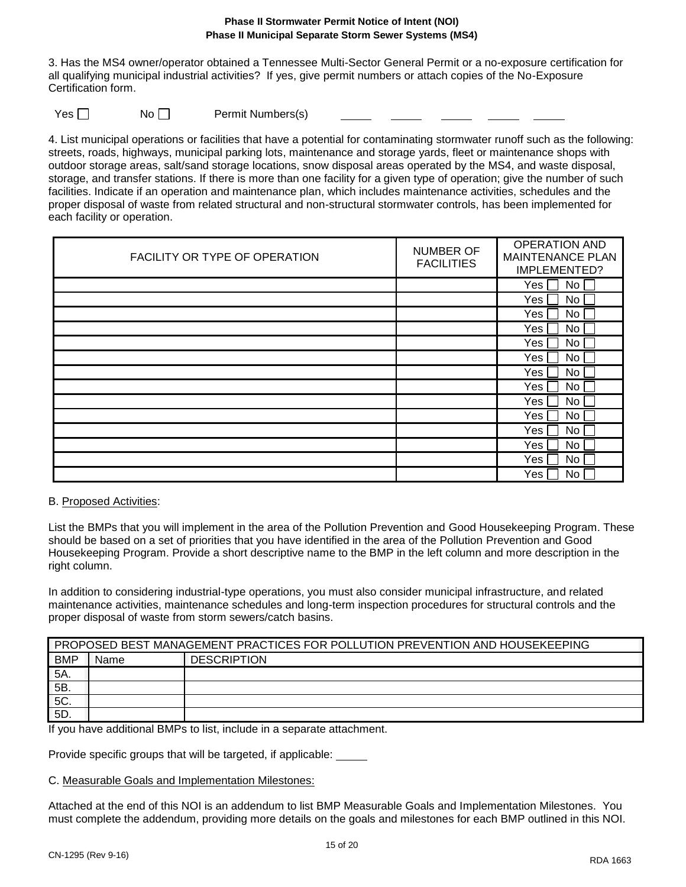**Phase II Stormwater Permit Notice of Intent (NOI)**
**Phase II Municipal Separate Storm Sewer Systems (MS4)**

3. Has the MS4 owner/operator obtained a Tennessee Multi-Sector General Permit or a no-exposure certification for all qualifying municipal industrial activities? If yes, give permit numbers or attach copies of the No-Exposure Certification form.

Yes ☐ No ☐ Permit Numbers(s) _____ _____ _____ _____ _____

4. List municipal operations or facilities that have a potential for contaminating stormwater runoff such as the following: streets, roads, highways, municipal parking lots, maintenance and storage yards, fleet or maintenance shops with outdoor storage areas, salt/sand storage locations, snow disposal areas operated by the MS4, and waste disposal, storage, and transfer stations. If there is more than one facility for a given type of operation; give the number of such facilities. Indicate if an operation and maintenance plan, which includes maintenance activities, schedules and the proper disposal of waste from related structural and non-structural stormwater controls, has been implemented for each facility or operation.

| FACILITY OR TYPE OF OPERATION | NUMBER OF FACILITIES | OPERATION AND MAINTENANCE PLAN IMPLEMENTED? |
|---|---|---|
| | | Yes ☐ No ☐ |
| | | Yes ☐ No ☐ |
| | | Yes ☐ No ☐ |
| | | Yes ☐ No ☐ |
| | | Yes ☐ No ☐ |
| | | Yes ☐ No ☐ |
| | | Yes ☐ No ☐ |
| | | Yes ☐ No ☐ |
| | | Yes ☐ No ☐ |
| | | Yes ☐ No ☐ |
| | | Yes ☐ No ☐ |
| | | Yes ☐ No ☐ |
| | | Yes ☐ No ☐ |
| | | Yes ☐ No ☐ |

B. Proposed Activities:

List the BMPs that you will implement in the area of the Pollution Prevention and Good Housekeeping Program. These should be based on a set of priorities that you have identified in the area of the Pollution Prevention and Good Housekeeping Program. Provide a short descriptive name to the BMP in the left column and more description in the right column.

In addition to considering industrial-type operations, you must also consider municipal infrastructure, and related maintenance activities, maintenance schedules and long-term inspection procedures for structural controls and the proper disposal of waste from storm sewers/catch basins.

| PROPOSED BEST MANAGEMENT PRACTICES FOR POLLUTION PREVENTION AND HOUSEKEEPING | | |
|---|---|---|
| BMP | Name | DESCRIPTION |
| 5A. | | |
| 5B. | | |
| 5C. | | |
| 5D. | | |

If you have additional BMPs to list, include in a separate attachment.

Provide specific groups that will be targeted, if applicable: _____

C. Measurable Goals and Implementation Milestones:

Attached at the end of this NOI is an addendum to list BMP Measurable Goals and Implementation Milestones. You must complete the addendum, providing more details on the goals and milestones for each BMP outlined in this NOI.

CN-1295 (Rev 9-16)

RDA 1663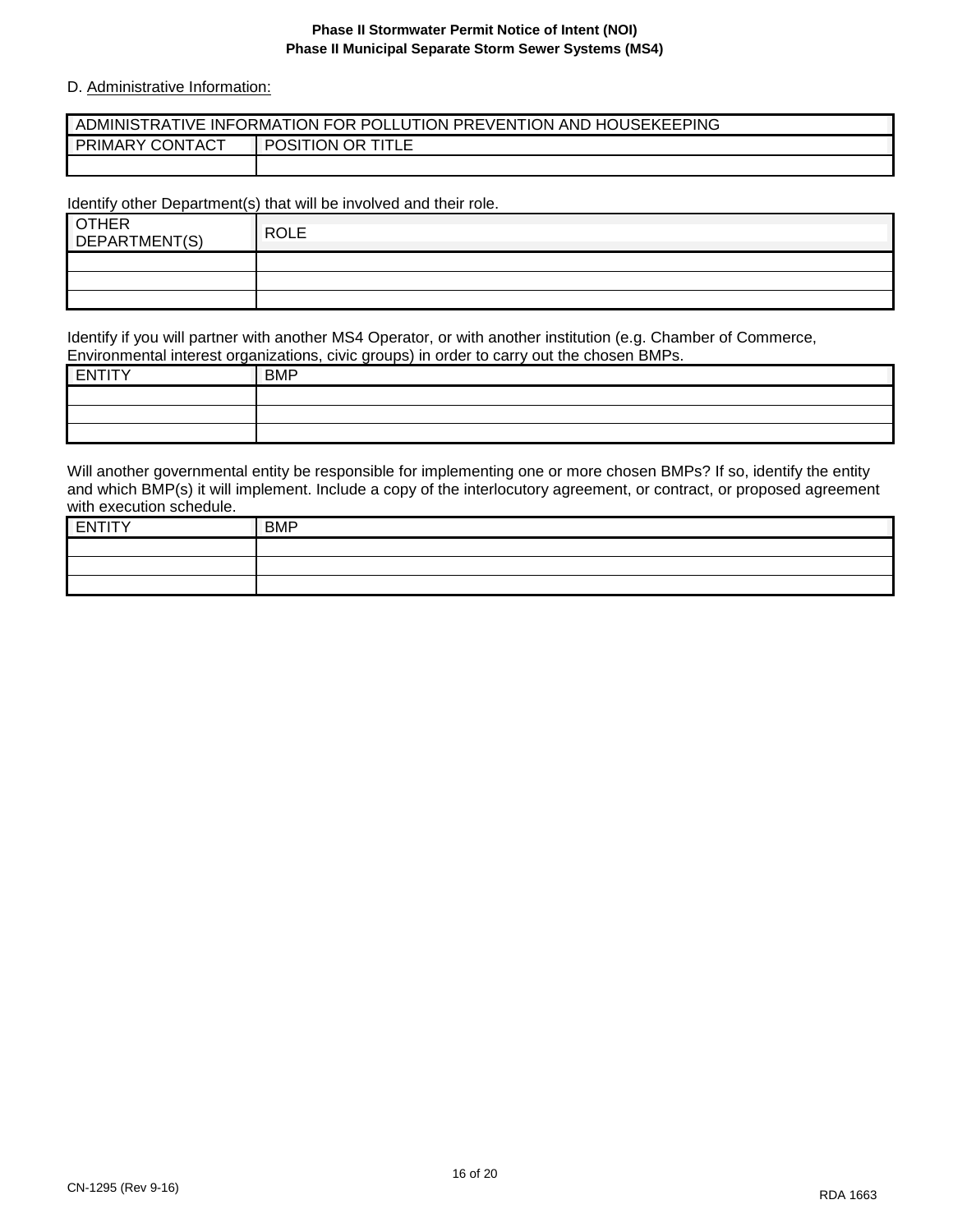D. Administrative Information:

| ADMINISTRATIVE INFORMATION FOR POLLUTION PREVENTION AND HOUSEKEEPING | |
|---|---|
| PRIMARY CONTACT | POSITION OR TITLE |
| | |

Identify other Department(s) that will be involved and their role.

| OTHER DEPARTMENT(S) | ROLE |
|---|---|
| | |
| | |
| | |

Identify if you will partner with another MS4 Operator, or with another institution (e.g. Chamber of Commerce, Environmental interest organizations, civic groups) in order to carry out the chosen BMPs.

| ENTITY | BMP |
|---|---|
| | |
| | |
| | |

Will another governmental entity be responsible for implementing one or more chosen BMPs? If so, identify the entity and which BMP(s) it will implement. Include a copy of the interlocutory agreement, or contract, or proposed agreement with execution schedule.

| ENTITY | BMP |
|---|---|
| | |
| | |
| | |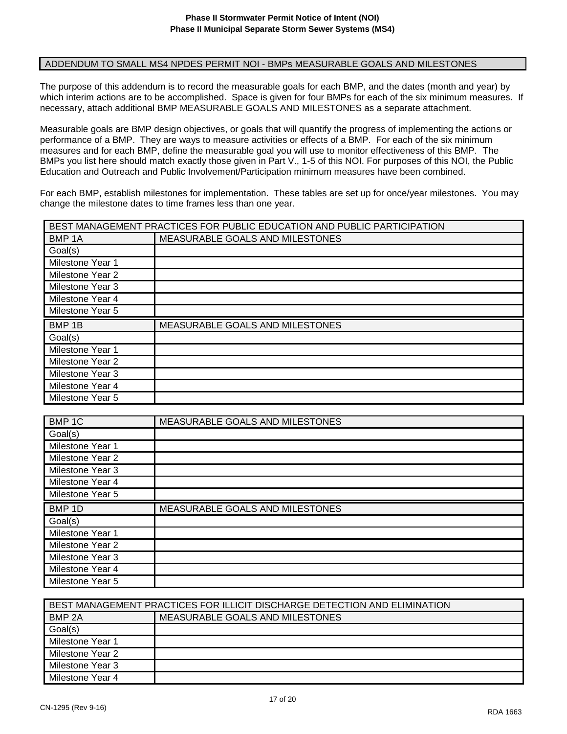**Phase II Stormwater Permit Notice of Intent (NOI)**
**Phase II Municipal Separate Storm Sewer Systems (MS4)**

## ADDENDUM TO SMALL MS4 NPDES PERMIT NOI - BMPs MEASURABLE GOALS AND MILESTONES

The purpose of this addendum is to record the measurable goals for each BMP, and the dates (month and year) by which interim actions are to be accomplished. Space is given for four BMPs for each of the six minimum measures. If necessary, attach additional BMP MEASURABLE GOALS AND MILESTONES as a separate attachment.

Measurable goals are BMP design objectives, or goals that will quantify the progress of implementing the actions or performance of a BMP. They are ways to measure activities or effects of a BMP. For each of the six minimum measures and for each BMP, define the measurable goal you will use to monitor effectiveness of this BMP. The BMPs you list here should match exactly those given in Part V., 1-5 of this NOI. For purposes of this NOI, the Public Education and Outreach and Public Involvement/Participation minimum measures have been combined.

For each BMP, establish milestones for implementation. These tables are set up for once/year milestones. You may change the milestone dates to time frames less than one year.

| BEST MANAGEMENT PRACTICES FOR PUBLIC EDUCATION AND PUBLIC PARTICIPATION | |
|---|---|
| BMP 1A | MEASURABLE GOALS AND MILESTONES |
| Goal(s) | |
| Milestone Year 1 | |
| Milestone Year 2 | |
| Milestone Year 3 | |
| Milestone Year 4 | |
| Milestone Year 5 | |
| BMP 1B | MEASURABLE GOALS AND MILESTONES |
| Goal(s) | |
| Milestone Year 1 | |
| Milestone Year 2 | |
| Milestone Year 3 | |
| Milestone Year 4 | |
| Milestone Year 5 | |

| BMP 1C | MEASURABLE GOALS AND MILESTONES |
|---|---|
| Goal(s) | |
| Milestone Year 1 | |
| Milestone Year 2 | |
| Milestone Year 3 | |
| Milestone Year 4 | |
| Milestone Year 5 | |
| BMP 1D | MEASURABLE GOALS AND MILESTONES |
| Goal(s) | |
| Milestone Year 1 | |
| Milestone Year 2 | |
| Milestone Year 3 | |
| Milestone Year 4 | |
| Milestone Year 5 | |

| BEST MANAGEMENT PRACTICES FOR ILLICIT DISCHARGE DETECTION AND ELIMINATION | |
|---|---|
| BMP 2A | MEASURABLE GOALS AND MILESTONES |
| Goal(s) | |
| Milestone Year 1 | |
| Milestone Year 2 | |
| Milestone Year 3 | |
| Milestone Year 4 | |

CN-1295 (Rev 9-16)

RDA 1663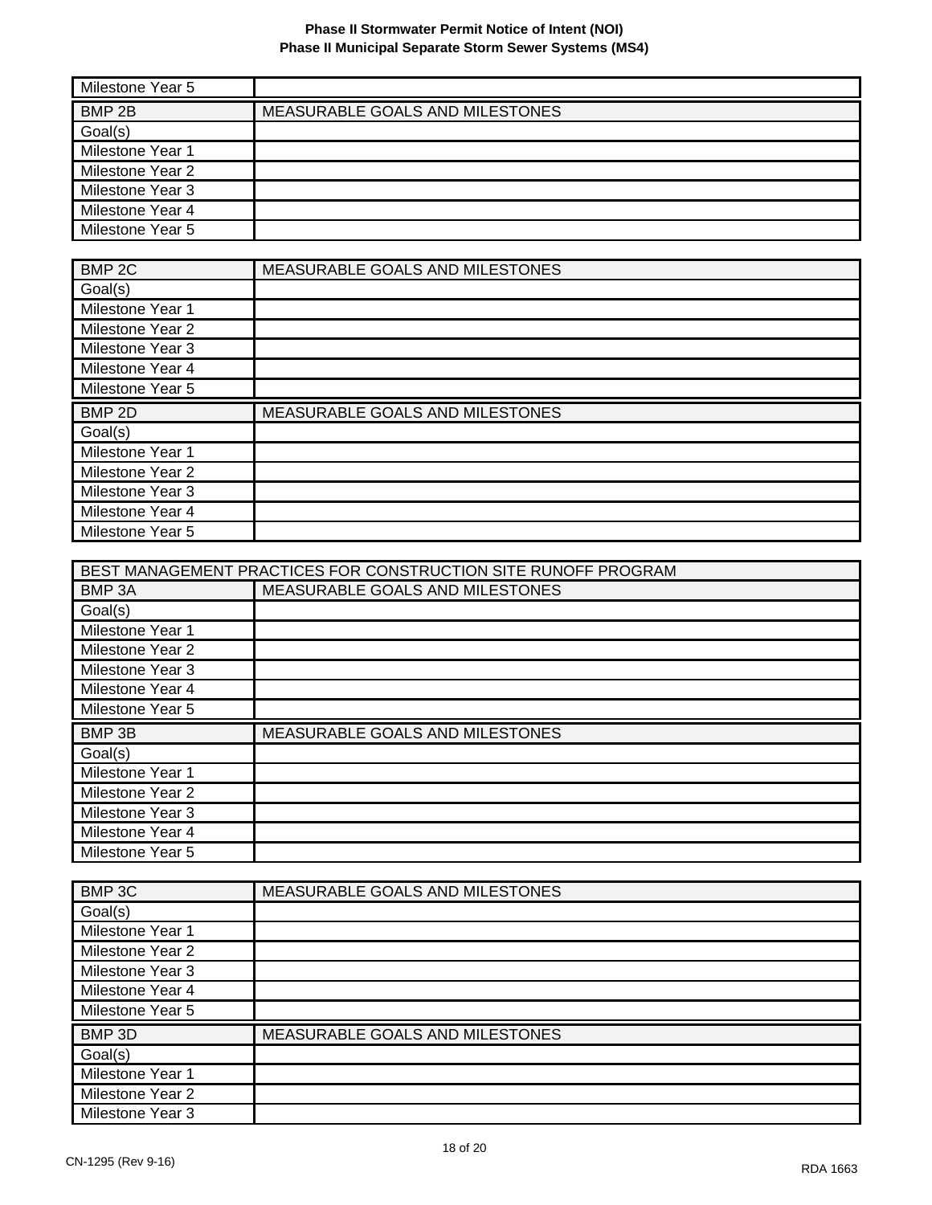| Milestone Year 5 | |
|---|---|

| BMP 2B | MEASURABLE GOALS AND MILESTONES |
|---|---|
| Goal(s) | |
| Milestone Year 1 | |
| Milestone Year 2 | |
| Milestone Year 3 | |
| Milestone Year 4 | |
| Milestone Year 5 | |

| BMP 2C | MEASURABLE GOALS AND MILESTONES |
|---|---|
| Goal(s) | |
| Milestone Year 1 | |
| Milestone Year 2 | |
| Milestone Year 3 | |
| Milestone Year 4 | |
| Milestone Year 5 | |

| BMP 2D | MEASURABLE GOALS AND MILESTONES |
|---|---|
| Goal(s) | |
| Milestone Year 1 | |
| Milestone Year 2 | |
| Milestone Year 3 | |
| Milestone Year 4 | |
| Milestone Year 5 | |

| BEST MANAGEMENT PRACTICES FOR CONSTRUCTION SITE RUNOFF PROGRAM | |
|---|---|
| BMP 3A | MEASURABLE GOALS AND MILESTONES |
| Goal(s) | |
| Milestone Year 1 | |
| Milestone Year 2 | |
| Milestone Year 3 | |
| Milestone Year 4 | |
| Milestone Year 5 | |

| BMP 3B | MEASURABLE GOALS AND MILESTONES |
|---|---|
| Goal(s) | |
| Milestone Year 1 | |
| Milestone Year 2 | |
| Milestone Year 3 | |
| Milestone Year 4 | |
| Milestone Year 5 | |

| BMP 3C | MEASURABLE GOALS AND MILESTONES |
|---|---|
| Goal(s) | |
| Milestone Year 1 | |
| Milestone Year 2 | |
| Milestone Year 3 | |
| Milestone Year 4 | |
| Milestone Year 5 | |

| BMP 3D | MEASURABLE GOALS AND MILESTONES |
|---|---|
| Goal(s) | |
| Milestone Year 1 | |
| Milestone Year 2 | |
| Milestone Year 3 | |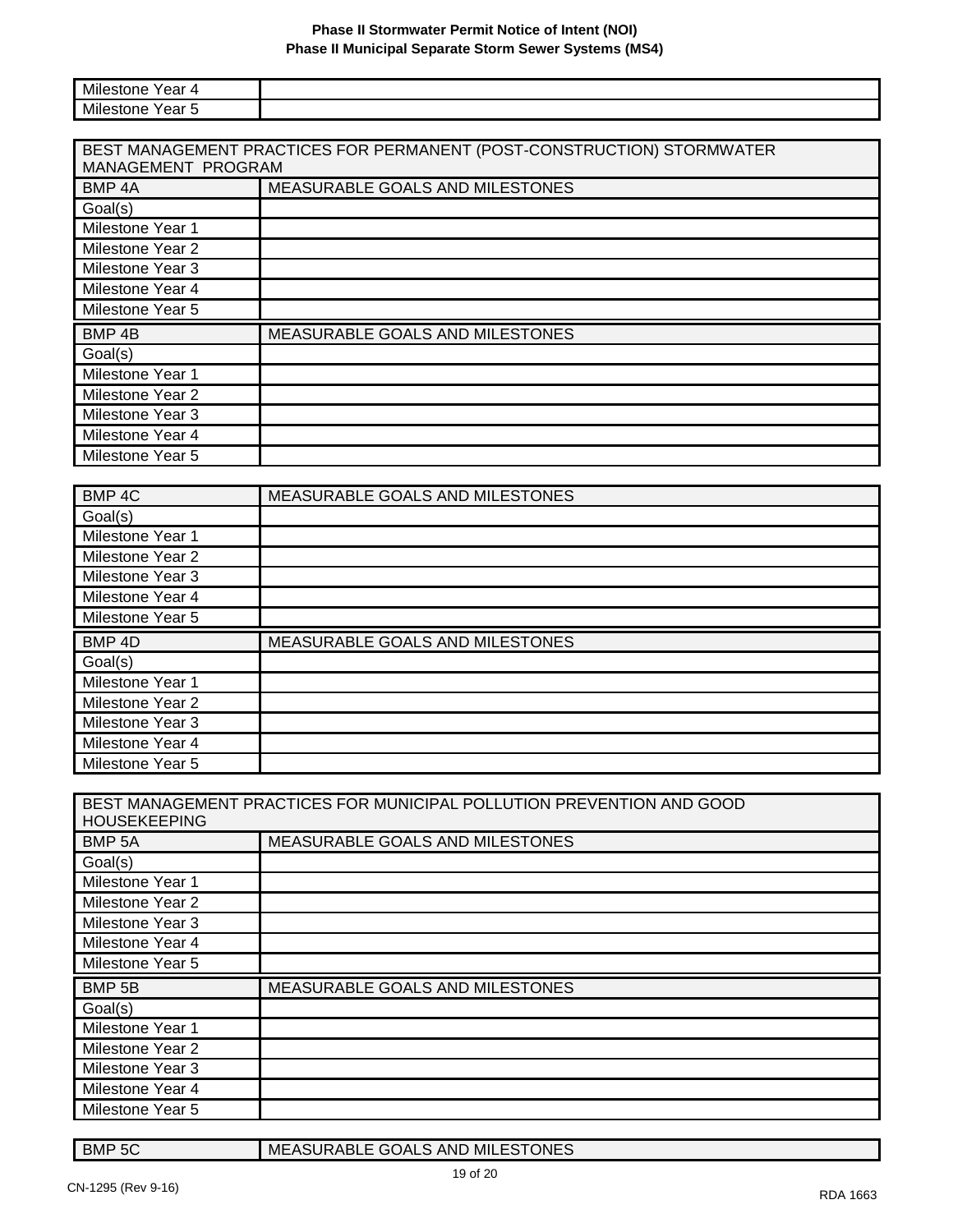| Milestone Year 4 | |
|---|---|
| Milestone Year 5 | |

| BEST MANAGEMENT PRACTICES FOR PERMANENT (POST-CONSTRUCTION) STORMWATER MANAGEMENT PROGRAM | |
|---|---|
| BMP 4A | MEASURABLE GOALS AND MILESTONES |
| Goal(s) | |
| Milestone Year 1 | |
| Milestone Year 2 | |
| Milestone Year 3 | |
| Milestone Year 4 | |
| Milestone Year 5 | |
| BMP 4B | MEASURABLE GOALS AND MILESTONES |
| Goal(s) | |
| Milestone Year 1 | |
| Milestone Year 2 | |
| Milestone Year 3 | |
| Milestone Year 4 | |
| Milestone Year 5 | |

| BMP 4C | MEASURABLE GOALS AND MILESTONES |
|---|---|
| Goal(s) | |
| Milestone Year 1 | |
| Milestone Year 2 | |
| Milestone Year 3 | |
| Milestone Year 4 | |
| Milestone Year 5 | |
| BMP 4D | MEASURABLE GOALS AND MILESTONES |
| Goal(s) | |
| Milestone Year 1 | |
| Milestone Year 2 | |
| Milestone Year 3 | |
| Milestone Year 4 | |
| Milestone Year 5 | |

| BEST MANAGEMENT PRACTICES FOR MUNICIPAL POLLUTION PREVENTION AND GOOD HOUSEKEEPING | |
|---|---|
| BMP 5A | MEASURABLE GOALS AND MILESTONES |
| Goal(s) | |
| Milestone Year 1 | |
| Milestone Year 2 | |
| Milestone Year 3 | |
| Milestone Year 4 | |
| Milestone Year 5 | |
| BMP 5B | MEASURABLE GOALS AND MILESTONES |
| Goal(s) | |
| Milestone Year 1 | |
| Milestone Year 2 | |
| Milestone Year 3 | |
| Milestone Year 4 | |
| Milestone Year 5 | |

| BMP 5C | MEASURABLE GOALS AND MILESTONES |
|---|---|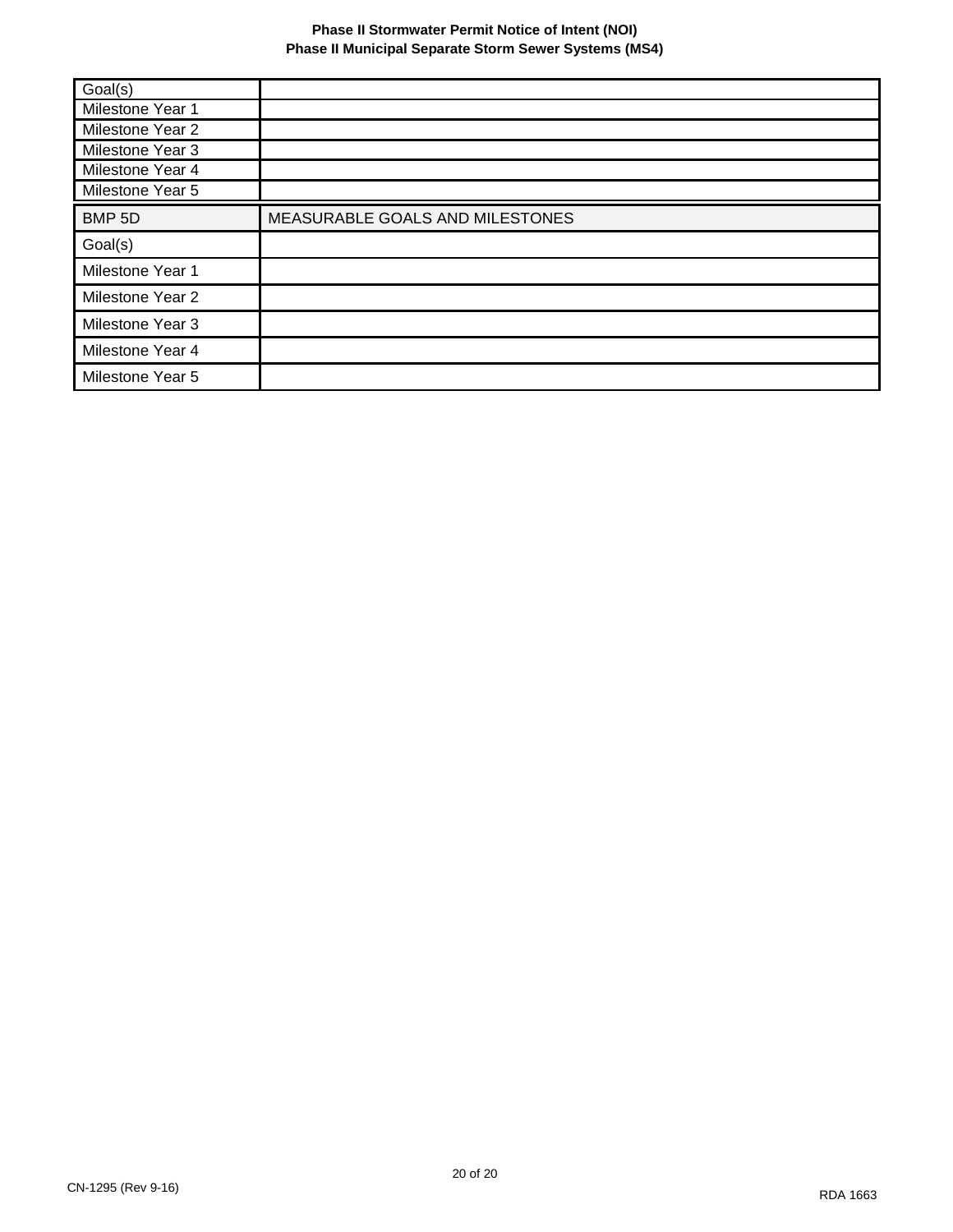| | |
|---|---|
| Goal(s) | |
| Milestone Year 1 | |
| Milestone Year 2 | |
| Milestone Year 3 | |
| Milestone Year 4 | |
| Milestone Year 5 | |

| BMP 5D | MEASURABLE GOALS AND MILESTONES |
|---|---|
| Goal(s) | |
| Milestone Year 1 | |
| Milestone Year 2 | |
| Milestone Year 3 | |
| Milestone Year 4 | |
| Milestone Year 5 | |

CN-1295 (Rev 9-16)

RDA 1663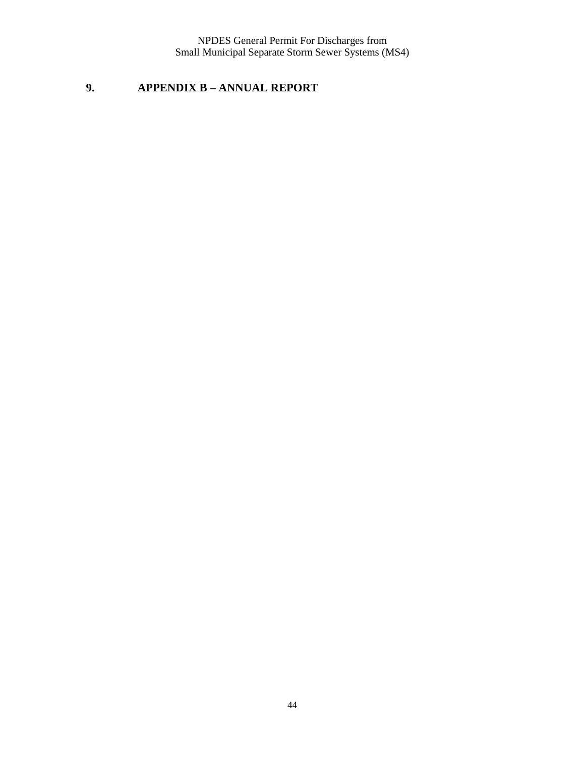# 9. APPENDIX B – ANNUAL REPORT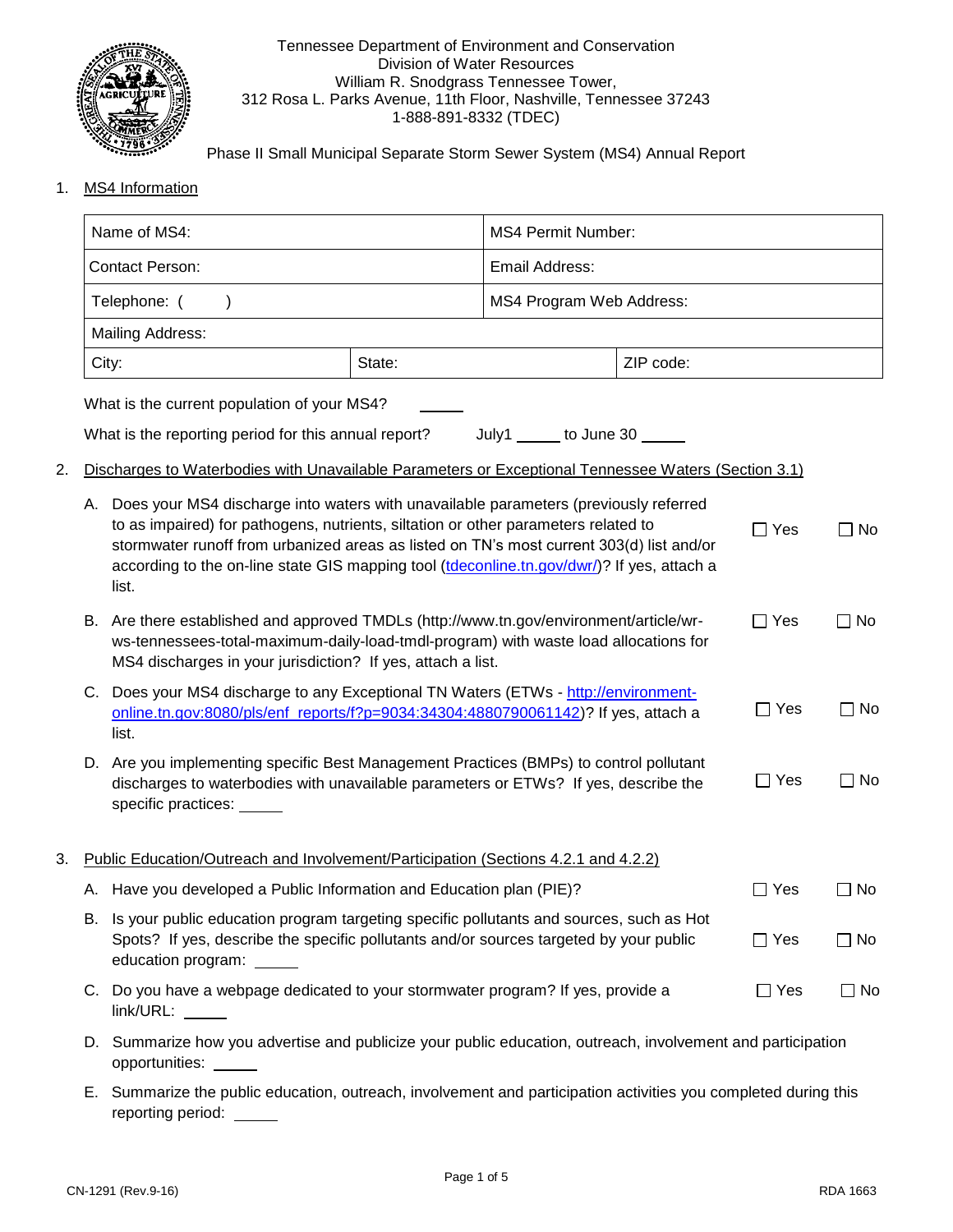Tennessee Department of Environment and Conservation
Division of Water Resources
William R. Snodgrass Tennessee Tower,
312 Rosa L. Parks Avenue, 11th Floor, Nashville, Tennessee 37243
1-888-891-8332 (TDEC)

Phase II Small Municipal Separate Storm Sewer System (MS4) Annual Report

1. MS4 Information

| Name of MS4: | | MS4 Permit Number: |
|---|---|---|
| Contact Person: | | Email Address: |
| Telephone: (     ) | | MS4 Program Web Address: |
| Mailing Address: | | |
| City: | State: | ZIP code: |

What is the current population of your MS4? _____

What is the reporting period for this annual report? July1 _____ to June 30 _____

2. Discharges to Waterbodies with Unavailable Parameters or Exceptional Tennessee Waters (Section 3.1)

A. Does your MS4 discharge into waters with unavailable parameters (previously referred to as impaired) for pathogens, nutrients, siltation or other parameters related to stormwater runoff from urbanized areas as listed on TN's most current 303(d) list and/or according to the on-line state GIS mapping tool (tdeconline.tn.gov/dwr/)? If yes, attach a list. ☐ Yes ☐ No

B. Are there established and approved TMDLs (http://www.tn.gov/environment/article/wr-ws-tennessees-total-maximum-daily-load-tmdl-program) with waste load allocations for MS4 discharges in your jurisdiction? If yes, attach a list. ☐ Yes ☐ No

C. Does your MS4 discharge to any Exceptional TN Waters (ETWs - http://environment-online.tn.gov:8080/pls/enf_reports/f?p=9034:34304:4880790061142)? If yes, attach a list. ☐ Yes ☐ No

D. Are you implementing specific Best Management Practices (BMPs) to control pollutant discharges to waterbodies with unavailable parameters or ETWs? If yes, describe the specific practices: _____ ☐ Yes ☐ No

3. Public Education/Outreach and Involvement/Participation (Sections 4.2.1 and 4.2.2)

A. Have you developed a Public Information and Education plan (PIE)? ☐ Yes ☐ No

B. Is your public education program targeting specific pollutants and sources, such as Hot Spots? If yes, describe the specific pollutants and/or sources targeted by your public education program: _____ ☐ Yes ☐ No

C. Do you have a webpage dedicated to your stormwater program? If yes, provide a link/URL: _____ ☐ Yes ☐ No

D. Summarize how you advertise and publicize your public education, outreach, involvement and participation opportunities: _____

E. Summarize the public education, outreach, involvement and participation activities you completed during this reporting period: _____

CN-1291 (Rev.9-16) RDA 1663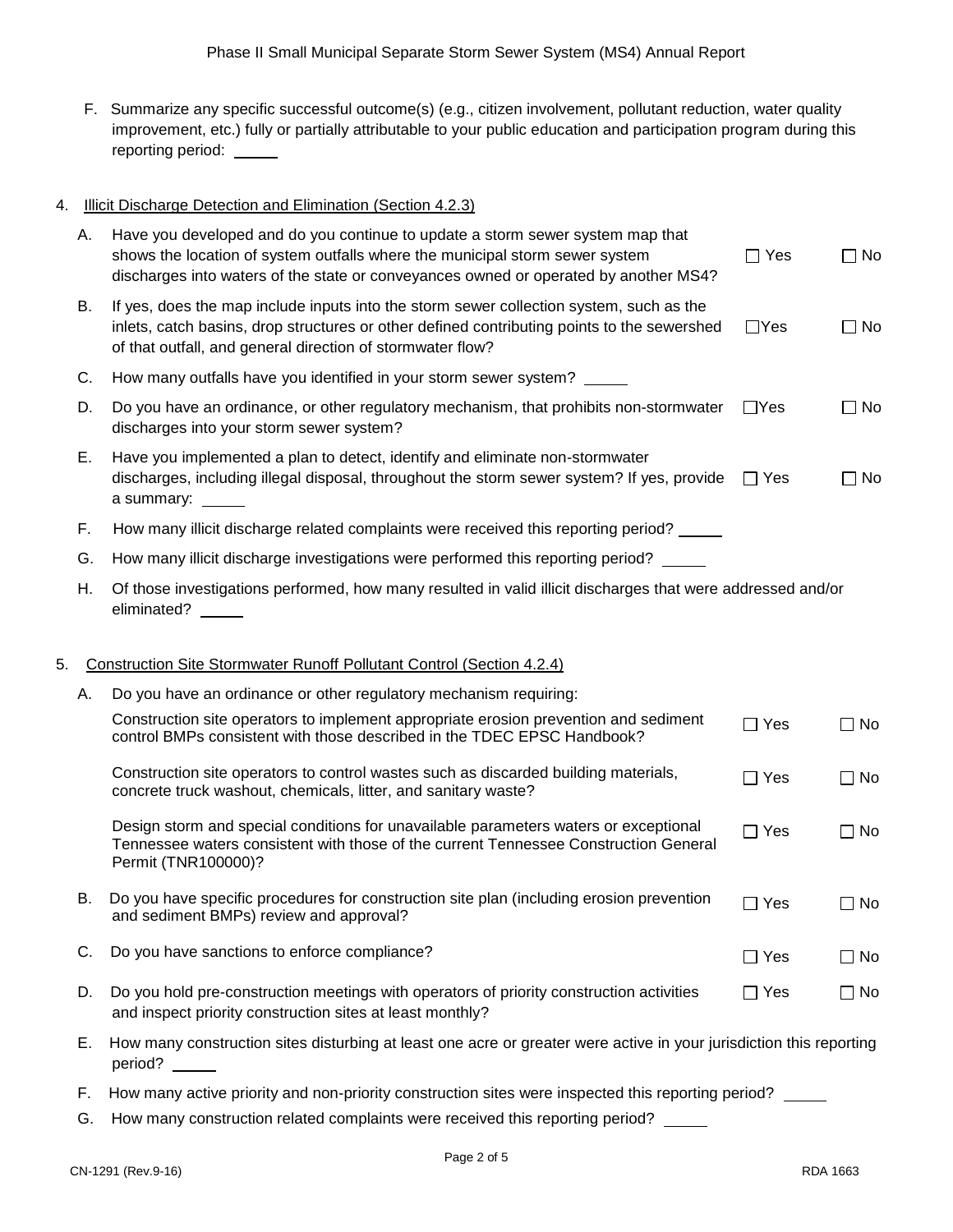F. Summarize any specific successful outcome(s) (e.g., citizen involvement, pollutant reduction, water quality improvement, etc.) fully or partially attributable to your public education and participation program during this reporting period: _____

4. Illicit Discharge Detection and Elimination (Section 4.2.3)

A. Have you developed and do you continue to update a storm sewer system map that shows the location of system outfalls where the municipal storm sewer system discharges into waters of the state or conveyances owned or operated by another MS4? ☐ Yes ☐ No

B. If yes, does the map include inputs into the storm sewer collection system, such as the inlets, catch basins, drop structures or other defined contributing points to the sewershed of that outfall, and general direction of stormwater flow? ☐Yes ☐ No

C. How many outfalls have you identified in your storm sewer system? _____

D. Do you have an ordinance, or other regulatory mechanism, that prohibits non-stormwater discharges into your storm sewer system? ☐Yes ☐ No

E. Have you implemented a plan to detect, identify and eliminate non-stormwater discharges, including illegal disposal, throughout the storm sewer system? If yes, provide a summary: _____ ☐ Yes ☐ No

F. How many illicit discharge related complaints were received this reporting period? _____

G. How many illicit discharge investigations were performed this reporting period? _____

H. Of those investigations performed, how many resulted in valid illicit discharges that were addressed and/or eliminated? _____

5. Construction Site Stormwater Runoff Pollutant Control (Section 4.2.4)

A. Do you have an ordinance or other regulatory mechanism requiring:

Construction site operators to implement appropriate erosion prevention and sediment control BMPs consistent with those described in the TDEC EPSC Handbook? ☐ Yes ☐ No

Construction site operators to control wastes such as discarded building materials, concrete truck washout, chemicals, litter, and sanitary waste? ☐ Yes ☐ No

Design storm and special conditions for unavailable parameters waters or exceptional Tennessee waters consistent with those of the current Tennessee Construction General Permit (TNR100000)? ☐ Yes ☐ No

B. Do you have specific procedures for construction site plan (including erosion prevention and sediment BMPs) review and approval? ☐ Yes ☐ No

C. Do you have sanctions to enforce compliance? ☐ Yes ☐ No

D. Do you hold pre-construction meetings with operators of priority construction activities and inspect priority construction sites at least monthly? ☐ Yes ☐ No

E. How many construction sites disturbing at least one acre or greater were active in your jurisdiction this reporting period? _____

F. How many active priority and non-priority construction sites were inspected this reporting period? _____

G. How many construction related complaints were received this reporting period? _____

CN-1291 (Rev.9-16) RDA 1663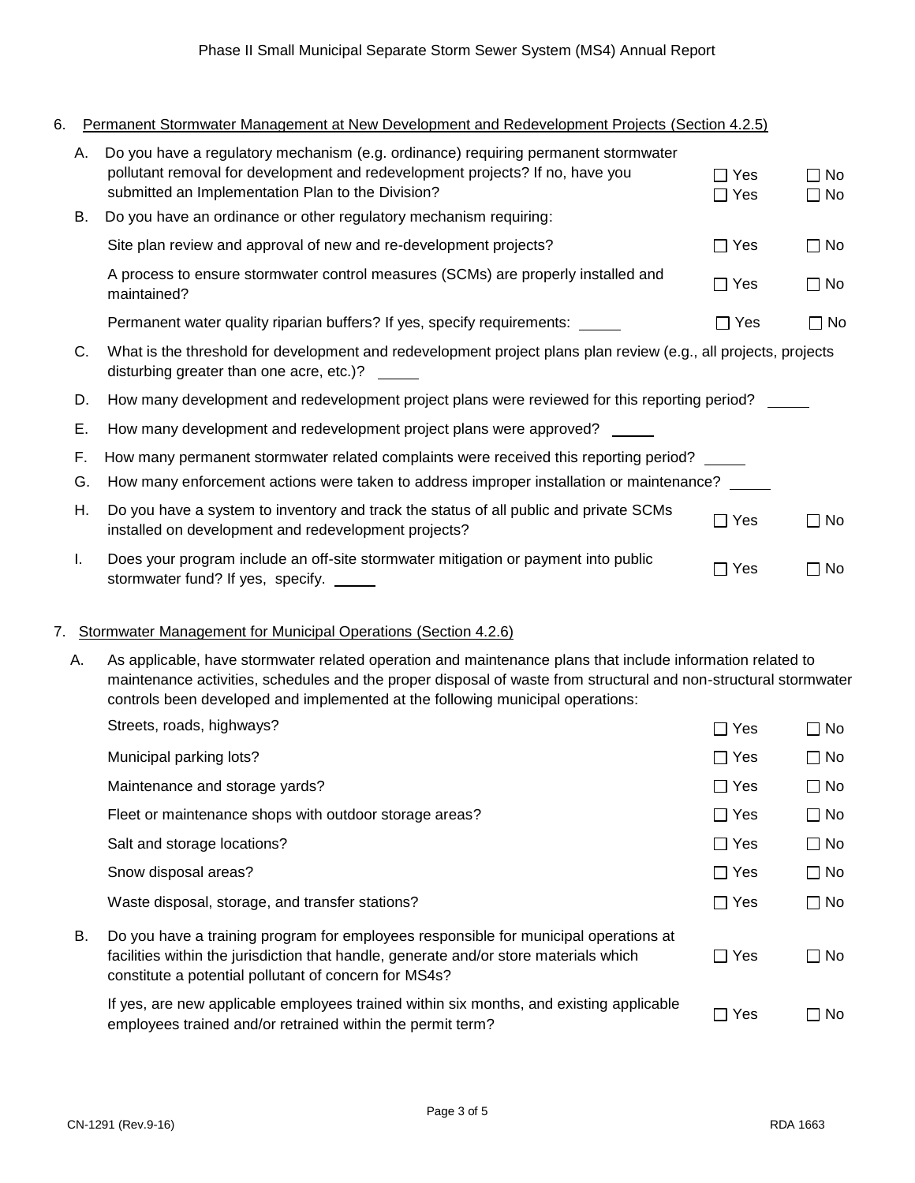Phase II Small Municipal Separate Storm Sewer System (MS4) Annual Report

6. Permanent Stormwater Management at New Development and Redevelopment Projects (Section 4.2.5)

| | | | |
|---|---|---|---|
| A. | Do you have a regulatory mechanism (e.g. ordinance) requiring permanent stormwater pollutant removal for development and redevelopment projects? If no, have you submitted an Implementation Plan to the Division? | ☐ Yes<br>☐ Yes | ☐ No<br>☐ No |
| B. | Do you have an ordinance or other regulatory mechanism requiring: | | |
| | Site plan review and approval of new and re-development projects? | ☐ Yes | ☐ No |
| | A process to ensure stormwater control measures (SCMs) are properly installed and maintained? | ☐ Yes | ☐ No |
| | Permanent water quality riparian buffers? If yes, specify requirements: _____ | ☐ Yes | ☐ No |
| C. | What is the threshold for development and redevelopment project plans plan review (e.g., all projects, projects disturbing greater than one acre, etc.)? _____ | | |
| D. | How many development and redevelopment project plans were reviewed for this reporting period? _____ | | |
| E. | How many development and redevelopment project plans were approved? _____ | | |
| F. | How many permanent stormwater related complaints were received this reporting period? _____ | | |
| G. | How many enforcement actions were taken to address improper installation or maintenance? _____ | | |
| H. | Do you have a system to inventory and track the status of all public and private SCMs installed on development and redevelopment projects? | ☐ Yes | ☐ No |
| I. | Does your program include an off-site stormwater mitigation or payment into public stormwater fund? If yes, specify. _____ | ☐ Yes | ☐ No |

7. Stormwater Management for Municipal Operations (Section 4.2.6)

| | | | |
|---|---|---|---|
| A. | As applicable, have stormwater related operation and maintenance plans that include information related to maintenance activities, schedules and the proper disposal of waste from structural and non-structural stormwater controls been developed and implemented at the following municipal operations: | | |
| | Streets, roads, highways? | ☐ Yes | ☐ No |
| | Municipal parking lots? | ☐ Yes | ☐ No |
| | Maintenance and storage yards? | ☐ Yes | ☐ No |
| | Fleet or maintenance shops with outdoor storage areas? | ☐ Yes | ☐ No |
| | Salt and storage locations? | ☐ Yes | ☐ No |
| | Snow disposal areas? | ☐ Yes | ☐ No |
| | Waste disposal, storage, and transfer stations? | ☐ Yes | ☐ No |
| B. | Do you have a training program for employees responsible for municipal operations at facilities within the jurisdiction that handle, generate and/or store materials which constitute a potential pollutant of concern for MS4s? | ☐ Yes | ☐ No |
| | If yes, are new applicable employees trained within six months, and existing applicable employees trained and/or retrained within the permit term? | ☐ Yes | ☐ No |

CN-1291 (Rev.9-16) RDA 1663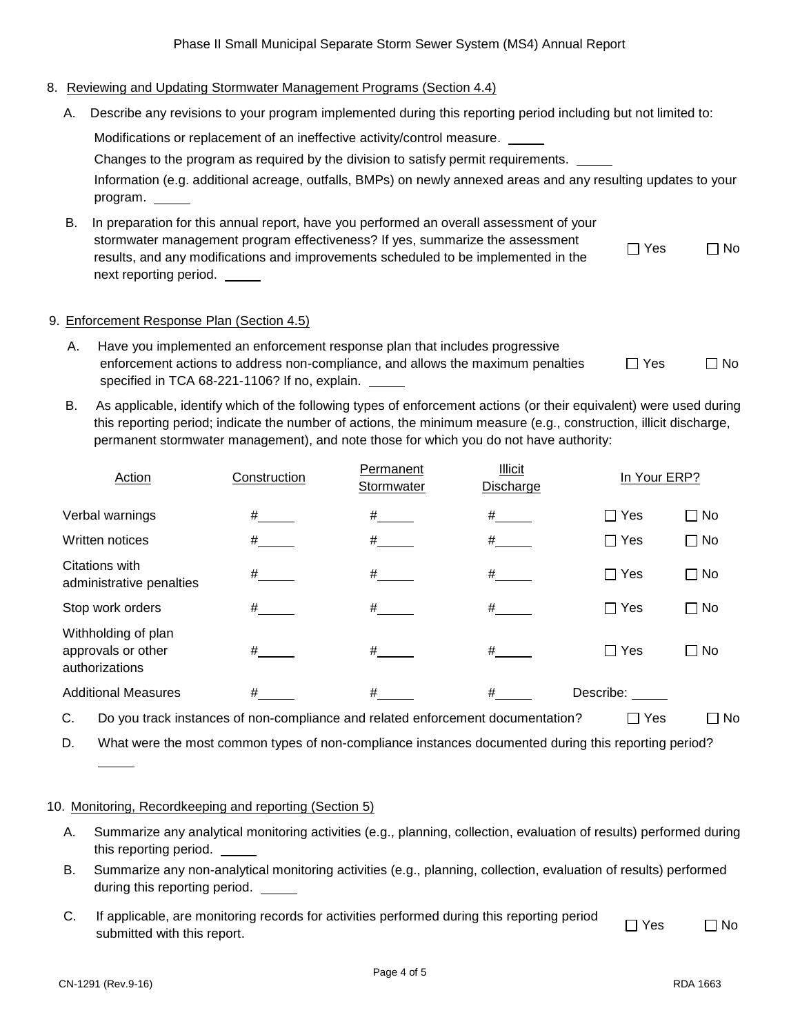8. Reviewing and Updating Stormwater Management Programs (Section 4.4)

   A. Describe any revisions to your program implemented during this reporting period including but not limited to:

      Modifications or replacement of an ineffective activity/control measure. _____

      Changes to the program as required by the division to satisfy permit requirements. _____

      Information (e.g. additional acreage, outfalls, BMPs) on newly annexed areas and any resulting updates to your program. _____

   B. In preparation for this annual report, have you performed an overall assessment of your stormwater management program effectiveness? If yes, summarize the assessment results, and any modifications and improvements scheduled to be implemented in the next reporting period. _____ ☐ Yes ☐ No

9. Enforcement Response Plan (Section 4.5)

   A. Have you implemented an enforcement response plan that includes progressive enforcement actions to address non-compliance, and allows the maximum penalties specified in TCA 68-221-1106? If no, explain. _____ ☐ Yes ☐ No

   B. As applicable, identify which of the following types of enforcement actions (or their equivalent) were used during this reporting period; indicate the number of actions, the minimum measure (e.g., construction, illicit discharge, permanent stormwater management), and note those for which you do not have authority:

| Action | Construction | Permanent Stormwater | Illicit Discharge | In Your ERP? | |
|---|---|---|---|---|---|
| Verbal warnings | #_____ | #_____ | #_____ | ☐ Yes | ☐ No |
| Written notices | #_____ | #_____ | #_____ | ☐ Yes | ☐ No |
| Citations with administrative penalties | #_____ | #_____ | #_____ | ☐ Yes | ☐ No |
| Stop work orders | #_____ | #_____ | #_____ | ☐ Yes | ☐ No |
| Withholding of plan approvals or other authorizations | #_____ | #_____ | #_____ | ☐ Yes | ☐ No |
| Additional Measures | #_____ | #_____ | #_____ | Describe: _____ | |

   C. Do you track instances of non-compliance and related enforcement documentation? ☐ Yes ☐ No

   D. What were the most common types of non-compliance instances documented during this reporting period? _____

10. Monitoring, Recordkeeping and reporting (Section 5)

   A. Summarize any analytical monitoring activities (e.g., planning, collection, evaluation of results) performed during this reporting period. _____

   B. Summarize any non-analytical monitoring activities (e.g., planning, collection, evaluation of results) performed during this reporting period. _____

   C. If applicable, are monitoring records for activities performed during this reporting period submitted with this report. ☐ Yes ☐ No

CN-1291 (Rev.9-16) RDA 1663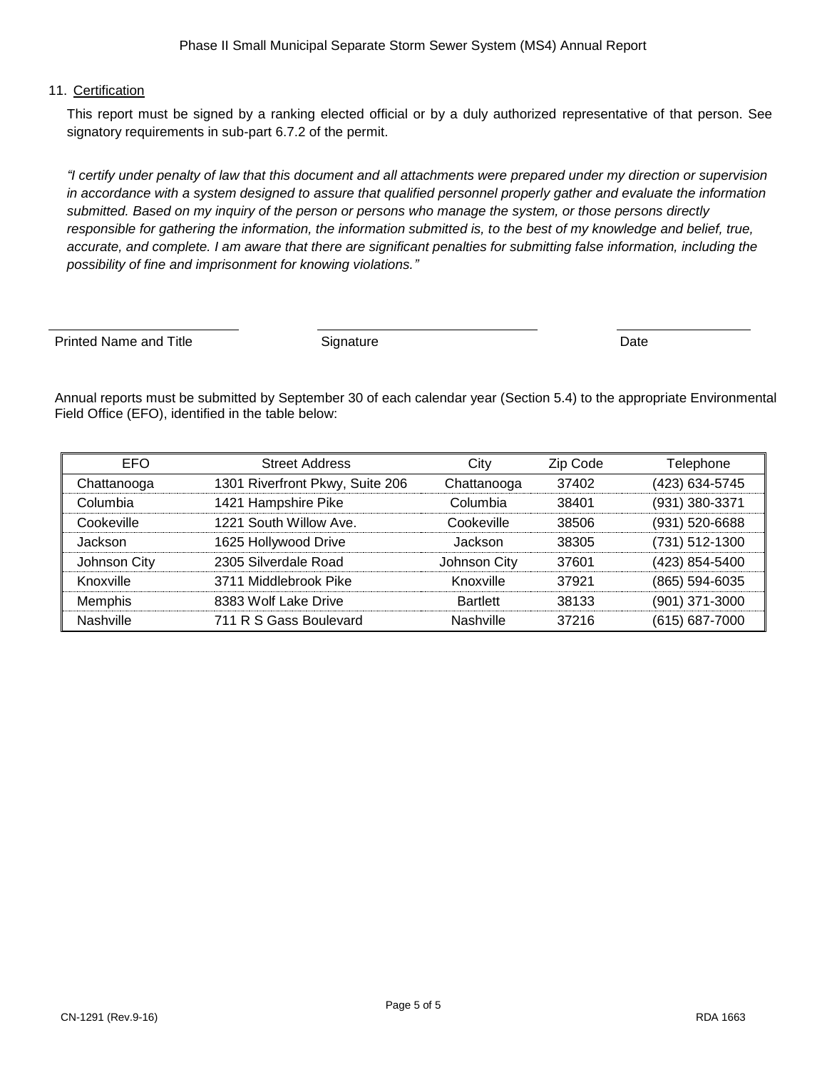11. Certification

This report must be signed by a ranking elected official or by a duly authorized representative of that person. See signatory requirements in sub-part 6.7.2 of the permit.

*"I certify under penalty of law that this document and all attachments were prepared under my direction or supervision in accordance with a system designed to assure that qualified personnel properly gather and evaluate the information submitted. Based on my inquiry of the person or persons who manage the system, or those persons directly responsible for gathering the information, the information submitted is, to the best of my knowledge and belief, true, accurate, and complete. I am aware that there are significant penalties for submitting false information, including the possibility of fine and imprisonment for knowing violations."*

Printed Name and Title ____________________ Signature ____________________ Date ____________

Annual reports must be submitted by September 30 of each calendar year (Section 5.4) to the appropriate Environmental Field Office (EFO), identified in the table below:

| EFO | Street Address | City | Zip Code | Telephone |
| --- | --- | --- | --- | --- |
| Chattanooga | 1301 Riverfront Pkwy, Suite 206 | Chattanooga | 37402 | (423) 634-5745 |
| Columbia | 1421 Hampshire Pike | Columbia | 38401 | (931) 380-3371 |
| Cookeville | 1221 South Willow Ave. | Cookeville | 38506 | (931) 520-6688 |
| Jackson | 1625 Hollywood Drive | Jackson | 38305 | (731) 512-1300 |
| Johnson City | 2305 Silverdale Road | Johnson City | 37601 | (423) 854-5400 |
| Knoxville | 3711 Middlebrook Pike | Knoxville | 37921 | (865) 594-6035 |
| Memphis | 8383 Wolf Lake Drive | Bartlett | 38133 | (901) 371-3000 |
| Nashville | 711 R S Gass Boulevard | Nashville | 37216 | (615) 687-7000 |